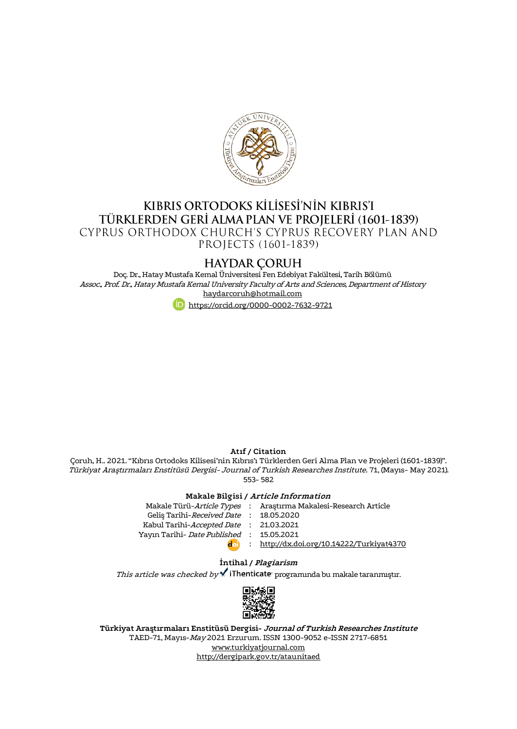# KIBRIS ORTODOKS KİLİSESİ'NİN KIBRIS'I TÜRKLERDEN GERİ ALMA PLAN VE PROJELERİ (1601-1839)

## CYPRUS ORTHODOX CHURCH'S CYPRUS RECOVERY PLAN AND PROJECTS (1601-1839)

### HAYDAR ÇORUH

Doç. Dr., Hatay Mustafa Kemal Üniversitesi Fen Edebiyat Fakültesi, Tarih Bölümü

*Assoc., Prof. Dr., Hatay Mustafa Kemal University Faculty of Arts and Sciences, Department of History*

haydarcoruh@hotmail.com

https://orcid.org/0000-0002-7632-9721

**Atıf / Citation**

Çoruh, H.. 2021. "Kıbrıs Ortodoks Kilisesi'nin Kıbrıs'ı Türklerden Geri Alma Plan ve Projeleri (1601-1839)". *Türkiyat Araştırmaları Enstitüsü Dergisi- Journal of Turkish Researches Institute.* 71, (Mayıs- May 2021). 553- 582

**Makale Bilgisi / *Article Information***

| | | |
|---|---|---|
| Makale Türü-*Article Types* | : | Araştırma Makalesi-Research Article |
| Geliş Tarihi-*Received Date* | : | 18.05.2020 |
| Kabul Tarihi-*Accepted Date* | : | 21.03.2021 |
| Yayın Tarihi- *Date Published* | : | 15.05.2021 |
| doi | : | http://dx.doi.org/10.14222/Turkiyat4370 |

**İntihal / *Plagiarism***

*This article was checked by* iThenticate programında bu makale taranmıştır.

**Türkiyat Araştırmaları Enstitüsü Dergisi- *Journal of Turkish Researches Institute***

TAED-71, Mayıs-*May* 2021 Erzurum. ISSN 1300-9052 e-ISSN 2717-6851

www.turkiyatjournal.com

http://dergipark.gov.tr/ataunitaed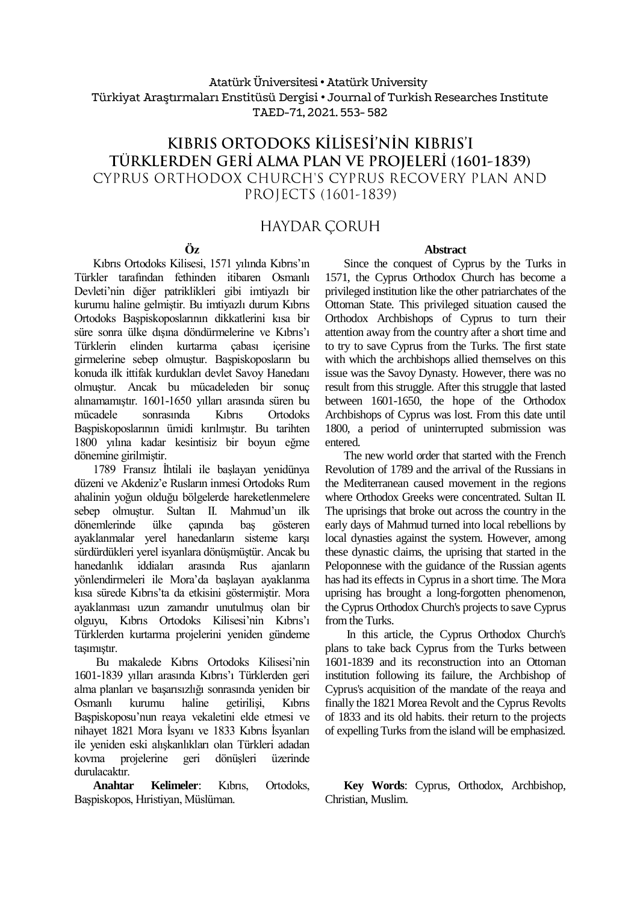# KIBRIS ORTODOKS KİLİSESİ'NİN KIBRIS'I TÜRKLERDEN GERİ ALMA PLAN VE PROJELERİ (1601-1839)

## CYPRUS ORTHODOX CHURCH'S CYPRUS RECOVERY PLAN AND PROJECTS (1601-1839)

### HAYDAR ÇORUH

**Öz**

Kıbrıs Ortodoks Kilisesi, 1571 yılında Kıbrıs'ın Türkler tarafından fethinden itibaren Osmanlı Devleti'nin diğer patriklikleri gibi imtiyazlı bir kurumu haline gelmiştir. Bu imtiyazlı durum Kıbrıs Ortodoks Başpiskoposlarının dikkatlerini kısa bir süre sonra ülke dışına döndürmelerine ve Kıbrıs'ı Türklerin elinden kurtarma çabası içerisine girmelerine sebep olmuştur. Başpiskoposların bu konuda ilk ittifak kurdukları devlet Savoy Hanedanı olmuştur. Ancak bu mücadeleden bir sonuç alınamamıştır. 1601-1650 yılları arasında süren bu mücadele sonrasında Kıbrıs Ortodoks Başpiskoposlarının ümidi kırılmıştır. Bu tarihten 1800 yılına kadar kesintisiz bir boyun eğme dönemine girilmiştir.

1789 Fransız İhtilali ile başlayan yenidünya düzeni ve Akdeniz'e Rusların inmesi Ortodoks Rum ahalinin yoğun olduğu bölgelerde hareketlenmelere sebep olmuştur. Sultan II. Mahmud'un ilk dönemlerinde ülke çapında baş gösteren ayaklanmalar yerel hanedanların sisteme karşı sürdürdükleri yerel isyanlara dönüşmüştür. Ancak bu hanedanlık iddiaları arasında Rus ajanların yönlendirmeleri ile Mora'da başlayan ayaklanma kısa sürede Kıbrıs'ta da etkisini göstermiştir. Mora ayaklanması uzun zamandır unutulmuş olan bir olguyu, Kıbrıs Ortodoks Kilisesi'nin Kıbrıs'ı Türklerden kurtarma projelerini yeniden gündeme taşımıştır.

Bu makalede Kıbrıs Ortodoks Kilisesi'nin 1601-1839 yılları arasında Kıbrıs'ı Türklerden geri alma planları ve başarısızlığı sonrasında yeniden bir Osmanlı kurumu haline getirilişi, Kıbrıs Başpiskoposu'nun reaya vekaletini elde etmesi ve nihayet 1821 Mora İsyanı ve 1833 Kıbrıs İsyanları ile yeniden eski alışkanlıkları olan Türkleri adadan kovma projelerine geri dönüşleri üzerinde durulacaktır.

**Anahtar Kelimeler**: Kıbrıs, Ortodoks, Başpiskopos, Hıristiyan, Müslüman.

**Abstract**

Since the conquest of Cyprus by the Turks in 1571, the Cyprus Orthodox Church has become a privileged institution like the other patriarchates of the Ottoman State. This privileged situation caused the Orthodox Archbishops of Cyprus to turn their attention away from the country after a short time and to try to save Cyprus from the Turks. The first state with which the archbishops allied themselves on this issue was the Savoy Dynasty. However, there was no result from this struggle. After this struggle that lasted between 1601-1650, the hope of the Orthodox Archbishops of Cyprus was lost. From this date until 1800, a period of uninterrupted submission was entered.

The new world order that started with the French Revolution of 1789 and the arrival of the Russians in the Mediterranean caused movement in the regions where Orthodox Greeks were concentrated. Sultan II. The uprisings that broke out across the country in the early days of Mahmud turned into local rebellions by local dynasties against the system. However, among these dynastic claims, the uprising that started in the Peloponnese with the guidance of the Russian agents has had its effects in Cyprus in a short time. The Mora uprising has brought a long-forgotten phenomenon, the Cyprus Orthodox Church's projects to save Cyprus from the Turks.

In this article, the Cyprus Orthodox Church's plans to take back Cyprus from the Turks between 1601-1839 and its reconstruction into an Ottoman institution following its failure, the Archbishop of Cyprus's acquisition of the mandate of the reaya and finally the 1821 Morea Revolt and the Cyprus Revolts of 1833 and its old habits. their return to the projects of expelling Turks from the island will be emphasized.

**Key Words**: Cyprus, Orthodox, Archbishop, Christian, Muslim.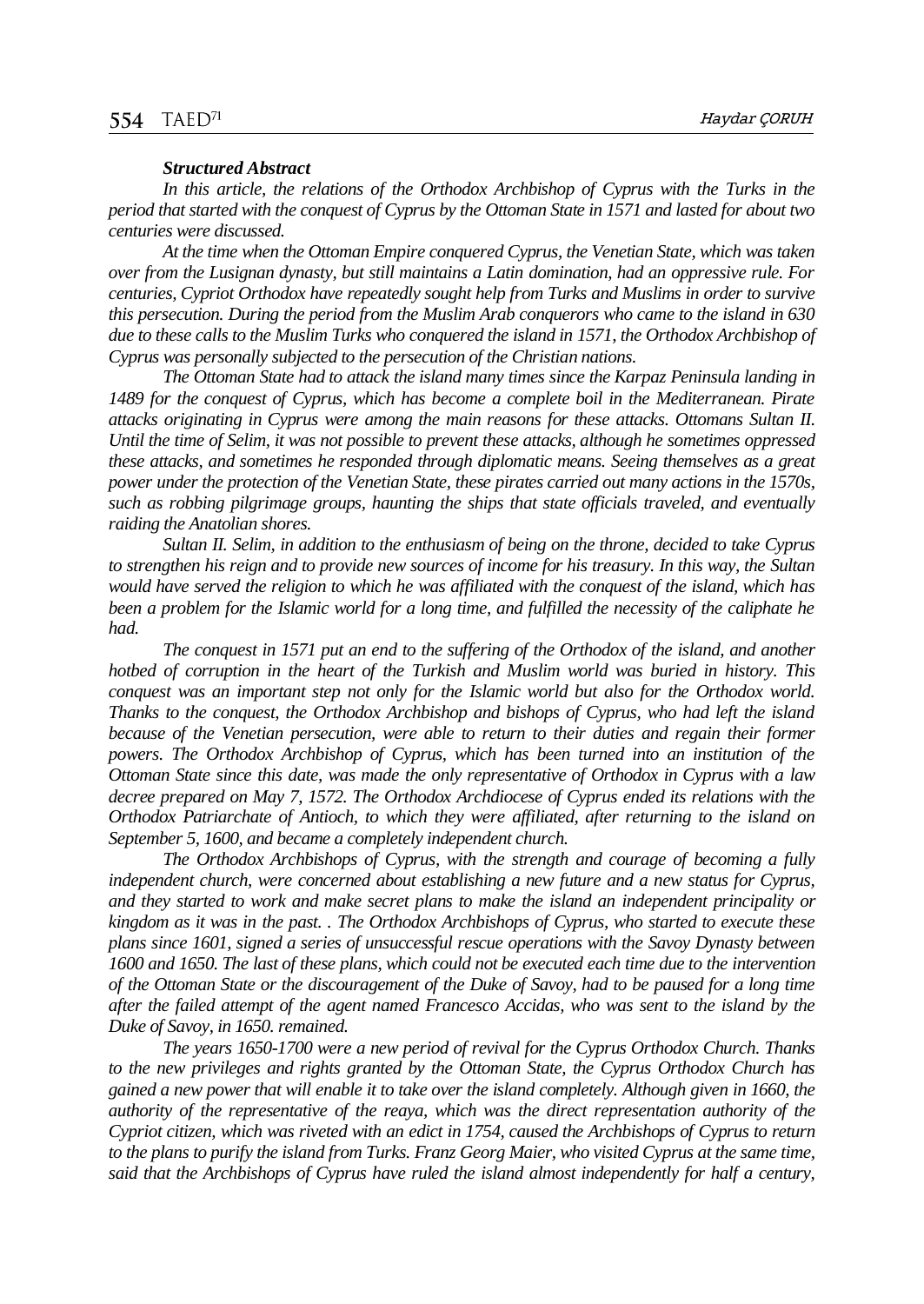**_Structured Abstract_**

_In this article, the relations of the Orthodox Archbishop of Cyprus with the Turks in the period that started with the conquest of Cyprus by the Ottoman State in 1571 and lasted for about two centuries were discussed._

_At the time when the Ottoman Empire conquered Cyprus, the Venetian State, which was taken over from the Lusignan dynasty, but still maintains a Latin domination, had an oppressive rule. For centuries, Cypriot Orthodox have repeatedly sought help from Turks and Muslims in order to survive this persecution. During the period from the Muslim Arab conquerors who came to the island in 630 due to these calls to the Muslim Turks who conquered the island in 1571, the Orthodox Archbishop of Cyprus was personally subjected to the persecution of the Christian nations._

_The Ottoman State had to attack the island many times since the Karpaz Peninsula landing in 1489 for the conquest of Cyprus, which has become a complete boil in the Mediterranean. Pirate attacks originating in Cyprus were among the main reasons for these attacks. Ottomans Sultan II. Until the time of Selim, it was not possible to prevent these attacks, although he sometimes oppressed these attacks, and sometimes he responded through diplomatic means. Seeing themselves as a great power under the protection of the Venetian State, these pirates carried out many actions in the 1570s, such as robbing pilgrimage groups, haunting the ships that state officials traveled, and eventually raiding the Anatolian shores._

_Sultan II. Selim, in addition to the enthusiasm of being on the throne, decided to take Cyprus to strengthen his reign and to provide new sources of income for his treasury. In this way, the Sultan would have served the religion to which he was affiliated with the conquest of the island, which has been a problem for the Islamic world for a long time, and fulfilled the necessity of the caliphate he had._

_The conquest in 1571 put an end to the suffering of the Orthodox of the island, and another hotbed of corruption in the heart of the Turkish and Muslim world was buried in history. This conquest was an important step not only for the Islamic world but also for the Orthodox world. Thanks to the conquest, the Orthodox Archbishop and bishops of Cyprus, who had left the island because of the Venetian persecution, were able to return to their duties and regain their former powers. The Orthodox Archbishop of Cyprus, which has been turned into an institution of the Ottoman State since this date, was made the only representative of Orthodox in Cyprus with a law decree prepared on May 7, 1572. The Orthodox Archdiocese of Cyprus ended its relations with the Orthodox Patriarchate of Antioch, to which they were affiliated, after returning to the island on September 5, 1600, and became a completely independent church._

_The Orthodox Archbishops of Cyprus, with the strength and courage of becoming a fully independent church, were concerned about establishing a new future and a new status for Cyprus, and they started to work and make secret plans to make the island an independent principality or kingdom as it was in the past. . The Orthodox Archbishops of Cyprus, who started to execute these plans since 1601, signed a series of unsuccessful rescue operations with the Savoy Dynasty between 1600 and 1650. The last of these plans, which could not be executed each time due to the intervention of the Ottoman State or the discouragement of the Duke of Savoy, had to be paused for a long time after the failed attempt of the agent named Francesco Accidas, who was sent to the island by the Duke of Savoy, in 1650. remained._

_The years 1650-1700 were a new period of revival for the Cyprus Orthodox Church. Thanks to the new privileges and rights granted by the Ottoman State, the Cyprus Orthodox Church has gained a new power that will enable it to take over the island completely. Although given in 1660, the authority of the representative of the reaya, which was the direct representation authority of the Cypriot citizen, which was riveted with an edict in 1754, caused the Archbishops of Cyprus to return to the plans to purify the island from Turks. Franz Georg Maier, who visited Cyprus at the same time, said that the Archbishops of Cyprus have ruled the island almost independently for half a century,_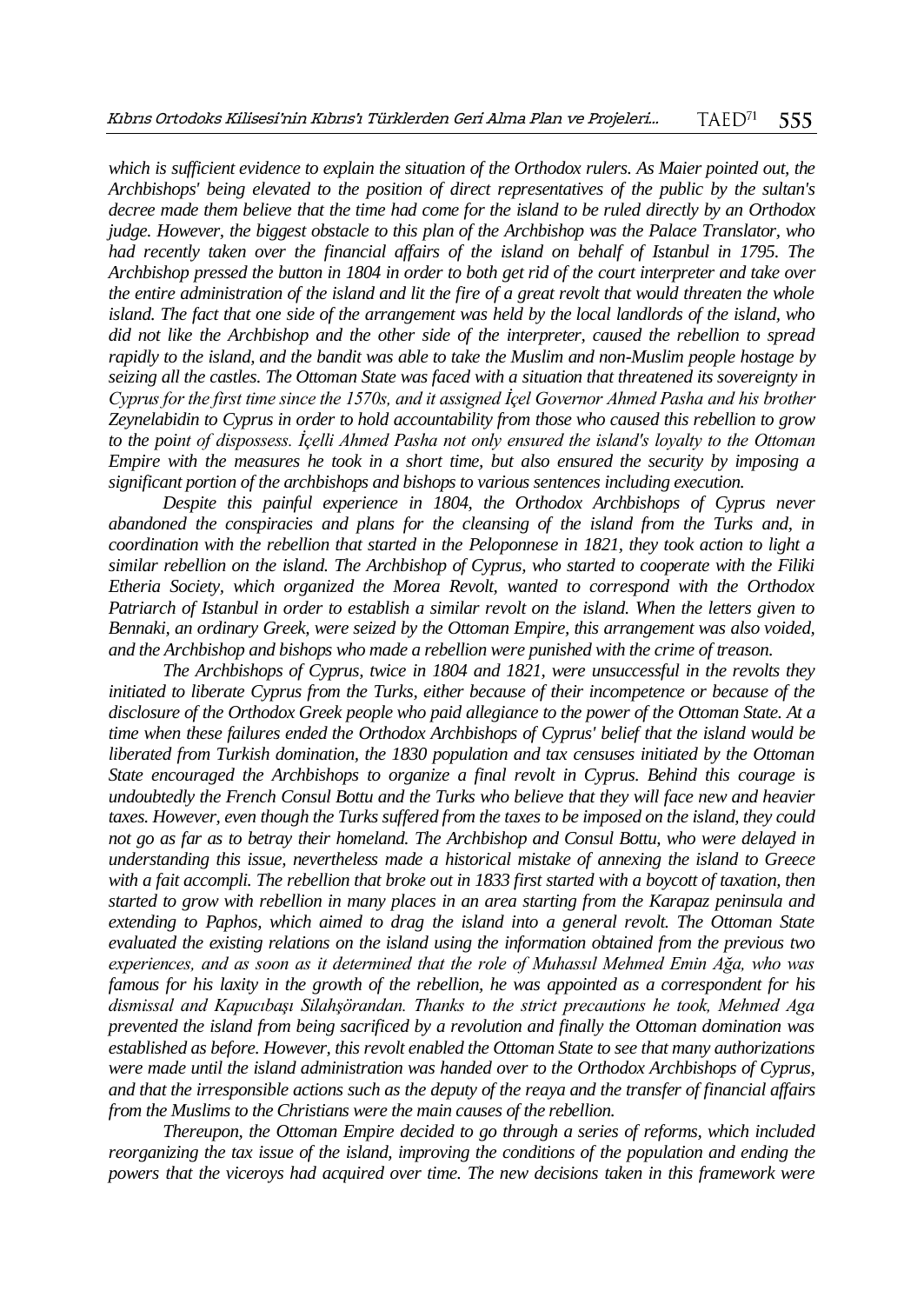*which is sufficient evidence to explain the situation of the Orthodox rulers. As Maier pointed out, the Archbishops' being elevated to the position of direct representatives of the public by the sultan's decree made them believe that the time had come for the island to be ruled directly by an Orthodox judge. However, the biggest obstacle to this plan of the Archbishop was the Palace Translator, who had recently taken over the financial affairs of the island on behalf of Istanbul in 1795. The Archbishop pressed the button in 1804 in order to both get rid of the court interpreter and take over the entire administration of the island and lit the fire of a great revolt that would threaten the whole island. The fact that one side of the arrangement was held by the local landlords of the island, who did not like the Archbishop and the other side of the interpreter, caused the rebellion to spread rapidly to the island, and the bandit was able to take the Muslim and non-Muslim people hostage by seizing all the castles. The Ottoman State was faced with a situation that threatened its sovereignty in Cyprus for the first time since the 1570s, and it assigned İçel Governor Ahmed Pasha and his brother Zeynelabidin to Cyprus in order to hold accountability from those who caused this rebellion to grow to the point of dispossess. İçelli Ahmed Pasha not only ensured the island's loyalty to the Ottoman Empire with the measures he took in a short time, but also ensured the security by imposing a significant portion of the archbishops and bishops to various sentences including execution.*

*Despite this painful experience in 1804, the Orthodox Archbishops of Cyprus never abandoned the conspiracies and plans for the cleansing of the island from the Turks and, in coordination with the rebellion that started in the Peloponnese in 1821, they took action to light a similar rebellion on the island. The Archbishop of Cyprus, who started to cooperate with the Filiki Etheria Society, which organized the Morea Revolt, wanted to correspond with the Orthodox Patriarch of Istanbul in order to establish a similar revolt on the island. When the letters given to Bennaki, an ordinary Greek, were seized by the Ottoman Empire, this arrangement was also voided, and the Archbishop and bishops who made a rebellion were punished with the crime of treason.*

*The Archbishops of Cyprus, twice in 1804 and 1821, were unsuccessful in the revolts they initiated to liberate Cyprus from the Turks, either because of their incompetence or because of the disclosure of the Orthodox Greek people who paid allegiance to the power of the Ottoman State. At a time when these failures ended the Orthodox Archbishops of Cyprus' belief that the island would be liberated from Turkish domination, the 1830 population and tax censuses initiated by the Ottoman State encouraged the Archbishops to organize a final revolt in Cyprus. Behind this courage is undoubtedly the French Consul Bottu and the Turks who believe that they will face new and heavier taxes. However, even though the Turks suffered from the taxes to be imposed on the island, they could not go as far as to betray their homeland. The Archbishop and Consul Bottu, who were delayed in understanding this issue, nevertheless made a historical mistake of annexing the island to Greece with a fait accompli. The rebellion that broke out in 1833 first started with a boycott of taxation, then started to grow with rebellion in many places in an area starting from the Karapaz peninsula and extending to Paphos, which aimed to drag the island into a general revolt. The Ottoman State evaluated the existing relations on the island using the information obtained from the previous two experiences, and as soon as it determined that the role of Muhassıl Mehmed Emin Ağa, who was famous for his laxity in the growth of the rebellion, he was appointed as a correspondent for his dismissal and Kapucıbaşı Silahşörandan. Thanks to the strict precautions he took, Mehmed Aga prevented the island from being sacrificed by a revolution and finally the Ottoman domination was established as before. However, this revolt enabled the Ottoman State to see that many authorizations were made until the island administration was handed over to the Orthodox Archbishops of Cyprus, and that the irresponsible actions such as the deputy of the reaya and the transfer of financial affairs from the Muslims to the Christians were the main causes of the rebellion.*

*Thereupon, the Ottoman Empire decided to go through a series of reforms, which included reorganizing the tax issue of the island, improving the conditions of the population and ending the powers that the viceroys had acquired over time. The new decisions taken in this framework were*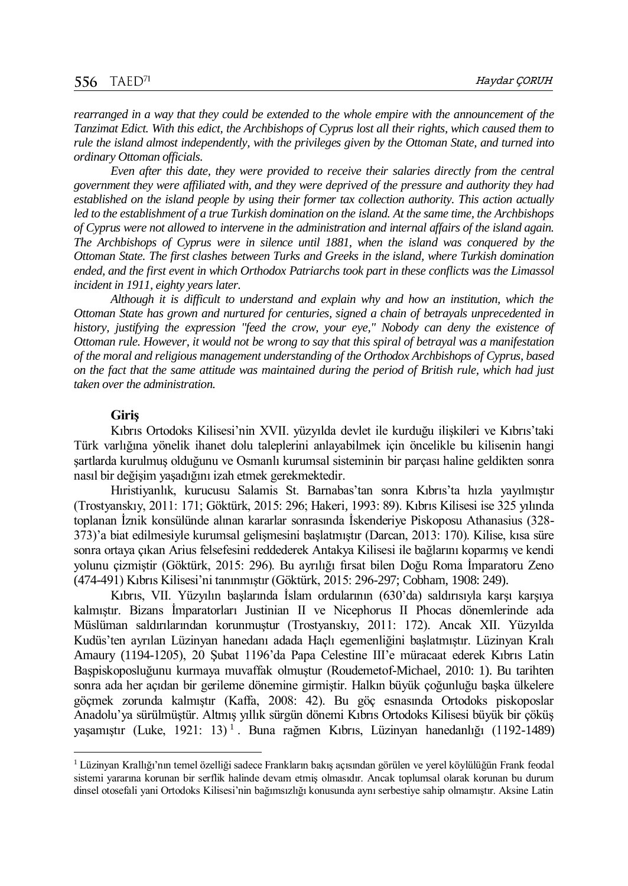*rearranged in a way that they could be extended to the whole empire with the announcement of the Tanzimat Edict. With this edict, the Archbishops of Cyprus lost all their rights, which caused them to rule the island almost independently, with the privileges given by the Ottoman State, and turned into ordinary Ottoman officials.*

*Even after this date, they were provided to receive their salaries directly from the central government they were affiliated with, and they were deprived of the pressure and authority they had established on the island people by using their former tax collection authority. This action actually led to the establishment of a true Turkish domination on the island. At the same time, the Archbishops of Cyprus were not allowed to intervene in the administration and internal affairs of the island again. The Archbishops of Cyprus were in silence until 1881, when the island was conquered by the Ottoman State. The first clashes between Turks and Greeks in the island, where Turkish domination ended, and the first event in which Orthodox Patriarchs took part in these conflicts was the Limassol incident in 1911, eighty years later.*

*Although it is difficult to understand and explain why and how an institution, which the Ottoman State has grown and nurtured for centuries, signed a chain of betrayals unprecedented in history, justifying the expression "feed the crow, your eye," Nobody can deny the existence of Ottoman rule. However, it would not be wrong to say that this spiral of betrayal was a manifestation of the moral and religious management understanding of the Orthodox Archbishops of Cyprus, based on the fact that the same attitude was maintained during the period of British rule, which had just taken over the administration.*

## Giriş

Kıbrıs Ortodoks Kilisesi'nin XVII. yüzyılda devlet ile kurduğu ilişkileri ve Kıbrıs'taki Türk varlığına yönelik ihanet dolu taleplerini anlayabilmek için öncelikle bu kilisenin hangi şartlarda kurulmuş olduğunu ve Osmanlı kurumsal sisteminin bir parçası haline geldikten sonra nasıl bir değişim yaşadığını izah etmek gerekmektedir.

Hıristiyanlık, kurucusu Salamis St. Barnabas'tan sonra Kıbrıs'ta hızla yayılmıştır (Trostyanskıy, 2011: 171; Göktürk, 2015: 296; Hakeri, 1993: 89). Kıbrıs Kilisesi ise 325 yılında toplanan İznik konsülünde alınan kararlar sonrasında İskenderiye Piskoposu Athanasius (328-373)'a biat edilmesiyle kurumsal gelişmesini başlatmıştır (Darcan, 2013: 170). Kilise, kısa süre sonra ortaya çıkan Arius felsefesini reddederek Antakya Kilisesi ile bağlarını koparmış ve kendi yolunu çizmiştir (Göktürk, 2015: 296). Bu ayrılığı fırsat bilen Doğu Roma İmparatoru Zeno (474-491) Kıbrıs Kilisesi'ni tanınmıştır (Göktürk, 2015: 296-297; Cobham, 1908: 249).

Kıbrıs, VII. Yüzyılın başlarında İslam ordularının (630'da) saldırısıyla karşı karşıya kalmıştır. Bizans İmparatorları Justinian II ve Nicephorus II Phocas dönemlerinde ada Müslüman saldırılarından korunmuştur (Trostyanskıy, 2011: 172). Ancak XII. Yüzyılda Kudüs'ten ayrılan Lüzinyan hanedanı adada Haçlı egemenliğini başlatmıştır. Lüzinyan Kralı Amaury (1194-1205), 20 Şubat 1196'da Papa Celestine III'e müracaat ederek Kıbrıs Latin Başpiskoposluğunu kurmaya muvaffak olmuştur (Roudemetof-Michael, 2010: 1). Bu tarihten sonra ada her açıdan bir gerileme dönemine girmiştir. Halkın büyük çoğunluğu başka ülkelere göçmek zorunda kalmıştır (Kaffa, 2008: 42). Bu göç esnasında Ortodoks piskoposlar Anadolu'ya sürülmüştür. Altmış yıllık sürgün dönemi Kıbrıs Ortodoks Kilisesi büyük bir çöküş yaşamıştır (Luke, 1921: 13)[1]. Buna rağmen Kıbrıs, Lüzinyan hanedanlığı (1192-1489)

---

[1] Lüzinyan Krallığı'nın temel özelliği sadece Frankların bakış açısından görülen ve yerel köylülüğün Frank feodal sistemi yararına korunan bir serflik halinde devam etmiş olmasıdır. Ancak toplumsal olarak korunan bu durum dinsel otosefali yani Ortodoks Kilisesi'nin bağımsızlığı konusunda aynı serbestiye sahip olmamıştır. Aksine Latin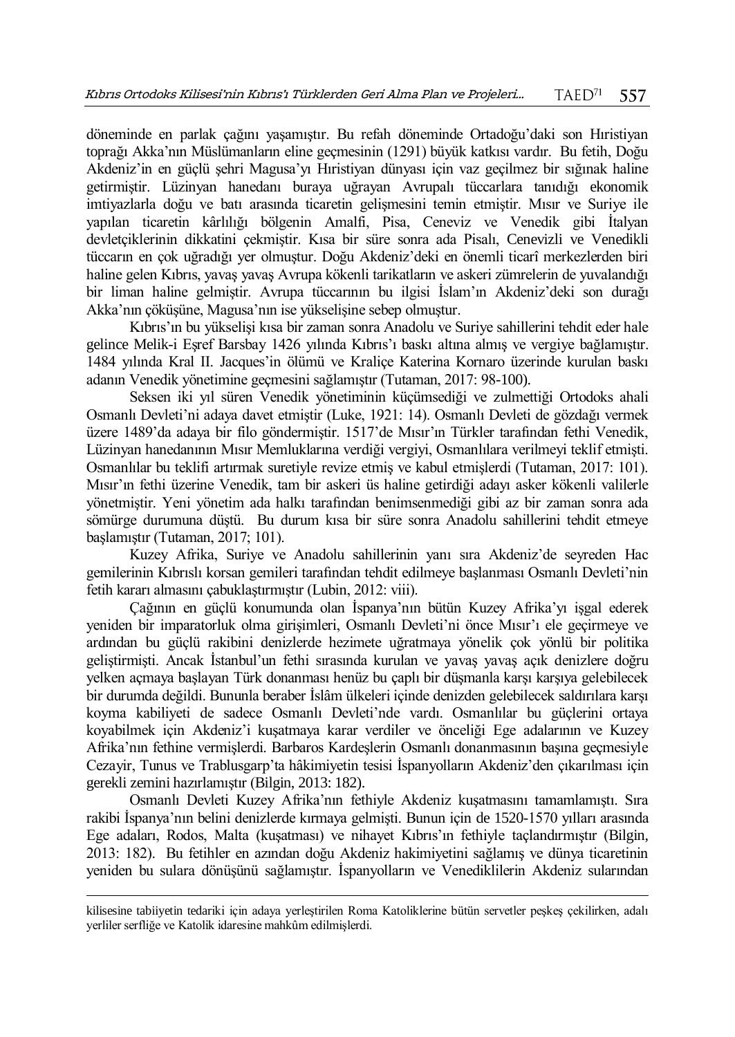döneminde en parlak çağını yaşamıştır. Bu refah döneminde Ortadoğu'daki son Hıristiyan toprağı Akka'nın Müslümanların eline geçmesinin (1291) büyük katkısı vardır. Bu fetih, Doğu Akdeniz'in en güçlü şehri Magusa'yı Hıristiyan dünyası için vaz geçilmez bir sığınak haline getirmiştir. Lüzinyan hanedanı buraya uğrayan Avrupalı tüccarlara tanıdığı ekonomik imtiyazlarla doğu ve batı arasında ticaretin gelişmesini temin etmiştir. Mısır ve Suriye ile yapılan ticaretin kârlılığı bölgenin Amalfi, Pisa, Ceneviz ve Venedik gibi İtalyan devletçiklerinin dikkatini çekmiştir. Kısa bir süre sonra ada Pisalı, Cenevizli ve Venedikli tüccarın en çok uğradığı yer olmuştur. Doğu Akdeniz'deki en önemli ticarî merkezlerden biri haline gelen Kıbrıs, yavaş yavaş Avrupa kökenli tarikatların ve askeri zümrelerin de yuvalandığı bir liman haline gelmiştir. Avrupa tüccarının bu ilgisi İslam'ın Akdeniz'deki son durağı Akka'nın çöküşüne, Magusa'nın ise yükselişine sebep olmuştur.

Kıbrıs'ın bu yükselişi kısa bir zaman sonra Anadolu ve Suriye sahillerini tehdit eder hale gelince Melik-i Eşref Barsbay 1426 yılında Kıbrıs'ı baskı altına almış ve vergiye bağlamıştır. 1484 yılında Kral II. Jacques'in ölümü ve Kraliçe Katerina Kornaro üzerinde kurulan baskı adanın Venedik yönetimine geçmesini sağlamıştır (Tutaman, 2017: 98-100).

Seksen iki yıl süren Venedik yönetiminin küçümsediği ve zulmettiği Ortodoks ahali Osmanlı Devleti'ni adaya davet etmiştir (Luke, 1921: 14). Osmanlı Devleti de gözdağı vermek üzere 1489'da adaya bir filo göndermiştir. 1517'de Mısır'ın Türkler tarafından fethi Venedik, Lüzinyan hanedanının Mısır Memluklarına verdiği vergiyi, Osmanlılara verilmeyi teklif etmişti. Osmanlılar bu teklifi artırmak suretiyle revize etmiş ve kabul etmişlerdi (Tutaman, 2017: 101). Mısır'ın fethi üzerine Venedik, tam bir askeri üs haline getirdiği adayı asker kökenli valilerle yönetmiştir. Yeni yönetim ada halkı tarafından benimsenmediği gibi az bir zaman sonra ada sömürge durumuna düştü. Bu durum kısa bir süre sonra Anadolu sahillerini tehdit etmeye başlamıştır (Tutaman, 2017; 101).

Kuzey Afrika, Suriye ve Anadolu sahillerinin yanı sıra Akdeniz'de seyreden Hac gemilerinin Kıbrıslı korsan gemileri tarafından tehdit edilmeye başlanması Osmanlı Devleti'nin fetih kararı almasını çabuklaştırmıştır (Lubin, 2012: viii).

Çağının en güçlü konumunda olan İspanya'nın bütün Kuzey Afrika'yı işgal ederek yeniden bir imparatorluk olma girişimleri, Osmanlı Devleti'ni önce Mısır'ı ele geçirmeye ve ardından bu güçlü rakibini denizlerde hezimete uğratmaya yönelik çok yönlü bir politika geliştirmişti. Ancak İstanbul'un fethi sırasında kurulan ve yavaş yavaş açık denizlere doğru yelken açmaya başlayan Türk donanması henüz bu çaplı bir düşmanla karşı karşıya gelebilecek bir durumda değildi. Bununla beraber İslâm ülkeleri içinde denizden gelebilecek saldırılara karşı koyma kabiliyeti de sadece Osmanlı Devleti'nde vardı. Osmanlılar bu güçlerini ortaya koyabilmek için Akdeniz'i kuşatmaya karar verdiler ve önceliği Ege adalarının ve Kuzey Afrika'nın fethine vermişlerdi. Barbaros Kardeşlerin Osmanlı donanmasının başına geçmesiyle Cezayir, Tunus ve Trablusgarp'ta hâkimiyetin tesisi İspanyolların Akdeniz'den çıkarılması için gerekli zemini hazırlamıştır (Bilgin, 2013: 182).

Osmanlı Devleti Kuzey Afrika'nın fethiyle Akdeniz kuşatmasını tamamlamıştı. Sıra rakibi İspanya'nın belini denizlerde kırmaya gelmişti. Bunun için de 1520-1570 yılları arasında Ege adaları, Rodos, Malta (kuşatması) ve nihayet Kıbrıs'ın fethiyle taçlandırmıştır (Bilgin, 2013: 182). Bu fetihler en azından doğu Akdeniz hakimiyetini sağlamış ve dünya ticaretinin yeniden bu sulara dönüşünü sağlamıştır. İspanyolların ve Venediklilerin Akdeniz sularından

---

kilisesine tabiiyetin tedariki için adaya yerleştirilen Roma Katoliklerine bütün servetler peşkeş çekilirken, adalı yerliler serfliğe ve Katolik idaresine mahkûm edilmişlerdi.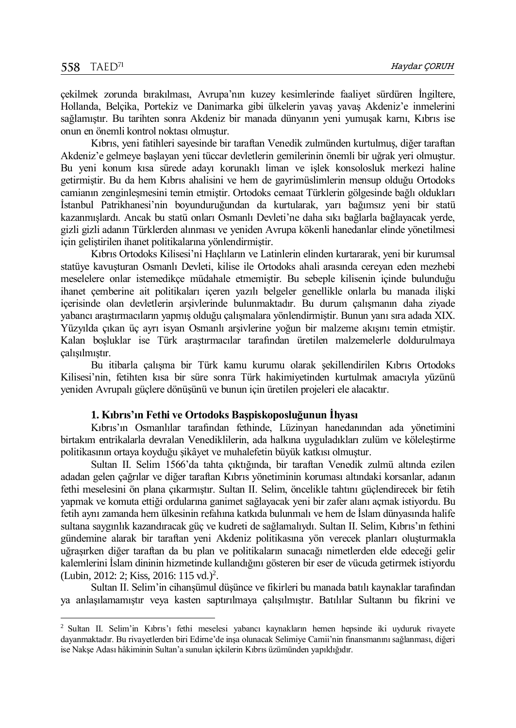çekilmek zorunda bırakılması, Avrupa'nın kuzey kesimlerinde faaliyet sürdüren İngiltere, Hollanda, Belçika, Portekiz ve Danimarka gibi ülkelerin yavaş yavaş Akdeniz'e inmelerini sağlamıştır. Bu tarihten sonra Akdeniz bir manada dünyanın yeni yumuşak karnı, Kıbrıs ise onun en önemli kontrol noktası olmuştur.

Kıbrıs, yeni fatihleri sayesinde bir taraftan Venedik zulmünden kurtulmuş, diğer taraftan Akdeniz'e gelmeye başlayan yeni tüccar devletlerin gemilerinin önemli bir uğrak yeri olmuştur. Bu yeni konum kısa sürede adayı korunaklı liman ve işlek konsolosluk merkezi haline getirmiştir. Bu da hem Kıbrıs ahalisini ve hem de gayrimüslimlerin mensup olduğu Ortodoks camianın zenginleşmesini temin etmiştir. Ortodoks cemaat Türklerin gölgesinde bağlı oldukları İstanbul Patrikhanesi'nin boyunduruğundan da kurtularak, yarı bağımsız yeni bir statü kazanmışlardı. Ancak bu statü onları Osmanlı Devleti'ne daha sıkı bağlarla bağlayacak yerde, gizli gizli adanın Türklerden alınması ve yeniden Avrupa kökenli hanedanlar elinde yönetilmesi için geliştirilen ihanet politikalarına yönlendirmiştir.

Kıbrıs Ortodoks Kilisesi'ni Haçlıların ve Latinlerin elinden kurtararak, yeni bir kurumsal statüye kavuşturan Osmanlı Devleti, kilise ile Ortodoks ahali arasında cereyan eden mezhebi meselelere onlar istemedikçe müdahale etmemiştir. Bu sebeple kilisenin içinde bulunduğu ihanet çemberine ait politikaları içeren yazılı belgeler genellikle onlarla bu manada ilişki içerisinde olan devletlerin arşivlerinde bulunmaktadır. Bu durum çalışmanın daha ziyade yabancı araştırmacıların yapmış olduğu çalışmalara yönlendirmiştir. Bunun yanı sıra adada XIX. Yüzyılda çıkan üç ayrı isyan Osmanlı arşivlerine yoğun bir malzeme akışını temin etmiştir. Kalan boşluklar ise Türk araştırmacılar tarafından üretilen malzemelerle doldurulmaya çalışılmıştır.

Bu itibarla çalışma bir Türk kamu kurumu olarak şekillendirilen Kıbrıs Ortodoks Kilisesi'nin, fetihten kısa bir süre sonra Türk hakimiyetinden kurtulmak amacıyla yüzünü yeniden Avrupalı güçlere dönüşünü ve bunun için üretilen projeleri ele alacaktır.

## 1. Kıbrıs'ın Fethi ve Ortodoks Başpiskoposluğunun İhyası

Kıbrıs'ın Osmanlılar tarafından fethinde, Lüzinyan hanedanından ada yönetimini birtakım entrikalarla devralan Venediklilerin, ada halkına uyguladıkları zulüm ve köleleştirme politikasının ortaya koyduğu şikâyet ve muhalefetin büyük katkısı olmuştur.

Sultan II. Selim 1566'da tahta çıktığında, bir taraftan Venedik zulmü altında ezilen adadan gelen çağrılar ve diğer taraftan Kıbrıs yönetiminin koruması altındaki korsanlar, adanın fethi meselesini ön plana çıkarmıştır. Sultan II. Selim, öncelikle tahtını güçlendirecek bir fetih yapmak ve komuta ettiği ordularına ganimet sağlayacak yeni bir zafer alanı açmak istiyordu. Bu fetih aynı zamanda hem ülkesinin refahına katkıda bulunmalı ve hem de İslam dünyasında halife sultana saygınlık kazandıracak güç ve kudreti de sağlamalıydı. Sultan II. Selim, Kıbrıs'ın fethini gündemine alarak bir taraftan yeni Akdeniz politikasına yön verecek planları oluşturmakla uğraşırken diğer taraftan da bu plan ve politikaların sunacağı nimetlerden elde edeceği gelir kalemlerini İslam dininin hizmetinde kullandığını gösteren bir eser de vücuda getirmek istiyordu (Lubin, 2012: 2; Kiss, 2016: 115 vd.)[2].

Sultan II. Selim'in cihanşümul düşünce ve fikirleri bu manada batılı kaynaklar tarafından ya anlaşılamamıştır veya kasten saptırılmaya çalışılmıştır. Batılılar Sultanın bu fikrini ve

---

[2] Sultan II. Selim'in Kıbrıs'ı fethi meselesi yabancı kaynakların hemen hepsinde iki uyduruk rivayete dayanmaktadır. Bu rivayetlerden biri Edirne'de inşa olunacak Selimiye Camii'nin finansmanını sağlanması, diğeri ise Nakşe Adası hâkiminin Sultan'a sunulan içkilerin Kıbrıs üzümünden yapıldığıdır.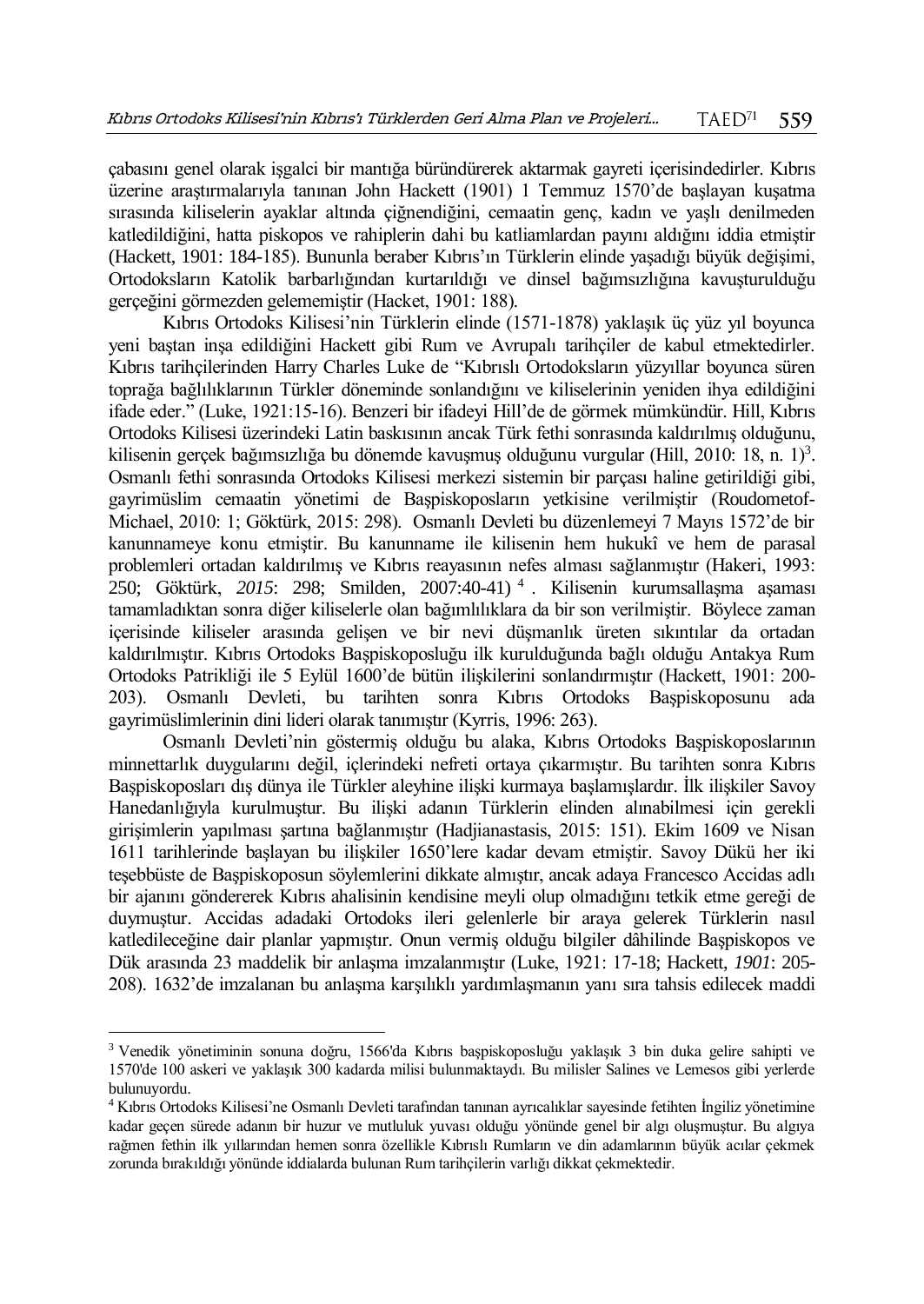çabasını genel olarak işgalci bir mantığa büründürerek aktarmak gayreti içerisindedirler. Kıbrıs üzerine araştırmalarıyla tanınan John Hackett (1901) 1 Temmuz 1570'de başlayan kuşatma sırasında kiliselerin ayaklar altında çiğnendiğini, cemaatin genç, kadın ve yaşlı denilmeden katledildiğini, hatta piskopos ve rahiplerin dahi bu katliamlardan payını aldığını iddia etmiştir (Hackett, 1901: 184-185). Bununla beraber Kıbrıs'ın Türklerin elinde yaşadığı büyük değişimi, Ortodoksların Katolik barbarlığından kurtarıldığı ve dinsel bağımsızlığına kavuşturulduğu gerçeğini görmezden gelememiştir (Hacket, 1901: 188).

Kıbrıs Ortodoks Kilisesi'nin Türklerin elinde (1571-1878) yaklaşık üç yüz yıl boyunca yeni baştan inşa edildiğini Hackett gibi Rum ve Avrupalı tarihçiler de kabul etmektedirler. Kıbrıs tarihçilerinden Harry Charles Luke de "Kıbrıslı Ortodoksların yüzyıllar boyunca süren toprağa bağlılıklarının Türkler döneminde sonlandığını ve kiliselerinin yeniden ihya edildiğini ifade eder." (Luke, 1921:15-16). Benzeri bir ifadeyi Hill'de de görmek mümkündür. Hill, Kıbrıs Ortodoks Kilisesi üzerindeki Latin baskısının ancak Türk fethi sonrasında kaldırılmış olduğunu, kilisenin gerçek bağımsızlığa bu dönemde kavuşmuş olduğunu vurgular (Hill, 2010: 18, n. 1)[3]. Osmanlı fethi sonrasında Ortodoks Kilisesi merkezi sistemin bir parçası haline getirildiği gibi, gayrimüslim cemaatin yönetimi de Başpiskoposların yetkisine verilmiştir (Roudometof-Michael, 2010: 1; Göktürk, 2015: 298). Osmanlı Devleti bu düzenlemeyi 7 Mayıs 1572'de bir kanunnameye konu etmiştir. Bu kanunname ile kilisenin hem hukukî ve hem de parasal problemleri ortadan kaldırılmış ve Kıbrıs reayasının nefes alması sağlanmıştır (Hakeri, 1993: 250; Göktürk, *2015*: 298; Smilden, 2007:40-41)[4]. Kilisenin kurumsallaşma aşaması tamamladıktan sonra diğer kiliselerle olan bağımlılıklara da bir son verilmiştir. Böylece zaman içerisinde kiliseler arasında gelişen ve bir nevi düşmanlık üreten sıkıntılar da ortadan kaldırılmıştır. Kıbrıs Ortodoks Başpiskoposluğu ilk kurulduğunda bağlı olduğu Antakya Rum Ortodoks Patrikliği ile 5 Eylül 1600'de bütün ilişkilerini sonlandırmıştır (Hackett, 1901: 200-203). Osmanlı Devleti, bu tarihten sonra Kıbrıs Ortodoks Başpiskoposunu ada gayrimüslimlerinin dini lideri olarak tanımıştır (Kyrris, 1996: 263).

Osmanlı Devleti'nin göstermiş olduğu bu alaka, Kıbrıs Ortodoks Başpiskoposlarının minnettarlık duygularını değil, içlerindeki nefreti ortaya çıkarmıştır. Bu tarihten sonra Kıbrıs Başpiskoposları dış dünya ile Türkler aleyhine ilişki kurmaya başlamışlardır. İlk ilişkiler Savoy Hanedanlığıyla kurulmuştur. Bu ilişki adanın Türklerin elinden alınabilmesi için gerekli girişimlerin yapılması şartına bağlanmıştır (Hadjianastasis, 2015: 151). Ekim 1609 ve Nisan 1611 tarihlerinde başlayan bu ilişkiler 1650'lere kadar devam etmiştir. Savoy Dükü her iki teşebbüste de Başpiskoposun söylemlerini dikkate almıştır, ancak adaya Francesco Accidas adlı bir ajanını göndererek Kıbrıs ahalisinin kendisine meyli olup olmadığını tetkik etme gereği de duymuştur. Accidas adadaki Ortodoks ileri gelenlerle bir araya gelerek Türklerin nasıl katledileceğine dair planlar yapmıştır. Onun vermiş olduğu bilgiler dâhilinde Başpiskopos ve Dük arasında 23 maddelik bir anlaşma imzalanmıştır (Luke, 1921: 17-18; Hackett, *1901*: 205-208). 1632'de imzalanan bu anlaşma karşılıklı yardımlaşmanın yanı sıra tahsis edilecek maddi

---

[3] Venedik yönetiminin sonuna doğru, 1566'da Kıbrıs başpiskoposluğu yaklaşık 3 bin duka gelire sahipti ve 1570'de 100 askeri ve yaklaşık 300 kadarda milisi bulunmaktaydı. Bu milisler Salines ve Lemesos gibi yerlerde bulunuyordu.

[4] Kıbrıs Ortodoks Kilisesi'ne Osmanlı Devleti tarafından tanınan ayrıcalıklar sayesinde fetihten İngiliz yönetimine kadar geçen sürede adanın bir huzur ve mutluluk yuvası olduğu yönünde genel bir algı oluşmuştur. Bu algıya rağmen fethin ilk yıllarından hemen sonra özellikle Kıbrıslı Rumların ve din adamlarının büyük acılar çekmek zorunda bırakıldığı yönünde iddialarda bulunan Rum tarihçilerin varlığı dikkat çekmektedir.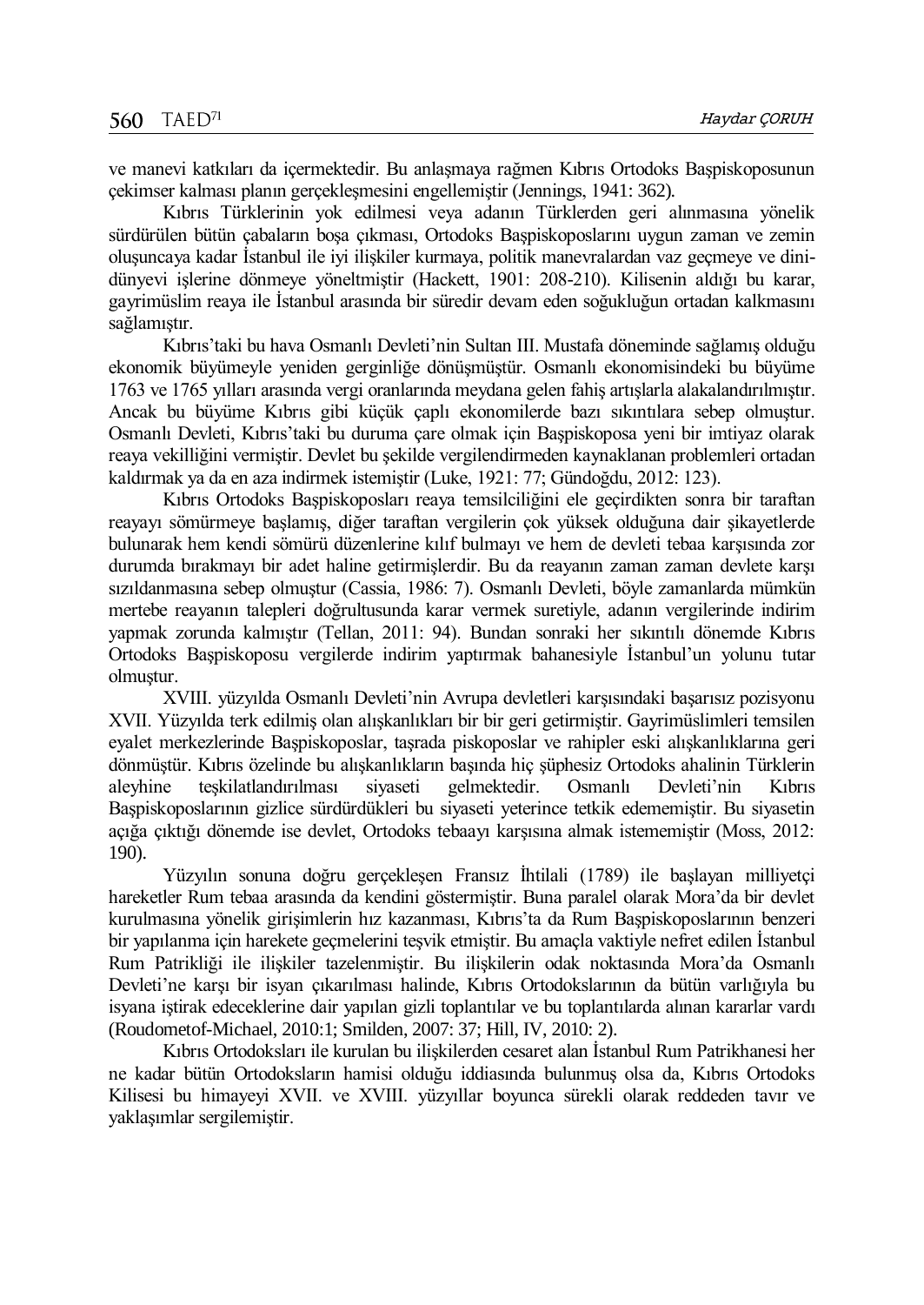ve manevi katkıları da içermektedir. Bu anlaşmaya rağmen Kıbrıs Ortodoks Başpiskoposunun çekimser kalması planın gerçekleşmesini engellemiştir (Jennings, 1941: 362).

Kıbrıs Türklerinin yok edilmesi veya adanın Türklerden geri alınmasına yönelik sürdürülen bütün çabaların boşa çıkması, Ortodoks Başpiskoposlarını uygun zaman ve zemin oluşuncaya kadar İstanbul ile iyi ilişkiler kurmaya, politik manevralardan vaz geçmeye ve dini-dünyevi işlerine dönmeye yöneltmiştir (Hackett, 1901: 208-210). Kilisenin aldığı bu karar, gayrimüslim reaya ile İstanbul arasında bir süredir devam eden soğukluğun ortadan kalkmasını sağlamıştır.

Kıbrıs'taki bu hava Osmanlı Devleti'nin Sultan III. Mustafa döneminde sağlamış olduğu ekonomik büyümeyle yeniden gerginliğe dönüşmüştür. Osmanlı ekonomisindeki bu büyüme 1763 ve 1765 yılları arasında vergi oranlarında meydana gelen fahiş artışlarla alakalandırılmıştır. Ancak bu büyüme Kıbrıs gibi küçük çaplı ekonomilerde bazı sıkıntılara sebep olmuştur. Osmanlı Devleti, Kıbrıs'taki bu duruma çare olmak için Başpiskoposa yeni bir imtiyaz olarak reaya vekilliğini vermiştir. Devlet bu şekilde vergilendirmeden kaynaklanan problemleri ortadan kaldırmak ya da en aza indirmek istemiştir (Luke, 1921: 77; Gündoğdu, 2012: 123).

Kıbrıs Ortodoks Başpiskoposları reaya temsilciliğini ele geçirdikten sonra bir taraftan reayayı sömürmeye başlamış, diğer taraftan vergilerin çok yüksek olduğuna dair şikayetlerde bulunarak hem kendi sömürü düzenlerine kılıf bulmayı ve hem de devleti tebaa karşısında zor durumda bırakmayı bir adet haline getirmişlerdir. Bu da reayanın zaman zaman devlete karşı sızıldanmasına sebep olmuştur (Cassia, 1986: 7). Osmanlı Devleti, böyle zamanlarda mümkün mertebe reayanın talepleri doğrultusunda karar vermek suretiyle, adanın vergilerinde indirim yapmak zorunda kalmıştır (Tellan, 2011: 94). Bundan sonraki her sıkıntılı dönemde Kıbrıs Ortodoks Başpiskoposu vergilerde indirim yaptırmak bahanesiyle İstanbul'un yolunu tutar olmuştur.

XVIII. yüzyılda Osmanlı Devleti'nin Avrupa devletleri karşısındaki başarısız pozisyonu XVII. Yüzyılda terk edilmiş olan alışkanlıkları bir bir geri getirmiştir. Gayrimüslimleri temsilen eyalet merkezlerinde Başpiskoposlar, taşrada piskoposlar ve rahipler eski alışkanlıklarına geri dönmüştür. Kıbrıs özelinde bu alışkanlıkların başında hiç şüphesiz Ortodoks ahalinin Türklerin aleyhine teşkilatlandırılması siyaseti gelmektedir. Osmanlı Devleti'nin Kıbrıs Başpiskoposlarının gizlice sürdürdükleri bu siyaseti yeterince tetkik edememiştir. Bu siyasetin açığa çıktığı dönemde ise devlet, Ortodoks tebaayı karşısına almak istememiştir (Moss, 2012: 190).

Yüzyılın sonuna doğru gerçekleşen Fransız İhtilali (1789) ile başlayan milliyetçi hareketler Rum tebaa arasında da kendini göstermiştir. Buna paralel olarak Mora'da bir devlet kurulmasına yönelik girişimlerin hız kazanması, Kıbrıs'ta da Rum Başpiskoposlarının benzeri bir yapılanma için harekete geçmelerini teşvik etmiştir. Bu amaçla vaktiyle nefret edilen İstanbul Rum Patrikliği ile ilişkiler tazelenmiştir. Bu ilişkilerin odak noktasında Mora'da Osmanlı Devleti'ne karşı bir isyan çıkarılması halinde, Kıbrıs Ortodokslarının da bütün varlığıyla bu isyana iştirak edeceklerine dair yapılan gizli toplantılar ve bu toplantılarda alınan kararlar vardı (Roudometof-Michael, 2010:1; Smilden, 2007: 37; Hill, IV, 2010: 2).

Kıbrıs Ortodoksları ile kurulan bu ilişkilerden cesaret alan İstanbul Rum Patrikhanesi her ne kadar bütün Ortodoksların hamisi olduğu iddiasında bulunmuş olsa da, Kıbrıs Ortodoks Kilisesi bu himayeyi XVII. ve XVIII. yüzyıllar boyunca sürekli olarak reddeden tavır ve yaklaşımlar sergilemiştir.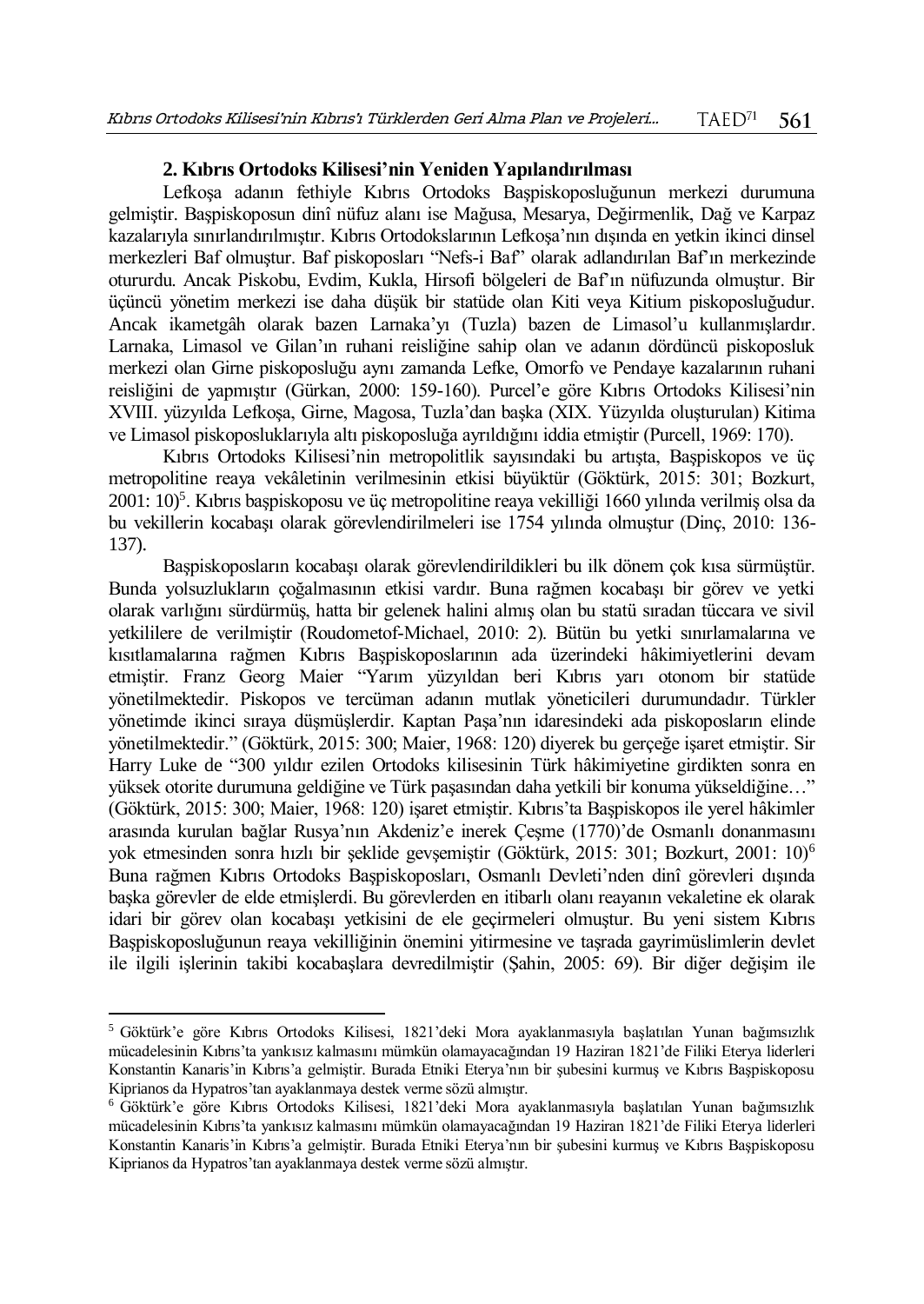## 2. Kıbrıs Ortodoks Kilisesi'nin Yeniden Yapılandırılması

Lefkoşa adanın fethiyle Kıbrıs Ortodoks Başpiskoposluğunun merkezi durumuna gelmiştir. Başpiskoposun dinî nüfuz alanı ise Mağusa, Mesarya, Değirmenlik, Dağ ve Karpaz kazalarıyla sınırlandırılmıştır. Kıbrıs Ortodokslarının Lefkoşa'nın dışında en yetkin ikinci dinsel merkezleri Baf olmuştur. Baf piskoposları "Nefs-i Baf" olarak adlandırılan Baf'ın merkezinde otururdu. Ancak Piskobu, Evdim, Kukla, Hirsofi bölgeleri de Baf'ın nüfuzunda olmuştur. Bir üçüncü yönetim merkezi ise daha düşük bir statüde olan Kiti veya Kitium piskoposluğudur. Ancak ikametgâh olarak bazen Larnaka'yı (Tuzla) bazen de Limasol'u kullanmışlardır. Larnaka, Limasol ve Gilan'ın ruhani reisliğine sahip olan ve adanın dördüncü piskoposluk merkezi olan Girne piskoposluğu aynı zamanda Lefke, Omorfo ve Pendaye kazalarının ruhani reisliğini de yapmıştır (Gürkan, 2000: 159-160). Purcel'e göre Kıbrıs Ortodoks Kilisesi'nin XVIII. yüzyılda Lefkoşa, Girne, Magosa, Tuzla'dan başka (XIX. Yüzyılda oluşturulan) Kitima ve Limasol piskoposluklarıyla altı piskoposluğa ayrıldığını iddia etmiştir (Purcell, 1969: 170).

Kıbrıs Ortodoks Kilisesi'nin metropolitlik sayısındaki bu artışta, Başpiskopos ve üç metropolitine reaya vekâletinin verilmesinin etkisi büyüktür (Göktürk, 2015: 301; Bozkurt, 2001: 10)[5]. Kıbrıs başpiskoposu ve üç metropolitine reaya vekilliği 1660 yılında verilmiş olsa da bu vekillerin kocabaşı olarak görevlendirilmeleri ise 1754 yılında olmuştur (Dinç, 2010: 136-137).

Başpiskoposların kocabaşı olarak görevlendirildikleri bu ilk dönem çok kısa sürmüştür. Bunda yolsuzlukların çoğalmasının etkisi vardır. Buna rağmen kocabaşı bir görev ve yetki olarak varlığını sürdürmüş, hatta bir gelenek halini almış olan bu statü sıradan tüccara ve sivil yetkililere de verilmiştir (Roudometof-Michael, 2010: 2). Bütün bu yetki sınırlamalarına ve kısıtlamalarına rağmen Kıbrıs Başpiskoposlarının ada üzerindeki hâkimiyetlerini devam etmiştir. Franz Georg Maier "Yarım yüzyıldan beri Kıbrıs yarı otonom bir statüde yönetilmektedir. Piskopos ve tercüman adanın mutlak yöneticileri durumundadır. Türkler yönetimde ikinci sıraya düşmüşlerdir. Kaptan Paşa'nın idaresindeki ada piskoposların elinde yönetilmektedir." (Göktürk, 2015: 300; Maier, 1968: 120) diyerek bu gerçeğe işaret etmiştir. Sir Harry Luke de "300 yıldır ezilen Ortodoks kilisesinin Türk hâkimiyetine girdikten sonra en yüksek otorite durumuna geldiğine ve Türk paşasından daha yetkili bir konuma yükseldiğine…" (Göktürk, 2015: 300; Maier, 1968: 120) işaret etmiştir. Kıbrıs'ta Başpiskopos ile yerel hâkimler arasında kurulan bağlar Rusya'nın Akdeniz'e inerek Çeşme (1770)'de Osmanlı donanmasını yok etmesinden sonra hızlı bir şekilde gevşemiştir (Göktürk, 2015: 301; Bozkurt, 2001: 10)[6] Buna rağmen Kıbrıs Ortodoks Başpiskoposları, Osmanlı Devleti'nden dinî görevleri dışında başka görevler de elde etmişlerdi. Bu görevlerden en itibarlı olanı reayanın vekaletine ek olarak idari bir görev olan kocabaşı yetkisini de ele geçirmeleri olmuştur. Bu yeni sistem Kıbrıs Başpiskoposluğunun reaya vekilliğinin önemini yitirmesine ve taşrada gayrimüslimlerin devlet ile ilgili işlerinin takibi kocabaşlara devredilmiştir (Şahin, 2005: 69). Bir diğer değişim ile

---

[5] Göktürk'e göre Kıbrıs Ortodoks Kilisesi, 1821'deki Mora ayaklanmasıyla başlatılan Yunan bağımsızlık mücadelesinin Kıbrıs'ta yankısız kalmasını mümkün olamayacağından 19 Haziran 1821'de Filiki Eterya liderleri Konstantin Kanaris'in Kıbrıs'a gelmiştir. Burada Etniki Eterya'nın bir şubesini kurmuş ve Kıbrıs Başpiskoposu Kiprianos da Hypatros'tan ayaklanmaya destek verme sözü almıştır.

[6] Göktürk'e göre Kıbrıs Ortodoks Kilisesi, 1821'deki Mora ayaklanmasıyla başlatılan Yunan bağımsızlık mücadelesinin Kıbrıs'ta yankısız kalmasını mümkün olamayacağından 19 Haziran 1821'de Filiki Eterya liderleri Konstantin Kanaris'in Kıbrıs'a gelmiştir. Burada Etniki Eterya'nın bir şubesini kurmuş ve Kıbrıs Başpiskoposu Kiprianos da Hypatros'tan ayaklanmaya destek verme sözü almıştır.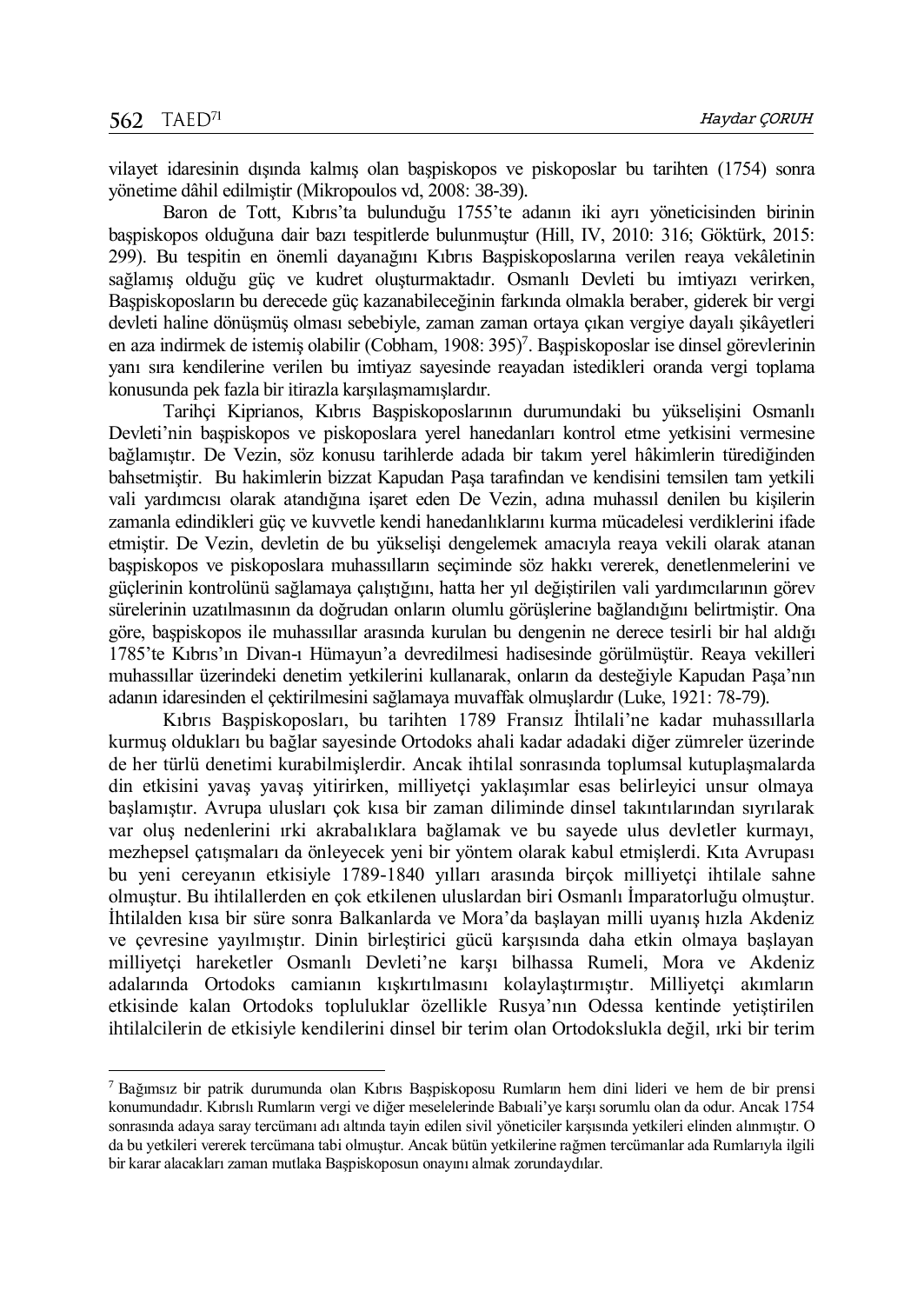vilayet idaresinin dışında kalmış olan başpiskopos ve piskoposlar bu tarihten (1754) sonra yönetime dâhil edilmiştir (Mikropoulos vd, 2008: 38-39).

Baron de Tott, Kıbrıs'ta bulunduğu 1755'te adanın iki ayrı yöneticisinden birinin başpiskopos olduğuna dair bazı tespitlerde bulunmuştur (Hill, IV, 2010: 316; Göktürk, 2015: 299). Bu tespitin en önemli dayanağını Kıbrıs Başpiskoposlarına verilen reaya vekâletinin sağlamış olduğu güç ve kudret oluşturmaktadır. Osmanlı Devleti bu imtiyazı verirken, Başpiskoposların bu derecede güç kazanabileceğinin farkında olmakla beraber, giderek bir vergi devleti haline dönüşmüş olması sebebiyle, zaman zaman ortaya çıkan vergiye dayalı şikâyetleri en aza indirmek de istemiş olabilir (Cobham, 1908: 395)[7]. Başpiskoposlar ise dinsel görevlerinin yanı sıra kendilerine verilen bu imtiyaz sayesinde reayadan istedikleri oranda vergi toplama konusunda pek fazla bir itirazla karşılaşmamışlardır.

Tarihçi Kiprianos, Kıbrıs Başpiskoposlarının durumundaki bu yükselişini Osmanlı Devleti'nin başpiskopos ve piskoposlara yerel hanedanları kontrol etme yetkisini vermesine bağlamıştır. De Vezin, söz konusu tarihlerde adada bir takım yerel hâkimlerin türediğinden bahsetmiştir. Bu hakimlerin bizzat Kapudan Paşa tarafından ve kendisini temsilen tam yetkili vali yardımcısı olarak atandığına işaret eden De Vezin, adına muhassıl denilen bu kişilerin zamanla edindikleri güç ve kuvvetle kendi hanedanlıklarını kurma mücadelesi verdiklerini ifade etmiştir. De Vezin, devletin de bu yükselişi dengelemek amacıyla reaya vekili olarak atanan başpiskopos ve piskoposlara muhassılların seçiminde söz hakkı vererek, denetlenmelerini ve güçlerinin kontrolünü sağlamaya çalıştığını, hatta her yıl değiştirilen vali yardımcılarının görev sürelerinin uzatılmasının da doğrudan onların olumlu görüşlerine bağlandığını belirtmiştir. Ona göre, başpiskopos ile muhassıllar arasında kurulan bu dengenin ne derece tesirli bir hal aldığı 1785'te Kıbrıs'ın Divan-ı Hümayun'a devredilmesi hadisesinde görülmüştür. Reaya vekilleri muhassıllar üzerindeki denetim yetkilerini kullanarak, onların da desteğiyle Kapudan Paşa'nın adanın idaresinden el çektirilmesini sağlamaya muvaffak olmuşlardır (Luke, 1921: 78-79).

Kıbrıs Başpiskoposları, bu tarihten 1789 Fransız İhtilali'ne kadar muhassıllarla kurmuş oldukları bu bağlar sayesinde Ortodoks ahali kadar adadaki diğer zümreler üzerinde de her türlü denetimi kurabilmişlerdir. Ancak ihtilal sonrasında toplumsal kutuplaşmalarda din etkisini yavaş yavaş yitirirken, milliyetçi yaklaşımlar esas belirleyici unsur olmaya başlamıştır. Avrupa ulusları çok kısa bir zaman diliminde dinsel takıntılarından sıyrılarak var oluş nedenlerini ırki akrabalıklara bağlamak ve bu sayede ulus devletler kurmayı, mezhepsel çatışmaları da önleyecek yeni bir yöntem olarak kabul etmişlerdi. Kıta Avrupası bu yeni cereyanın etkisiyle 1789-1840 yılları arasında birçok milliyetçi ihtilale sahne olmuştur. Bu ihtilallerden en çok etkilenen uluslardan biri Osmanlı İmparatorluğu olmuştur. İhtilalden kısa bir süre sonra Balkanlarda ve Mora'da başlayan milli uyanış hızla Akdeniz ve çevresine yayılmıştır. Dinin birleştirici gücü karşısında daha etkin olmaya başlayan milliyetçi hareketler Osmanlı Devleti'ne karşı bilhassa Rumeli, Mora ve Akdeniz adalarında Ortodoks camianın kışkırtılmasını kolaylaştırmıştır. Milliyetçi akımların etkisinde kalan Ortodoks topluluklar özellikle Rusya'nın Odessa kentinde yetiştirilen ihtilalcilerin de etkisiyle kendilerini dinsel bir terim olan Ortodokslukla değil, ırki bir terim

---

[7] Bağımsız bir patrik durumunda olan Kıbrıs Başpiskoposu Rumların hem dini lideri ve hem de bir prensi konumundadır. Kıbrıslı Rumların vergi ve diğer meselelerinde Babıali'ye karşı sorumlu olan da odur. Ancak 1754 sonrasında adaya saray tercümanı adı altında tayin edilen sivil yöneticiler karşısında yetkileri elinden alınmıştır. O da bu yetkileri vererek tercümana tabi olmuştur. Ancak bütün yetkilerine rağmen tercümanlar ada Rumlarıyla ilgili bir karar alacakları zaman mutlaka Başpiskoposun onayını almak zorundaydılar.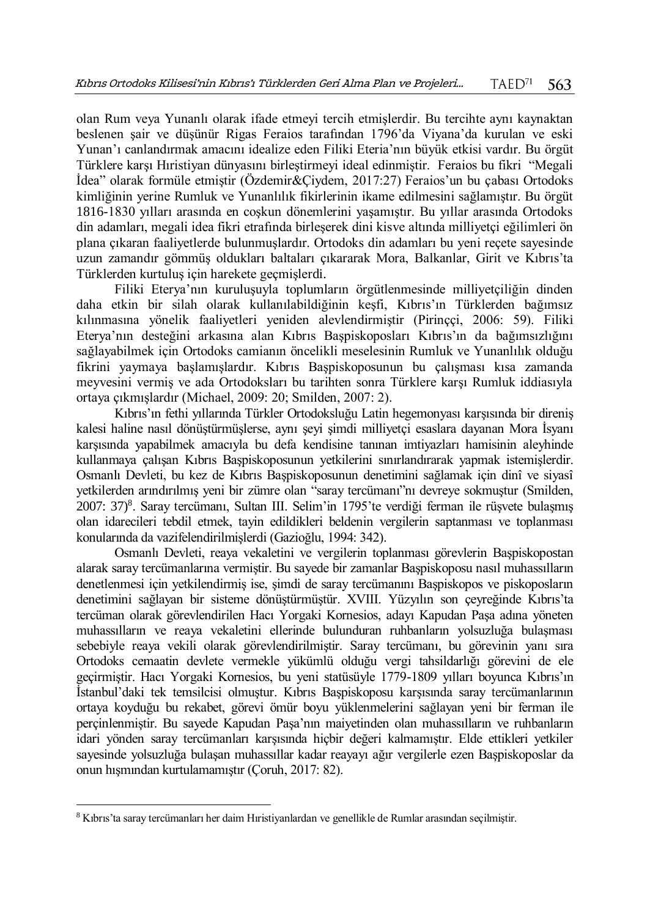olan Rum veya Yunanlı olarak ifade etmeyi tercih etmişlerdir. Bu tercihte aynı kaynaktan beslenen şair ve düşünür Rigas Feraios tarafından 1796'da Viyana'da kurulan ve eski Yunan'ı canlandırmak amacını idealize eden Filiki Eteria'nın büyük etkisi vardır. Bu örgüt Türklere karşı Hıristiyan dünyasını birleştirmeyi ideal edinmiştir. Feraios bu fikri "Megali İdea" olarak formüle etmiştir (Özdemir&Çiydem, 2017:27) Feraios'un bu çabası Ortodoks kimliğinin yerine Rumluk ve Yunanlılık fikirlerinin ikame edilmesini sağlamıştır. Bu örgüt 1816-1830 yılları arasında en coşkun dönemlerini yaşamıştır. Bu yıllar arasında Ortodoks din adamları, megali idea fikri etrafında birleşerek dini kisve altında milliyetçi eğilimleri ön plana çıkaran faaliyetlerde bulunmuşlardır. Ortodoks din adamları bu yeni reçete sayesinde uzun zamandır gömmüş oldukları baltaları çıkararak Mora, Balkanlar, Girit ve Kıbrıs'ta Türklerden kurtuluş için harekete geçmişlerdi.

Filiki Eterya'nın kuruluşuyla toplumların örgütlenmesinde milliyetçiliğin dinden daha etkin bir silah olarak kullanılabildiğinin keşfi, Kıbrıs'ın Türklerden bağımsız kılınmasına yönelik faaliyetleri yeniden alevlendirmiştir (Pirinççi, 2006: 59). Filiki Eterya'nın desteğini arkasına alan Kıbrıs Başpiskoposları Kıbrıs'ın da bağımsızlığını sağlayabilmek için Ortodoks camianın öncelikli meselesinin Rumluk ve Yunanlılık olduğu fikrini yaymaya başlamışlardır. Kıbrıs Başpiskoposunun bu çalışması kısa zamanda meyvesini vermiş ve ada Ortodoksları bu tarihten sonra Türklere karşı Rumluk iddiasıyla ortaya çıkmışlardır (Michael, 2009: 20; Smilden, 2007: 2).

Kıbrıs'ın fethi yıllarında Türkler Ortodoksluğu Latin hegemonyası karşısında bir direniş kalesi haline nasıl dönüştürmüşlerse, aynı şeyi şimdi milliyetçi esaslara dayanan Mora İsyanı karşısında yapabilmek amacıyla bu defa kendisine tanınan imtiyazları hamisinin aleyhinde kullanmaya çalışan Kıbrıs Başpiskoposunun yetkilerini sınırlandırarak yapmak istemişlerdir. Osmanlı Devleti, bu kez de Kıbrıs Başpiskoposunun denetimini sağlamak için dinî ve siyasî yetkilerden arındırılmış yeni bir zümre olan "saray tercümanı"nı devreye sokmuştur (Smilden, 2007: 37)[8]. Saray tercümanı, Sultan III. Selim'in 1795'te verdiği ferman ile rüşvete bulaşmış olan idarecileri tebdil etmek, tayin edildikleri beldenin vergilerin saptanması ve toplanması konularında da vazifelendirilmişlerdi (Gazioğlu, 1994: 342).

Osmanlı Devleti, reaya vekaletini ve vergilerin toplanması görevlerin Başpiskopostan alarak saray tercümanlarına vermiştir. Bu sayede bir zamanlar Başpiskoposu nasıl muhassılların denetlenmesi için yetkilendirmiş ise, şimdi de saray tercümanını Başpiskopos ve piskoposların denetimini sağlayan bir sisteme dönüştürmüştür. XVIII. Yüzyılın son çeyreğinde Kıbrıs'ta tercüman olarak görevlendirilen Hacı Yorgaki Kornesios, adayı Kapudan Paşa adına yöneten muhassılların ve reaya vekaletini ellerinde bulunduran ruhbanların yolsuzluğa bulaşması sebebiyle reaya vekili olarak görevlendirilmiştir. Saray tercümanı, bu görevinin yanı sıra Ortodoks cemaatin devlete vermekle yükümlü olduğu vergi tahsildarlığı görevini de ele geçirmiştir. Hacı Yorgaki Kornesios, bu yeni statüsüyle 1779-1809 yılları boyunca Kıbrıs'ın İstanbul'daki tek temsilcisi olmuştur. Kıbrıs Başpiskoposu karşısında saray tercümanlarının ortaya koyduğu bu rekabet, görevi ömür boyu yüklenmelerini sağlayan yeni bir ferman ile perçinlenmiştir. Bu sayede Kapudan Paşa'nın maiyetinden olan muhassılların ve ruhbanların idari yönden saray tercümanları karşısında hiçbir değeri kalmamıştır. Elde ettikleri yetkiler sayesinde yolsuzluğa bulaşan muhassıllar kadar reayayı ağır vergilerle ezen Başpiskoposlar da onun hışmından kurtulamamıştır (Çoruh, 2017: 82).

---

[8] Kıbrıs'ta saray tercümanları her daim Hıristiyanlardan ve genellikle de Rumlar arasından seçilmiştir.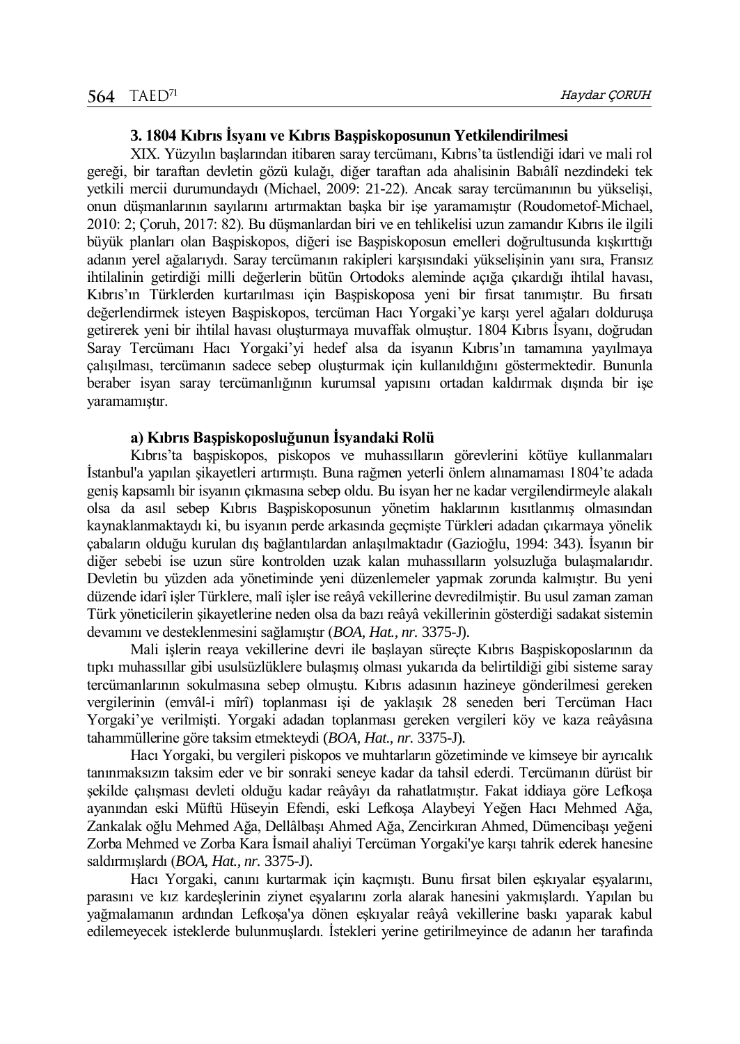### 3. 1804 Kıbrıs İsyanı ve Kıbrıs Başpiskoposunun Yetkilendirilmesi

XIX. Yüzyılın başlarından itibaren saray tercümanı, Kıbrıs'ta üstlendiği idari ve mali rol gereği, bir taraftan devletin gözü kulağı, diğer taraftan ada ahalisinin Babıâlî nezdindeki tek yetkili mercii durumundaydı (Michael, 2009: 21-22). Ancak saray tercümanının bu yükselişi, onun düşmanlarının sayılarını artırmaktan başka bir işe yaramamıştır (Roudometof-Michael, 2010: 2; Çoruh, 2017: 82). Bu düşmanlardan biri ve en tehlikelisi uzun zamandır Kıbrıs ile ilgili büyük planları olan Başpiskopos, diğeri ise Başpiskoposun emelleri doğrultusunda kışkırttığı adanın yerel ağalarıydı. Saray tercümanın rakipleri karşısındaki yükselişinin yanı sıra, Fransız ihtilalinin getirdiği milli değerlerin bütün Ortodoks aleminde açığa çıkardığı ihtilal havası, Kıbrıs'ın Türklerden kurtarılması için Başpiskoposa yeni bir fırsat tanımıştır. Bu fırsatı değerlendirmek isteyen Başpiskopos, tercüman Hacı Yorgaki'ye karşı yerel ağaları dolduruşa getirerek yeni bir ihtilal havası oluşturmaya muvaffak olmuştur. 1804 Kıbrıs İsyanı, doğrudan Saray Tercümanı Hacı Yorgaki'yi hedef alsa da isyanın Kıbrıs'ın tamamına yayılmaya çalışılması, tercümanın sadece sebep oluşturmak için kullanıldığını göstermektedir. Bununla beraber isyan saray tercümanlığının kurumsal yapısını ortadan kaldırmak dışında bir işe yaramamıştır.

#### a) Kıbrıs Başpiskoposluğunun İsyandaki Rolü

Kıbrıs'ta başpiskopos, piskopos ve muhassılların görevlerini kötüye kullanmaları İstanbul'a yapılan şikayetleri artırmıştı. Buna rağmen yeterli önlem alınamaması 1804'te adada geniş kapsamlı bir isyanın çıkmasına sebep oldu. Bu isyan her ne kadar vergilendirmeyle alakalı olsa da asıl sebep Kıbrıs Başpiskoposunun yönetim haklarının kısıtlanmış olmasından kaynaklanmaktaydı ki, bu isyanın perde arkasında geçmişte Türkleri adadan çıkarmaya yönelik çabaların olduğu kurulan dış bağlantılardan anlaşılmaktadır (Gazioğlu, 1994: 343). İsyanın bir diğer sebebi ise uzun süre kontrolden uzak kalan muhassılların yolsuzluğa bulaşmalarıdır. Devletin bu yüzden ada yönetiminde yeni düzenlemeler yapmak zorunda kalmıştır. Bu yeni düzende idarî işler Türklere, malî işler ise reâyâ vekillerine devredilmiştir. Bu usul zaman zaman Türk yöneticilerin şikayetlerine neden olsa da bazı reâyâ vekillerinin gösterdiği sadakat sistemin devamını ve desteklenmesini sağlamıştır (*BOA, Hat., nr.* 3375-J).

Mali işlerin reaya vekillerine devri ile başlayan süreçte Kıbrıs Başpiskoposlarının da tıpkı muhassıllar gibi usulsüzlüklere bulaşmış olması yukarıda da belirtildiği gibi sisteme saray tercümanlarının sokulmasına sebep olmuştu. Kıbrıs adasının hazineye gönderilmesi gereken vergilerinin (emvâl-i mîrî) toplanması işi de yaklaşık 28 seneden beri Tercüman Hacı Yorgaki'ye verilmişti. Yorgaki adadan toplanması gereken vergileri köy ve kaza reâyâsına tahammüllerine göre taksim etmekteydi (*BOA, Hat., nr.* 3375-J).

Hacı Yorgaki, bu vergileri piskopos ve muhtarların gözetiminde ve kimseye bir ayrıcalık tanınmaksızın taksim eder ve bir sonraki seneye kadar da tahsil ederdi. Tercümanın dürüst bir şekilde çalışması devleti olduğu kadar reâyâyı da rahatlatmıştır. Fakat iddiaya göre Lefkoşa ayanından eski Müftü Hüseyin Efendi, eski Lefkoşa Alaybeyi Yeğen Hacı Mehmed Ağa, Zankalak oğlu Mehmed Ağa, Dellâlbaşı Ahmed Ağa, Zencirkıran Ahmed, Dümencibaşı yeğeni Zorba Mehmed ve Zorba Kara İsmail ahaliyi Tercüman Yorgaki'ye karşı tahrik ederek hanesine saldırmışlardı (*BOA, Hat., nr.* 3375-J).

Hacı Yorgaki, canını kurtarmak için kaçmıştı. Bunu fırsat bilen eşkıyalar eşyalarını, parasını ve kız kardeşlerinin ziynet eşyalarını zorla alarak hanesini yakmışlardı. Yapılan bu yağmalamanın ardından Lefkoşa'ya dönen eşkıyalar reâyâ vekillerine baskı yaparak kabul edilemeyecek isteklerde bulunmuşlardı. İstekleri yerine getirilmeyince de adanın her tarafında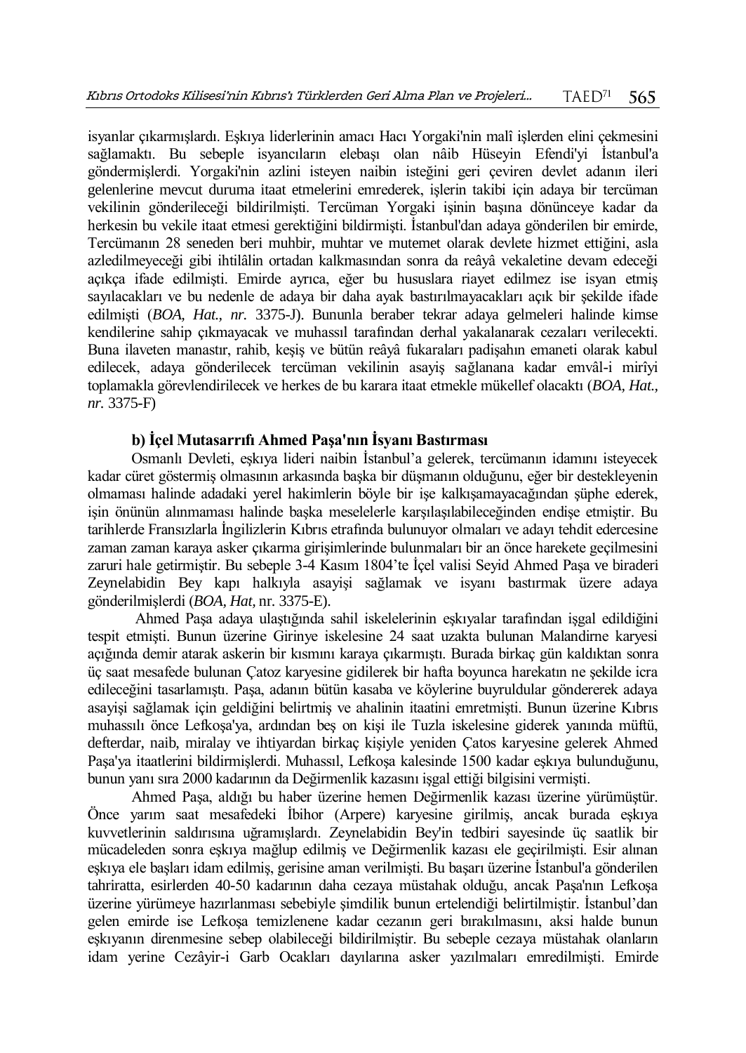isyanlar çıkarmışlardı. Eşkıya liderlerinin amacı Hacı Yorgaki'nin malî işlerden elini çekmesini sağlamaktı. Bu sebeple isyancıların elebaşı olan nâib Hüseyin Efendi'yi İstanbul'a göndermişlerdi. Yorgaki'nin azlini isteyen naibin isteğini geri çeviren devlet adanın ileri gelenlerine mevcut duruma itaat etmelerini emrederek, işlerin takibi için adaya bir tercüman vekilinin gönderileceği bildirilmişti. Tercüman Yorgaki işinin başına dönünceye kadar da herkesin bu vekile itaat etmesi gerektiğini bildirmişti. İstanbul'dan adaya gönderilen bir emirde, Tercümanın 28 seneden beri muhbir, muhtar ve mutemet olarak devlete hizmet ettiğini, asla azledilmeyeceği gibi ihtilâlin ortadan kalkmasından sonra da reâyâ vekaletine devam edeceği açıkça ifade edilmişti. Emirde ayrıca, eğer bu hususlara riayet edilmez ise isyan etmiş sayılacakları ve bu nedenle de adaya bir daha ayak bastırılmayacakları açık bir şekilde ifade edilmişti (*BOA, Hat., nr.* 3375-J). Bununla beraber tekrar adaya gelmeleri halinde kimse kendilerine sahip çıkmayacak ve muhassıl tarafından derhal yakalanarak cezaları verilecekti. Buna ilaveten manastır, rahib, keşiş ve bütün reâyâ fukaraları padişahın emaneti olarak kabul edilecek, adaya gönderilecek tercüman vekilinin asayiş sağlanana kadar emvâl-i mirîyi toplamakla görevlendirilecek ve herkes de bu karara itaat etmekle mükellef olacaktı (*BOA, Hat., nr.* 3375-F)

### b) İçel Mutasarrıfı Ahmed Paşa'nın İsyanı Bastırması

Osmanlı Devleti, eşkıya lideri naibin İstanbul'a gelerek, tercümanın idamını isteyecek kadar cüret göstermiş olmasının arkasında başka bir düşmanın olduğunu, eğer bir destekleyenin olmaması halinde adadaki yerel hakimlerin böyle bir işe kalkışamayacağından şüphe ederek, işin önünün alınmaması halinde başka meselelerle karşılaşılabileceğinden endişe etmiştir. Bu tarihlerde Fransızlarla İngilizlerin Kıbrıs etrafında bulunuyor olmaları ve adayı tehdit edercesine zaman zaman karaya asker çıkarma girişimlerinde bulunmaları bir an önce harekete geçilmesini zaruri hale getirmiştir. Bu sebeple 3-4 Kasım 1804'te İçel valisi Seyid Ahmed Paşa ve biraderi Zeynelabidin Bey kapı halkıyla asayişi sağlamak ve isyanı bastırmak üzere adaya gönderilmişlerdi (*BOA, Hat,* nr. 3375-E).

Ahmed Paşa adaya ulaştığında sahil iskelelerinin eşkıyalar tarafından işgal edildiğini tespit etmişti. Bunun üzerine Girinye iskelesine 24 saat uzakta bulunan Malandirne karyesi açığında demir atarak askerin bir kısmını karaya çıkarmıştı. Burada birkaç gün kaldıktan sonra üç saat mesafede bulunan Çatoz karyesine gidilerek bir hafta boyunca harekatın ne şekilde icra edileceğini tasarlamıştı. Paşa, adanın bütün kasaba ve köylerine buyruldular göndererek adaya asayişi sağlamak için geldiğini belirtmiş ve ahalinin itaatini emretmişti. Bunun üzerine Kıbrıs muhassılı önce Lefkoşa'ya, ardından beş on kişi ile Tuzla iskelesine giderek yanında müftü, defterdar, naib, miralay ve ihtiyardan birkaç kişiyle yeniden Çatos karyesine gelerek Ahmed Paşa'ya itaatlerini bildirmişlerdi. Muhassıl, Lefkoşa kalesinde 1500 kadar eşkıya bulunduğunu, bunun yanı sıra 2000 kadarının da Değirmenlik kazasını işgal ettiği bilgisini vermişti.

Ahmed Paşa, aldığı bu haber üzerine hemen Değirmenlik kazası üzerine yürümüştür. Önce yarım saat mesafedeki İbihor (Arpere) karyesine girilmiş, ancak burada eşkıya kuvvetlerinin saldırısına uğramışlardı. Zeynelabidin Bey'in tedbiri sayesinde üç saatlik bir mücadeleden sonra eşkıya mağlup edilmiş ve Değirmenlik kazası ele geçirilmişti. Esir alınan eşkıya ele başları idam edilmiş, gerisine aman verilmişti. Bu başarı üzerine İstanbul'a gönderilen tahriratta, esirlerden 40-50 kadarının daha cezaya müstahak olduğu, ancak Paşa'nın Lefkoşa üzerine yürümeye hazırlanması sebebiyle şimdilik bunun ertelendiği belirtilmiştir. İstanbul'dan gelen emirde ise Lefkoşa temizlenene kadar cezanın geri bırakılmasını, aksi halde bunun eşkıyanın direnmesine sebep olabileceği bildirilmiştir. Bu sebeple cezaya müstahak olanların idam yerine Cezâyir-i Garb Ocakları dayılarına asker yazılmaları emredilmişti. Emirde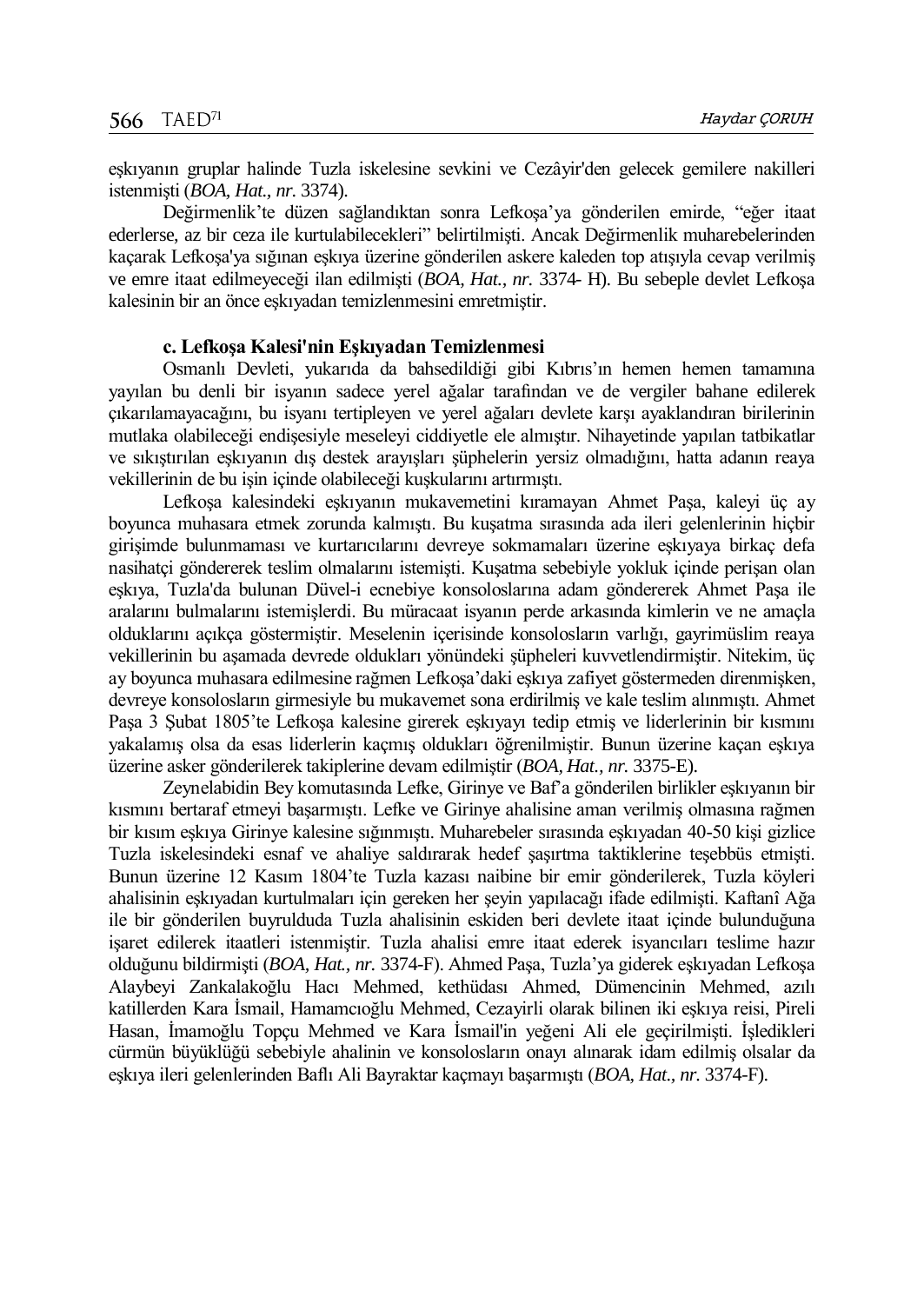eşkıyanın gruplar halinde Tuzla iskelesine sevkini ve Cezâyir'den gelecek gemilere nakilleri istenmişti (*BOA, Hat., nr.* 3374).

Değirmenlik'te düzen sağlandıktan sonra Lefkoşa'ya gönderilen emirde, "eğer itaat ederlerse, az bir ceza ile kurtulabilecekleri" belirtilmişti. Ancak Değirmenlik muharebelerinden kaçarak Lefkoşa'ya sığınan eşkıya üzerine gönderilen askere kaleden top atışıyla cevap verilmiş ve emre itaat edilmeyeceği ilan edilmişti (*BOA, Hat., nr.* 3374- H). Bu sebeple devlet Lefkoşa kalesinin bir an önce eşkıyadan temizlenmesini emretmiştir.

### c. Lefkoşa Kalesi'nin Eşkıyadan Temizlenmesi

Osmanlı Devleti, yukarıda da bahsedildiği gibi Kıbrıs'ın hemen hemen tamamına yayılan bu denli bir isyanın sadece yerel ağalar tarafından ve de vergiler bahane edilerek çıkarılamayacağını, bu isyanı tertipleyen ve yerel ağaları devlete karşı ayaklandıran birilerinin mutlaka olabileceği endişesiyle meseleyi ciddiyetle ele almıştır. Nihayetinde yapılan tatbikatlar ve sıkıştırılan eşkıyanın dış destek arayışları şüphelerin yersiz olmadığını, hatta adanın reaya vekillerinin de bu işin içinde olabileceği kuşkularını artırmıştı.

Lefkoşa kalesindeki eşkıyanın mukavemetini kıramayan Ahmet Paşa, kaleyi üç ay boyunca muhasara etmek zorunda kalmıştı. Bu kuşatma sırasında ada ileri gelenlerinin hiçbir girişimde bulunmaması ve kurtarıcılarını devreye sokmamaları üzerine eşkıyaya birkaç defa nasihatçi göndererek teslim olmalarını istemişti. Kuşatma sebebiyle yokluk içinde perişan olan eşkıya, Tuzla'da bulunan Düvel-i ecnebiye konsoloslarına adam göndererek Ahmet Paşa ile aralarını bulmalarını istemişlerdi. Bu müracaat isyanın perde arkasında kimlerin ve ne amaçla olduklarını açıkça göstermiştir. Meselenin içerisinde konsolosların varlığı, gayrimüslim reaya vekillerinin bu aşamada devrede oldukları yönündeki şüpheleri kuvvetlendirmiştir. Nitekim, üç ay boyunca muhasara edilmesine rağmen Lefkoşa'daki eşkıya zafiyet göstermeden direnmişken, devreye konsolosların girmesiyle bu mukavemet sona erdirilmiş ve kale teslim alınmıştı. Ahmet Paşa 3 Şubat 1805'te Lefkoşa kalesine girerek eşkıyayı tedip etmiş ve liderlerinin bir kısmını yakalamış olsa da esas liderlerin kaçmış oldukları öğrenilmiştir. Bunun üzerine kaçan eşkıya üzerine asker gönderilerek takiplerine devam edilmiştir (*BOA, Hat., nr.* 3375-E).

Zeynelabidin Bey komutasında Lefke, Girinye ve Baf'a gönderilen birlikler eşkıyanın bir kısmını bertaraf etmeyi başarmıştı. Lefke ve Girinye ahalisine aman verilmiş olmasına rağmen bir kısım eşkıya Girinye kalesine sığınmıştı. Muharebeler sırasında eşkıyadan 40-50 kişi gizlice Tuzla iskelesindeki esnaf ve ahaliye saldırarak hedef şaşırtma taktiklerine teşebbüs etmişti. Bunun üzerine 12 Kasım 1804'te Tuzla kazası naibine bir emir gönderilerek, Tuzla köyleri ahalisinin eşkıyadan kurtulmaları için gereken her şeyin yapılacağı ifade edilmişti. Kaftanî Ağa ile bir gönderilen buyrulduda Tuzla ahalisinin eskiden beri devlete itaat içinde bulunduğuna işaret edilerek itaatleri istenmiştir. Tuzla ahalisi emre itaat ederek isyancıları teslime hazır olduğunu bildirmişti (*BOA, Hat., nr.* 3374-F). Ahmed Paşa, Tuzla'ya giderek eşkıyadan Lefkoşa Alaybeyi Zankalakoğlu Hacı Mehmed, kethüdası Ahmed, Dümencinin Mehmed, azılı katillerden Kara İsmail, Hamamcıoğlu Mehmed, Cezayirli olarak bilinen iki eşkıya reisi, Pireli Hasan, İmamoğlu Topçu Mehmed ve Kara İsmail'in yeğeni Ali ele geçirilmişti. İşledikleri cürmün büyüklüğü sebebiyle ahalinin ve konsolosların onayı alınarak idam edilmiş olsalar da eşkıya ileri gelenlerinden Baflı Ali Bayraktar kaçmayı başarmıştı (*BOA, Hat., nr.* 3374-F).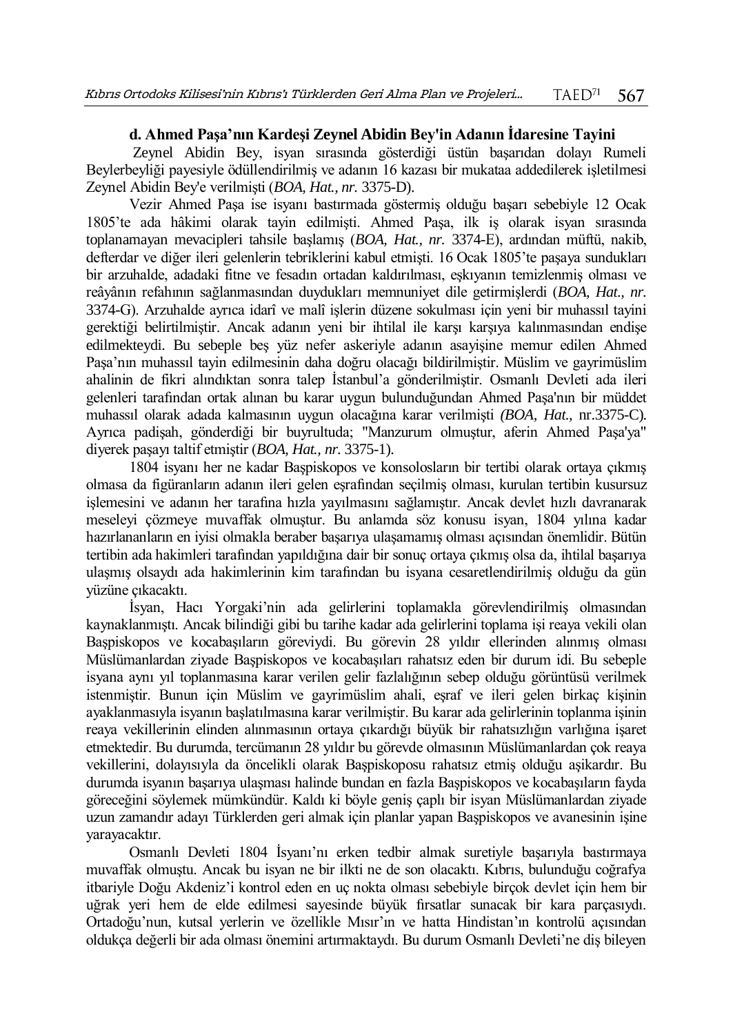### d. Ahmed Paşa'nın Kardeşi Zeynel Abidin Bey'in Adanın İdaresine Tayini

Zeynel Abidin Bey, isyan sırasında gösterdiği üstün başarıdan dolayı Rumeli Beylerbeyliği payesiyle ödüllendirilmiş ve adanın 16 kazası bir mukataa addedilerek işletilmesi Zeynel Abidin Bey'e verilmişti (*BOA, Hat., nr.* 3375-D).

Vezir Ahmed Paşa ise isyanı bastırmada göstermiş olduğu başarı sebebiyle 12 Ocak 1805'te ada hâkimi olarak tayin edilmişti. Ahmed Paşa, ilk iş olarak isyan sırasında toplanamayan mevacipleri tahsile başlamış (*BOA, Hat., nr.* 3374-E), ardından müftü, nakib, defterdar ve diğer ileri gelenlerin tebriklerini kabul etmişti. 16 Ocak 1805'te paşaya sundukları bir arzuhalde, adadaki fitne ve fesadın ortadan kaldırılması, eşkıyanın temizlenmiş olması ve reâyânın refahının sağlanmasından duydukları memnuniyet dile getirmişlerdi (*BOA, Hat., nr.* 3374-G). Arzuhalde ayrıca idarî ve malî işlerin düzene sokulması için yeni bir muhassıl tayini gerektiği belirtilmiştir. Ancak adanın yeni bir ihtilal ile karşı karşıya kalınmasından endişe edilmekteydi. Bu sebeple beş yüz nefer askeriyle adanın asayişine memur edilen Ahmed Paşa'nın muhassıl tayin edilmesinin daha doğru olacağı bildirilmiştir. Müslim ve gayrimüslim ahalinin de fikri alındıktan sonra talep İstanbul'a gönderilmiştir. Osmanlı Devleti ada ileri gelenleri tarafından ortak alınan bu karar uygun bulunduğundan Ahmed Paşa'nın bir müddet muhassıl olarak adada kalmasının uygun olacağına karar verilmişti *(BOA, Hat.,* nr.3375-C). Ayrıca padişah, gönderdiği bir buyrultuda; "Manzurum olmuştur, aferin Ahmed Paşa'ya" diyerek paşayı taltif etmiştir (*BOA, Hat., nr.* 3375-1).

1804 isyanı her ne kadar Başpiskopos ve konsolosların bir tertibi olarak ortaya çıkmış olmasa da figüranların adanın ileri gelen eşrafından seçilmiş olması, kurulan tertibin kusursuz işlemesini ve adanın her tarafına hızla yayılmasını sağlamıştır. Ancak devlet hızlı davranarak meseleyi çözmeye muvaffak olmuştur. Bu anlamda söz konusu isyan, 1804 yılına kadar hazırlananların en iyisi olmakla beraber başarıya ulaşamamış olması açısından önemlidir. Bütün tertibin ada hakimleri tarafından yapıldığına dair bir sonuç ortaya çıkmış olsa da, ihtilal başarıya ulaşmış olsaydı ada hakimlerinin kim tarafından bu isyana cesaretlendirilmiş olduğu da gün yüzüne çıkacaktı.

İsyan, Hacı Yorgaki'nin ada gelirlerini toplamakla görevlendirilmiş olmasından kaynaklanmıştı. Ancak bilindiği gibi bu tarihe kadar ada gelirlerini toplama işi reaya vekili olan Başpiskopos ve kocabaşıların göreviydi. Bu görevin 28 yıldır ellerinden alınmış olması Müslümanlardan ziyade Başpiskopos ve kocabaşıları rahatsız eden bir durum idi. Bu sebeple isyana aynı yıl toplanmasına karar verilen gelir fazlalığının sebep olduğu görüntüsü verilmek istenmiştir. Bunun için Müslim ve gayrimüslim ahali, eşraf ve ileri gelen birkaç kişinin ayaklanmasıyla isyanın başlatılmasına karar verilmiştir. Bu karar ada gelirlerinin toplanma işinin reaya vekillerinin elinden alınmasının ortaya çıkardığı büyük bir rahatsızlığın varlığına işaret etmektedir. Bu durumda, tercümanın 28 yıldır bu görevde olmasının Müslümanlardan çok reaya vekillerini, dolayısıyla da öncelikli olarak Başpiskoposu rahatsız etmiş olduğu aşikardır. Bu durumda isyanın başarıya ulaşması halinde bundan en fazla Başpiskopos ve kocabaşıların fayda göreceğini söylemek mümkündür. Kaldı ki böyle geniş çaplı bir isyan Müslümanlardan ziyade uzun zamandır adayı Türklerden geri almak için planlar yapan Başpiskopos ve avanesinin işine yarayacaktır.

Osmanlı Devleti 1804 İsyanı'nı erken tedbir almak suretiyle başarıyla bastırmaya muvaffak olmuştu. Ancak bu isyan ne bir ilkti ne de son olacaktı. Kıbrıs, bulunduğu coğrafya itbariyle Doğu Akdeniz'i kontrol eden en uç nokta olması sebebiyle birçok devlet için hem bir uğrak yeri hem de elde edilmesi sayesinde büyük fırsatlar sunacak bir kara parçasıydı. Ortadoğu'nun, kutsal yerlerin ve özellikle Mısır'ın ve hatta Hindistan'ın kontrolü açısından oldukça değerli bir ada olması önemini artırmaktaydı. Bu durum Osmanlı Devleti'ne diş bileyen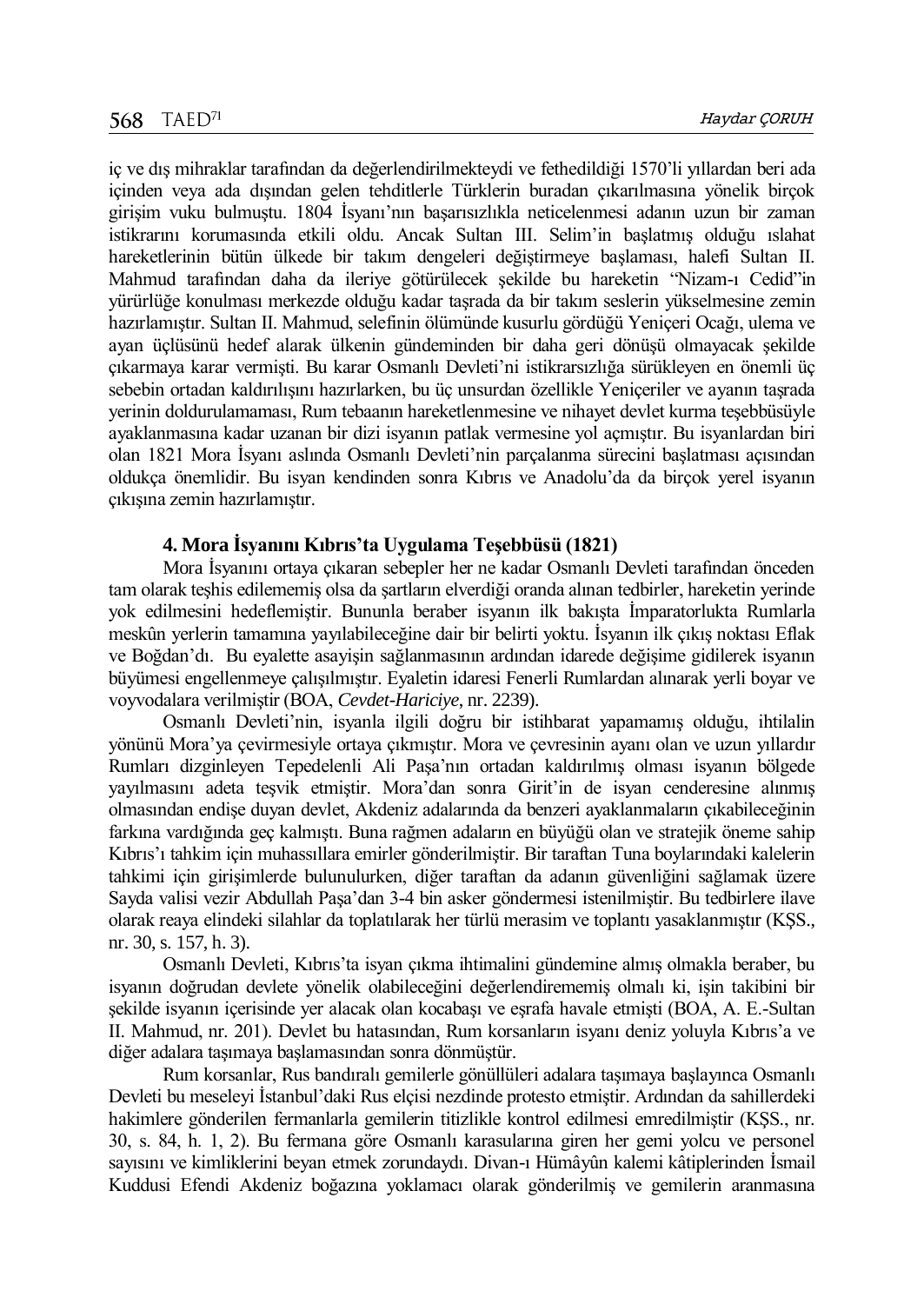iç ve dış mihraklar tarafından da değerlendirilmekteydi ve fethedildiği 1570'li yıllardan beri ada içinden veya ada dışından gelen tehditlerle Türklerin buradan çıkarılmasına yönelik birçok girişim vuku bulmuştu. 1804 İsyanı'nın başarısızlıkla neticelenmesi adanın uzun bir zaman istikrarını korumasında etkili oldu. Ancak Sultan III. Selim'in başlatmış olduğu ıslahat hareketlerinin bütün ülkede bir takım dengeleri değiştirmeye başlaması, halefi Sultan II. Mahmud tarafından daha da ileriye götürülecek şekilde bu hareketin "Nizam-ı Cedid"in yürürlüğe konulması merkezde olduğu kadar taşrada da bir takım seslerin yükselmesine zemin hazırlamıştır. Sultan II. Mahmud, selefinin ölümünde kusurlu gördüğü Yeniçeri Ocağı, ulema ve ayan üçlüsünü hedef alarak ülkenin gündeminden bir daha geri dönüşü olmayacak şekilde çıkarmaya karar vermişti. Bu karar Osmanlı Devleti'ni istikrarsızlığa sürükleyen en önemli üç sebebin ortadan kaldırılışını hazırlarken, bu üç unsurdan özellikle Yeniçeriler ve ayanın taşrada yerinin doldurulamaması, Rum tebaanın hareketlenmesine ve nihayet devlet kurma teşebbüsüyle ayaklanmasına kadar uzanan bir dizi isyanın patlak vermesine yol açmıştır. Bu isyanlardan biri olan 1821 Mora İsyanı aslında Osmanlı Devleti'nin parçalanma sürecini başlatması açısından oldukça önemlidir. Bu isyan kendinden sonra Kıbrıs ve Anadolu'da da birçok yerel isyanın çıkışına zemin hazırlamıştır.

## 4. Mora İsyanını Kıbrıs'ta Uygulama Teşebbüsü (1821)

Mora İsyanını ortaya çıkaran sebepler her ne kadar Osmanlı Devleti tarafından önceden tam olarak teşhis edilememiş olsa da şartların elverdiği oranda alınan tedbirler, hareketin yerinde yok edilmesini hedeflemiştir. Bununla beraber isyanın ilk bakışta İmparatorlukta Rumlarla meskûn yerlerin tamamına yayılabileceğine dair bir belirti yoktu. İsyanın ilk çıkış noktası Eflak ve Boğdan'dı. Bu eyalette asayişin sağlanmasının ardından idarede değişime gidilerek isyanın büyümesi engellenmeye çalışılmıştır. Eyaletin idaresi Fenerli Rumlardan alınarak yerli boyar ve voyvodalara verilmiştir (BOA, *Cevdet-Hariciye*, nr. 2239).

Osmanlı Devleti'nin, isyanla ilgili doğru bir istihbarat yapamamış olduğu, ihtilalin yönünü Mora'ya çevirmesiyle ortaya çıkmıştır. Mora ve çevresinin ayanı olan ve uzun yıllardır Rumları dizginleyen Tepedelenli Ali Paşa'nın ortadan kaldırılmış olması isyanın bölgede yayılmasını adeta teşvik etmiştir. Mora'dan sonra Girit'in de isyan cenderesine alınmış olmasından endişe duyan devlet, Akdeniz adalarında da benzeri ayaklanmaların çıkabileceğinin farkına vardığında geç kalmıştı. Buna rağmen adaların en büyüğü olan ve stratejik öneme sahip Kıbrıs'ı tahkim için muhassıllara emirler gönderilmiştir. Bir taraftan Tuna boylarındaki kalelerin tahkimi için girişimlerde bulunulurken, diğer taraftan da adanın güvenliğini sağlamak üzere Sayda valisi vezir Abdullah Paşa'dan 3-4 bin asker göndermesi istenilmiştir. Bu tedbirlere ilave olarak reaya elindeki silahlar da toplatılarak her türlü merasim ve toplantı yasaklanmıştır (KŞS., nr. 30, s. 157, h. 3).

Osmanlı Devleti, Kıbrıs'ta isyan çıkma ihtimalini gündemine almış olmakla beraber, bu isyanın doğrudan devlete yönelik olabileceğini değerlendirememiş olmalı ki, işin takibini bir şekilde isyanın içerisinde yer alacak olan kocabaşı ve eşrafa havale etmişti (BOA, A. E.-Sultan II. Mahmud, nr. 201). Devlet bu hatasından, Rum korsanların isyanı deniz yoluyla Kıbrıs'a ve diğer adalara taşımaya başlamasından sonra dönmüştür.

Rum korsanlar, Rus bandıralı gemilerle gönüllüleri adalara taşımaya başlayınca Osmanlı Devleti bu meseleyi İstanbul'daki Rus elçisi nezdinde protesto etmiştir. Ardından da sahillerdeki hakimlere gönderilen fermanlarla gemilerin titizlikle kontrol edilmesi emredilmiştir (KŞS., nr. 30, s. 84, h. 1, 2). Bu fermana göre Osmanlı karasularına giren her gemi yolcu ve personel sayısını ve kimliklerini beyan etmek zorundaydı. Divan-ı Hümâyûn kalemi kâtiplerinden İsmail Kuddusi Efendi Akdeniz boğazına yoklamacı olarak gönderilmiş ve gemilerin aranmasına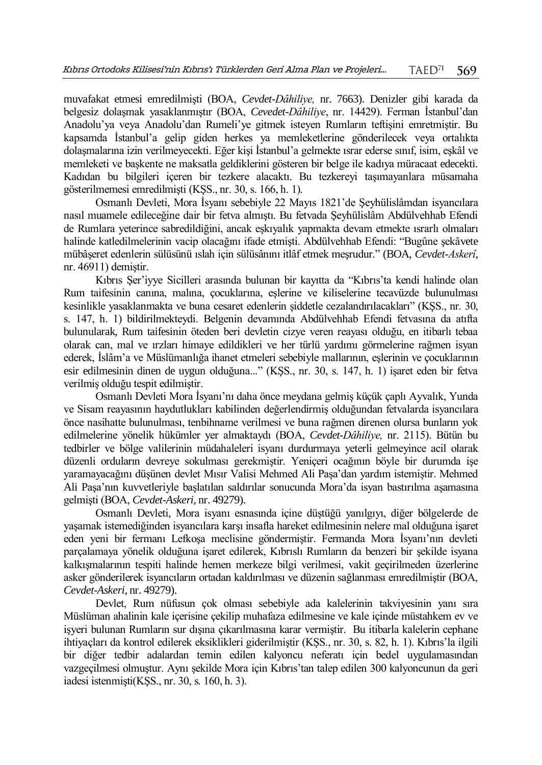muvafakat etmesi emredilmişti (BOA, *Cevdet-Dâhiliye,* nr. 7663). Denizler gibi karada da belgesiz dolaşmak yasaklanmıştır (BOA, *Cevedet-Dâhiliye*, nr. 14429). Ferman İstanbul'dan Anadolu'ya veya Anadolu'dan Rumeli'ye gitmek isteyen Rumların teftişini emretmiştir. Bu kapsamda İstanbul'a gelip giden herkes ya memleketlerine gönderilecek veya ortalıkta dolaşmalarına izin verilmeyecekti. Eğer kişi İstanbul'a gelmekte ısrar ederse sınıf, isim, eşkâl ve memleketi ve başkente ne maksatla geldiklerini gösteren bir belge ile kadıya müracaat edecekti. Kadıdan bu bilgileri içeren bir tezkere alacaktı. Bu tezkereyi taşımayanlara müsamaha gösterilmemesi emredilmişti (KŞS., nr. 30, s. 166, h. 1).

Osmanlı Devleti, Mora İsyanı sebebiyle 22 Mayıs 1821'de Şeyhülislâmdan isyancılara nasıl muamele edileceğine dair bir fetva almıştı. Bu fetvada Şeyhülislâm Abdülvehhab Efendi de Rumlara yeterince sabredildiğini, ancak eşkıyalık yapmakta devam etmekte ısrarlı olmaları halinde katledilmelerinin vacip olacağını ifade etmişti. Abdülvehhab Efendi: "Bugûne şekâvete mübâşeret edenlerin sülüsünü ıslah için sülüsânını itlâf etmek meşrudur." (BOA, *Cevdet-Askerî*, nr. 46911) demiştir.

Kıbrıs Şer'iyye Sicilleri arasında bulunan bir kayıtta da "Kıbrıs'ta kendi halinde olan Rum taifesinin canına, malına, çocuklarına, eşlerine ve kiliselerine tecavüzde bulunulması kesinlikle yasaklanmakta ve buna cesaret edenlerin şiddetle cezalandırılacakları" (KŞS., nr. 30, s. 147, h. 1) bildirilmekteydi. Belgenin devamında Abdülvehhab Efendi fetvasına da atıfta bulunularak, Rum taifesinin öteden beri devletin cizye veren reayası olduğu, en itibarlı tebaa olarak can, mal ve ırzları himaye edildikleri ve her türlü yardımı görmelerine rağmen isyan ederek, İslâm'a ve Müslümanlığa ihanet etmeleri sebebiyle mallarının, eşlerinin ve çocuklarının esir edilmesinin dinen de uygun olduğuna..." (KŞS., nr. 30, s. 147, h. 1) işaret eden bir fetva verilmiş olduğu tespit edilmiştir.

Osmanlı Devleti Mora İsyanı'nı daha önce meydana gelmiş küçük çaplı Ayvalık, Yunda ve Sisam reayasının haydutlukları kabilinden değerlendirmiş olduğundan fetvalarda isyancılara önce nasihatte bulunulması, tenbihname verilmesi ve buna rağmen direnen olursa bunların yok edilmelerine yönelik hükümler yer almaktaydı (BOA, *Cevdet-Dâhiliye,* nr. 2115). Bütün bu tedbirler ve bölge valilerinin müdahaleleri isyanı durdurmaya yeterli gelmeyince acil olarak düzenli orduların devreye sokulması gerekmiştir. Yeniçeri ocağının böyle bir durumda işe yaramayacağını düşünen devlet Mısır Valisi Mehmed Ali Paşa'dan yardım istemiştir. Mehmed Ali Paşa'nın kuvvetleriyle başlatılan saldırılar sonucunda Mora'da isyan bastırılma aşamasına gelmişti (BOA, *Cevdet-Askeri*, nr. 49279).

Osmanlı Devleti, Mora isyanı esnasında içine düştüğü yanılgıyı, diğer bölgelerde de yaşamak istemediğinden isyancılara karşı insafla hareket edilmesinin nelere mal olduğuna işaret eden yeni bir fermanı Lefkoşa meclisine göndermiştir. Fermanda Mora İsyanı'nın devleti parçalamaya yönelik olduğuna işaret edilerek, Kıbrıslı Rumların da benzeri bir şekilde isyana kalkışmalarının tespiti halinde hemen merkeze bilgi verilmesi, vakit geçirilmeden üzerlerine asker gönderilerek isyancıların ortadan kaldırılması ve düzenin sağlanması emredilmiştir (BOA, *Cevdet-Askeri*, nr. 49279).

Devlet, Rum nüfusun çok olması sebebiyle ada kalelerinin takviyesinin yanı sıra Müslüman ahalinin kale içerisine çekilip muhafaza edilmesine ve kale içinde müstahkem ev ve işyeri bulunan Rumların sur dışına çıkarılmasına karar vermiştir. Bu itibarla kalelerin cephane ihtiyaçları da kontrol edilerek eksiklikleri giderilmiştir (KŞS., nr. 30, s. 82, h. 1). Kıbrıs'la ilgili bir diğer tedbir adalardan temin edilen kalyoncu neferatı için bedel uygulamasından vazgeçilmesi olmuştur. Aynı şekilde Mora için Kıbrıs'tan talep edilen 300 kalyoncunun da geri iadesi istenmişti(KŞS., nr. 30, s. 160, h. 3).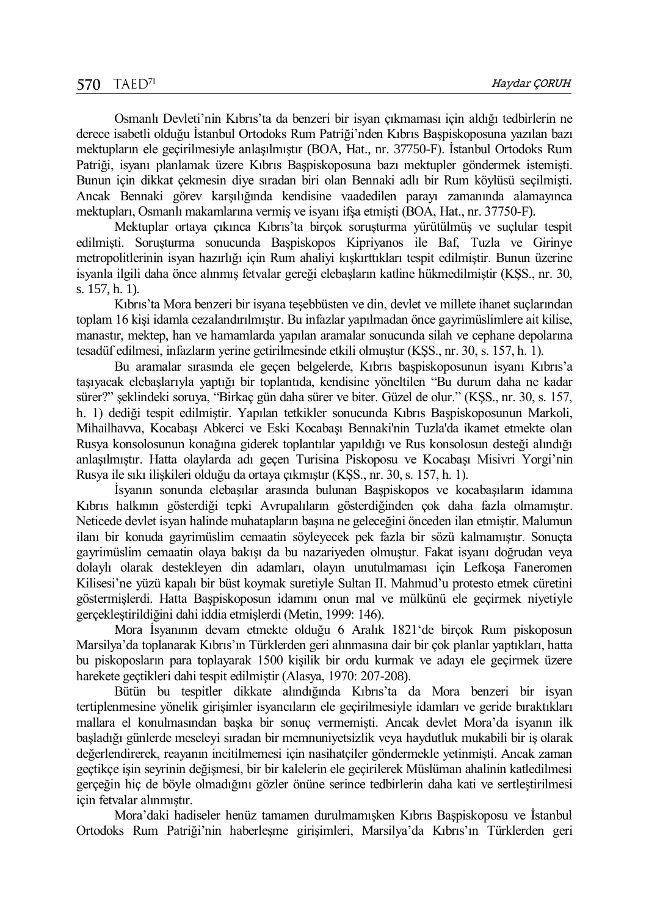Osmanlı Devleti'nin Kıbrıs'ta da benzeri bir isyan çıkmaması için aldığı tedbirlerin ne derece isabetli olduğu İstanbul Ortodoks Rum Patriği'nden Kıbrıs Başpiskoposuna yazılan bazı mektupların ele geçirilmesiyle anlaşılmıştır (BOA, Hat., nr. 37750-F). İstanbul Ortodoks Rum Patriği, isyanı planlamak üzere Kıbrıs Başpiskoposuna bazı mektupler göndermek istemişti. Bunun için dikkat çekmesin diye sıradan biri olan Bennaki adlı bir Rum köylüsü seçilmişti. Ancak Bennaki görev karşılığında kendisine vaadedilen parayı zamanında alamayınca mektupları, Osmanlı makamlarına vermiş ve isyanı ifşa etmişti (BOA, Hat., nr. 37750-F).

Mektuplar ortaya çıkınca Kıbrıs'ta birçok soruşturma yürütülmüş ve suçlular tespit edilmişti. Soruşturma sonucunda Başpiskopos Kipriyanos ile Baf, Tuzla ve Girinye metropolitlerinin isyan hazırlığı için Rum ahaliyi kışkırttıkları tespit edilmiştir. Bunun üzerine isyanla ilgili daha önce alınmış fetvalar gereği elebaşların katline hükmedilmiştir (KŞS., nr. 30, s. 157, h. 1).

Kıbrıs'ta Mora benzeri bir isyana teşebbüsten ve din, devlet ve millete ihanet suçlarından toplam 16 kişi idamla cezalandırılmıştır. Bu infazlar yapılmadan önce gayrimüslimlere ait kilise, manastır, mektep, han ve hamamlarda yapılan aramalar sonucunda silah ve cephane depolarına tesadüf edilmesi, infazların yerine getirilmesinde etkili olmuştur (KŞS., nr. 30, s. 157, h. 1).

Bu aramalar sırasında ele geçen belgelerde, Kıbrıs başpiskoposunun isyanı Kıbrıs'a taşıyacak elebaşlarıyla yaptığı bir toplantıda, kendisine yöneltilen "Bu durum daha ne kadar sürer?" şeklindeki soruya, "Birkaç gün daha sürer ve biter. Güzel de olur." (KŞS., nr. 30, s. 157, h. 1) dediği tespit edilmiştir. Yapılan tetkikler sonucunda Kıbrıs Başpiskoposunun Markoli, Mihailhavva, Kocabaşı Abkerci ve Eski Kocabaşı Bennaki'nin Tuzla'da ikamet etmekte olan Rusya konsolosunun konağına giderek toplantılar yapıldığı ve Rus konsolosun desteği alındığı anlaşılmıştır. Hatta olaylarda adı geçen Turisina Piskoposu ve Kocabaşı Misivri Yorgi'nin Rusya ile sıkı ilişkileri olduğu da ortaya çıkmıştır (KŞS., nr. 30, s. 157, h. 1).

İsyanın sonunda elebaşılar arasında bulunan Başpiskopos ve kocabaşıların idamına Kıbrıs halkının gösterdiği tepki Avrupalıların gösterdiğinden çok daha fazla olmamıştır. Neticede devlet isyan halinde muhatapların başına ne geleceğini önceden ilan etmiştir. Malumun ilanı bir konuda gayrimüslim cemaatin söyleyecek pek fazla bir sözü kalmamıştır. Sonuçta gayrimüslim cemaatin olaya bakışı da bu nazariyeden olmuştur. Fakat isyanı doğrudan veya dolaylı olarak destekleyen din adamları, olayın unutulmaması için Lefkoşa Faneromen Kilisesi'ne yüzü kapalı bir büst koymak suretiyle Sultan II. Mahmud'u protesto etmek cüretini göstermişlerdi. Hatta Başpiskoposun idamını onun mal ve mülkünü ele geçirmek niyetiyle gerçekleştirildiğini dahi iddia etmişlerdi (Metin, 1999: 146).

Mora İsyanının devam etmekte olduğu 6 Aralık 1821'de birçok Rum piskoposun Marsilya'da toplanarak Kıbrıs'ın Türklerden geri alınmasına dair bir çok planlar yaptıkları, hatta bu piskoposların para toplayarak 1500 kişilik bir ordu kurmak ve adayı ele geçirmek üzere harekete geçtikleri dahi tespit edilmiştir (Alasya, 1970: 207-208).

Bütün bu tespitler dikkate alındığında Kıbrıs'ta da Mora benzeri bir isyan tertiplenmesine yönelik girişimler isyancıların ele geçirilmesiyle idamları ve geride bıraktıkları mallara el konulmasından başka bir sonuç vermemişti. Ancak devlet Mora'da isyanın ilk başladığı günlerde meseleyi sıradan bir memnuniyetsizlik veya haydutluk mukabili bir iş olarak değerlendirerek, reayanın incitilmemesi için nasihatçiler göndermekle yetinmişti. Ancak zaman geçtikçe işin seyrinin değişmesi, bir bir kalelerin ele geçirilerek Müslüman ahalinin katledilmesi gerçeğin hiç de böyle olmadığını gözler önüne serince tedbirlerin daha kati ve sertleştirilmesi için fetvalar alınmıştır.

Mora'daki hadiseler henüz tamamen durulmamışken Kıbrıs Başpiskoposu ve İstanbul Ortodoks Rum Patriği'nin haberleşme girişimleri, Marsilya'da Kıbrıs'ın Türklerden geri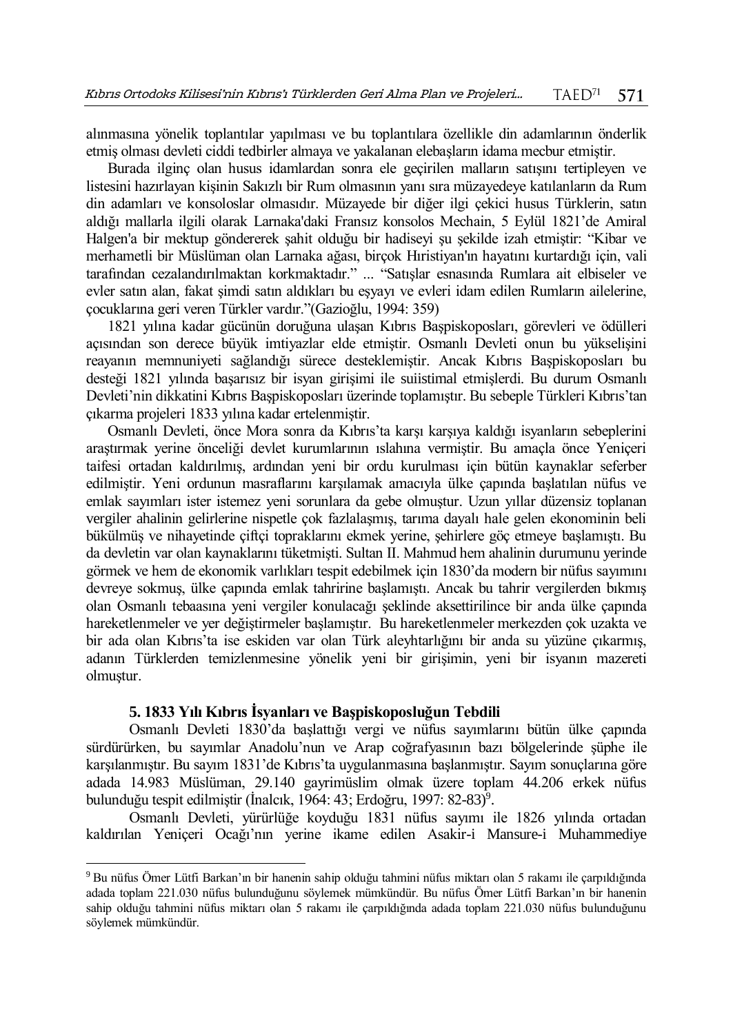alınmasına yönelik toplantılar yapılması ve bu toplantılara özellikle din adamlarının önderlik etmiş olması devleti ciddi tedbirler almaya ve yakalanan elebaşların idama mecbur etmiştir.

Burada ilginç olan husus idamlardan sonra ele geçirilen malların satışını tertipleyen ve listesini hazırlayan kişinin Sakızlı bir Rum olmasının yanı sıra müzayedeye katılanların da Rum din adamları ve konsoloslar olmasıdır. Müzayede bir diğer ilgi çekici husus Türklerin, satın aldığı mallarla ilgili olarak Larnaka'daki Fransız konsolos Mechain, 5 Eylül 1821'de Amiral Halgen'a bir mektup göndererek şahit olduğu bir hadiseyi şu şekilde izah etmiştir: "Kibar ve merhametli bir Müslüman olan Larnaka ağası, birçok Hıristiyan'ın hayatını kurtardığı için, vali tarafından cezalandırılmaktan korkmaktadır." ... "Satışlar esnasında Rumlara ait elbiseler ve evler satın alan, fakat şimdi satın aldıkları bu eşyayı ve evleri idam edilen Rumların ailelerine, çocuklarına geri veren Türkler vardır."(Gazioğlu, 1994: 359)

1821 yılına kadar gücünün doruğuna ulaşan Kıbrıs Başpiskoposları, görevleri ve ödülleri açısından son derece büyük imtiyazlar elde etmiştir. Osmanlı Devleti onun bu yükselişini reayanın memnuniyeti sağlandığı sürece desteklemiştir. Ancak Kıbrıs Başpiskoposları bu desteği 1821 yılında başarısız bir isyan girişimi ile suiistimal etmişlerdi. Bu durum Osmanlı Devleti'nin dikkatini Kıbrıs Başpiskoposları üzerinde toplamıştır. Bu sebeple Türkleri Kıbrıs'tan çıkarma projeleri 1833 yılına kadar ertelenmiştir.

Osmanlı Devleti, önce Mora sonra da Kıbrıs'ta karşı karşıya kaldığı isyanların sebeplerini araştırmak yerine önceliği devlet kurumlarının ıslahına vermiştir. Bu amaçla önce Yeniçeri taifesi ortadan kaldırılmış, ardından yeni bir ordu kurulması için bütün kaynaklar seferber edilmiştir. Yeni ordunun masraflarını karşılamak amacıyla ülke çapında başlatılan nüfus ve emlak sayımları ister istemez yeni sorunlara da gebe olmuştur. Uzun yıllar düzensiz toplanan vergiler ahalinin gelirlerine nispetle çok fazlalaşmış, tarıma dayalı hale gelen ekonominin beli bükülmüş ve nihayetinde çiftçi topraklarını ekmek yerine, şehirlere göç etmeye başlamıştı. Bu da devletin var olan kaynaklarını tüketmişti. Sultan II. Mahmud hem ahalinin durumunu yerinde görmek ve hem de ekonomik varlıkları tespit edebilmek için 1830'da modern bir nüfus sayımını devreye sokmuş, ülke çapında emlak tahririne başlamıştı. Ancak bu tahrir vergilerden bıkmış olan Osmanlı tebaasına yeni vergiler konulacağı şeklinde aksettirilince bir anda ülke çapında hareketlenmeler ve yer değiştirmeler başlamıştır. Bu hareketlenmeler merkezden çok uzakta ve bir ada olan Kıbrıs'ta ise eskiden var olan Türk aleyhtarlığını bir anda su yüzüne çıkarmış, adanın Türklerden temizlenmesine yönelik yeni bir girişimin, yeni bir isyanın mazereti olmuştur.

## 5. 1833 Yılı Kıbrıs İsyanları ve Başpiskoposluğun Tebdili

Osmanlı Devleti 1830'da başlattığı vergi ve nüfus sayımlarını bütün ülke çapında sürdürürken, bu sayımlar Anadolu'nun ve Arap coğrafyasının bazı bölgelerinde şüphe ile karşılanmıştır. Bu sayım 1831'de Kıbrıs'ta uygulanmasına başlanmıştır. Sayım sonuçlarına göre adada 14.983 Müslüman, 29.140 gayrimüslim olmak üzere toplam 44.206 erkek nüfus bulunduğu tespit edilmiştir (İnalcık, 1964: 43; Erdoğru, 1997: 82-83)[9].

Osmanlı Devleti, yürürlüğe koyduğu 1831 nüfus sayımı ile 1826 yılında ortadan kaldırılan Yeniçeri Ocağı'nın yerine ikame edilen Asakir-i Mansure-i Muhammediye

---

[9] Bu nüfus Ömer Lütfi Barkan'ın bir hanenin sahip olduğu tahmini nüfus miktarı olan 5 rakamı ile çarpıldığında adada toplam 221.030 nüfus bulunduğunu söylemek mümkündür. Bu nüfus Ömer Lütfi Barkan'ın bir hanenin sahip olduğu tahmini nüfus miktarı olan 5 rakamı ile çarpıldığında adada toplam 221.030 nüfus bulunduğunu söylemek mümkündür.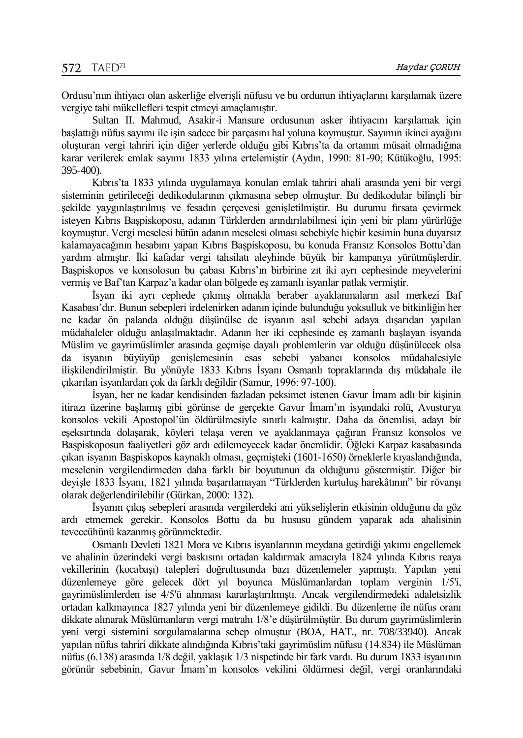Ordusu'nun ihtiyacı olan askerliğe elverişli nüfusu ve bu ordunun ihtiyaçlarını karşılamak üzere vergiye tabi mükellefleri tespit etmeyi amaçlamıştır.

Sultan II. Mahmud, Asakir-i Mansure ordusunun asker ihtiyacını karşılamak için başlattığı nüfus sayımı ile işin sadece bir parçasını hal yoluna koymuştur. Sayımın ikinci ayağını oluşturan vergi tahriri için diğer yerlerde olduğu gibi Kıbrıs'ta da ortamın müsait olmadığına karar verilerek emlak sayımı 1833 yılına ertelemiştir (Aydın, 1990: 81-90; Kütükoğlu, 1995: 395-400).

Kıbrıs'ta 1833 yılında uygulamaya konulan emlak tahriri ahali arasında yeni bir vergi sisteminin getirileceği dedikodularının çıkmasına sebep olmuştur. Bu dedikodular bilinçli bir şekilde yaygınlaştırılmış ve fesadın çerçevesi genişletilmiştir. Bu durumu fırsata çevirmek isteyen Kıbrıs Başpiskoposu, adanın Türklerden arındırılabilmesi için yeni bir planı yürürlüğe koymuştur. Vergi meselesi bütün adanın meselesi olması sebebiyle hiçbir kesimin buna duyarsız kalamayacağının hesabını yapan Kıbrıs Başpiskoposu, bu konuda Fransız Konsolos Bottu'dan yardım almıştır. İki kafadar vergi tahsilatı aleyhinde büyük bir kampanya yürütmüşlerdir. Başpiskopos ve konsolosun bu çabası Kıbrıs'ın birbirine zıt iki ayrı cephesinde meyvelerini vermiş ve Baf'tan Karpaz'a kadar olan bölgede eş zamanlı isyanlar patlak vermiştir.

İsyan iki ayrı cephede çıkmış olmakla beraber ayaklanmaların asıl merkezi Baf Kasabası'dır. Bunun sebepleri irdelenirken adanın içinde bulunduğu yoksulluk ve bitkinliğin her ne kadar ön palanda olduğu düşünülse de isyanın asıl sebebi adaya dışarıdan yapılan müdahaleler olduğu anlaşılmaktadır. Adanın her iki cephesinde eş zamanlı başlayan isyanda Müslim ve gayrimüslimler arasında geçmişe dayalı problemlerin var olduğu düşünülecek olsa da isyanın büyüyüp genişlemesinin esas sebebi yabancı konsolos müdahalesiyle ilişkilendirilmiştir. Bu yönüyle 1833 Kıbrıs İsyanı Osmanlı topraklarında dış müdahale ile çıkarılan isyanlardan çok da farklı değildir (Samur, 1996: 97-100).

İsyan, her ne kadar kendisinden fazladan peksimet istenen Gavur İmam adlı bir kişinin itirazı üzerine başlamış gibi görünse de gerçekte Gavur İmam'ın isyandaki rolü, Avusturya konsolos vekili Apostopol'ün öldürülmesiyle sınırlı kalmıştır. Daha da önemlisi, adayı bir eşeksırtında dolaşarak, köyleri telaşa veren ve ayaklanmaya çağıran Fransız konsolos ve Başpiskoposun faaliyetleri göz ardı edilemeyecek kadar önemlidir. Öğleki Karpaz kasabasında çıkan isyanın Başpiskopos kaynaklı olması, geçmişteki (1601-1650) örneklerle kıyaslandığında, meselenin vergilendirmeden daha farklı bir boyutunun da olduğunu göstermiştir. Diğer bir deyişle 1833 İsyanı, 1821 yılında başarılamayan "Türklerden kurtuluş harekâtının" bir rövanşı olarak değerlendirilebilir (Gürkan, 2000: 132).

İsyanın çıkış sebepleri arasında vergilerdeki ani yükselişlerin etkisinin olduğunu da göz ardı etmemek gerekir. Konsolos Bottu da bu hususu gündem yaparak ada ahalisinin teveccühünü kazanmış görünmektedir.

Osmanlı Devleti 1821 Mora ve Kıbrıs isyanlarının meydana getirdiği yıkımı engellemek ve ahalinin üzerindeki vergi baskısını ortadan kaldırmak amacıyla 1824 yılında Kıbrıs reaya vekillerinin (kocabaşı) talepleri doğrultusunda bazı düzenlemeler yapmıştı. Yapılan yeni düzenlemeye göre gelecek dört yıl boyunca Müslümanlardan toplam verginin 1/5'i, gayrimüslimlerden ise 4/5'ü alınması kararlaştırılmıştı. Ancak vergilendirmedeki adaletsizlik ortadan kalkmayınca 1827 yılında yeni bir düzenlemeye gidildi. Bu düzenleme ile nüfus oranı dikkate alınarak Müslümanların vergi matrahı 1/8'e düşürülmüştür. Bu durum gayrimüslimlerin yeni vergi sistemini sorgulamalarına sebep olmuştur (BOA, HAT., nr. 708/33940). Ancak yapılan nüfus tahriri dikkate alındığında Kıbrıs'taki gayrimüslim nüfusu (14.834) ile Müslüman nüfus (6.138) arasında 1/8 değil, yaklaşık 1/3 nispetinde bir fark vardı. Bu durum 1833 isyanının görünür sebebinin, Gavur İmam'ın konsolos vekilini öldürmesi değil, vergi oranlarındaki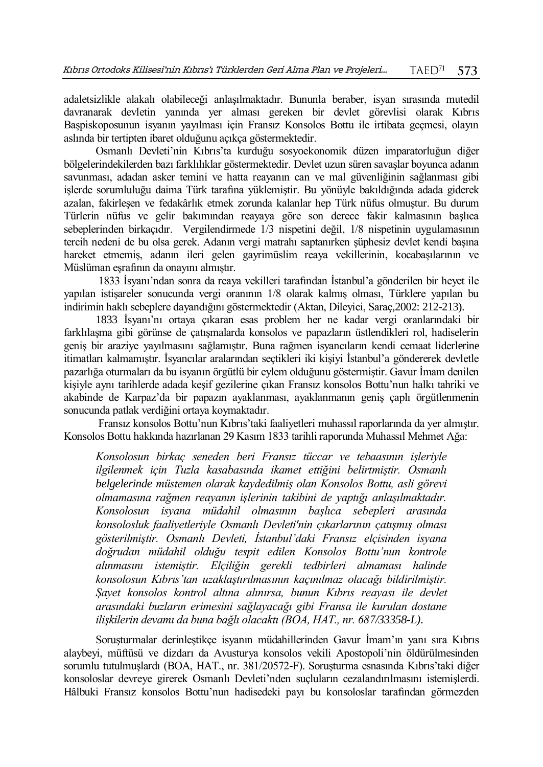adaletsizlikle alakalı olabileceği anlaşılmaktadır. Bununla beraber, isyan sırasında mutedil davranarak devletin yanında yer alması gereken bir devlet görevlisi olarak Kıbrıs Başpiskoposunun isyanın yayılması için Fransız Konsolos Bottu ile irtibata geçmesi, olayın aslında bir tertipten ibaret olduğunu açıkça göstermektedir.

Osmanlı Devleti'nin Kıbrıs'ta kurduğu sosyoekonomik düzen imparatorluğun diğer bölgelerindekilerden bazı farklılıklar göstermektedir. Devlet uzun süren savaşlar boyunca adanın savunması, adadan asker temini ve hatta reayanın can ve mal güvenliğinin sağlanması gibi işlerde sorumluluğu daima Türk tarafına yüklemiştir. Bu yönüyle bakıldığında adada giderek azalan, fakirleşen ve fedakârlık etmek zorunda kalanlar hep Türk nüfus olmuştur. Bu durum Türlerin nüfus ve gelir bakımından reayaya göre son derece fakir kalmasının başlıca sebeplerinden birkaçıdır. Vergilendirmede 1/3 nispetini değil, 1/8 nispetinin uygulamasının tercih nedeni de bu olsa gerek. Adanın vergi matrahı saptanırken şüphesiz devlet kendi başına hareket etmemiş, adanın ileri gelen gayrimüslim reaya vekillerinin, kocabaşılarının ve Müslüman eşrafının da onayını almıştır.

1833 İsyanı'ndan sonra da reaya vekilleri tarafından İstanbul'a gönderilen bir heyet ile yapılan istişareler sonucunda vergi oranının 1/8 olarak kalmış olması, Türklere yapılan bu indirimin haklı sebeplere dayandığını göstermektedir (Aktan, Dileyici, Saraç,2002: 212-213).

1833 İsyanı'nı ortaya çıkaran esas problem her ne kadar vergi oranlarındaki bir farklılaşma gibi görünse de çatışmalarda konsolos ve papazların üstlendikleri rol, hadiselerin geniş bir araziye yayılmasını sağlamıştır. Buna rağmen isyancıların kendi cemaat liderlerine itimatları kalmamıştır. İsyancılar aralarından seçtikleri iki kişiyi İstanbul'a göndererek devletle pazarlığa oturmaları da bu isyanın örgütlü bir eylem olduğunu göstermiştir. Gavur İmam denilen kişiyle aynı tarihlerde adada keşif gezilerine çıkan Fransız konsolos Bottu'nun halkı tahriki ve akabinde de Karpaz'da bir papazın ayaklanması, ayaklanmanın geniş çaplı örgütlenmenin sonucunda patlak verdiğini ortaya koymaktadır.

Fransız konsolos Bottu'nun Kıbrıs'taki faaliyetleri muhassıl raporlarında da yer almıştır. Konsolos Bottu hakkında hazırlanan 29 Kasım 1833 tarihli raporunda Muhassıl Mehmet Ağa:

> *Konsolosun birkaç seneden beri Fransız tüccar ve tebaasının işleriyle ilgilenmek için Tuzla kasabasında ikamet ettiğini belirtmiştir. Osmanlı belgelerinde müstemen olarak kaydedilmiş olan Konsolos Bottu, asli görevi olmamasına rağmen reayanın işlerinin takibini de yaptığı anlaşılmaktadır. Konsolosun isyana müdahil olmasının başlıca sebepleri arasında konsolosluk faaliyetleriyle Osmanlı Devleti'nin çıkarlarının çatışmış olması gösterilmiştir. Osmanlı Devleti, İstanbul'daki Fransız elçisinden isyana doğrudan müdahil olduğu tespit edilen Konsolos Bottu'nun kontrole alınmasını istemiştir. Elçiliğin gerekli tedbirleri almaması halinde konsolosun Kıbrıs'tan uzaklaştırılmasının kaçınılmaz olacağı bildirilmiştir. Şayet konsolos kontrol altına alınırsa, bunun Kıbrıs reayası ile devlet arasındaki buzların erimesini sağlayacağı gibi Fransa ile kurulan dostane ilişkilerin devamı da buna bağlı olacaktı (BOA, HAT., nr. 687/33358-L).*

Soruşturmalar derinleştikçe isyanın müdahillerinden Gavur İmam'ın yanı sıra Kıbrıs alaybeyi, müftüsü ve dizdarı da Avusturya konsolos vekili Apostopoli'nin öldürülmesinden sorumlu tutulmuşlardı (BOA, HAT., nr. 381/20572-F). Soruşturma esnasında Kıbrıs'taki diğer konsoloslar devreye girerek Osmanlı Devleti'nden suçluların cezalandırılmasını istemişlerdi. Hâlbuki Fransız konsolos Bottu'nun hadisedeki payı bu konsoloslar tarafından görmezden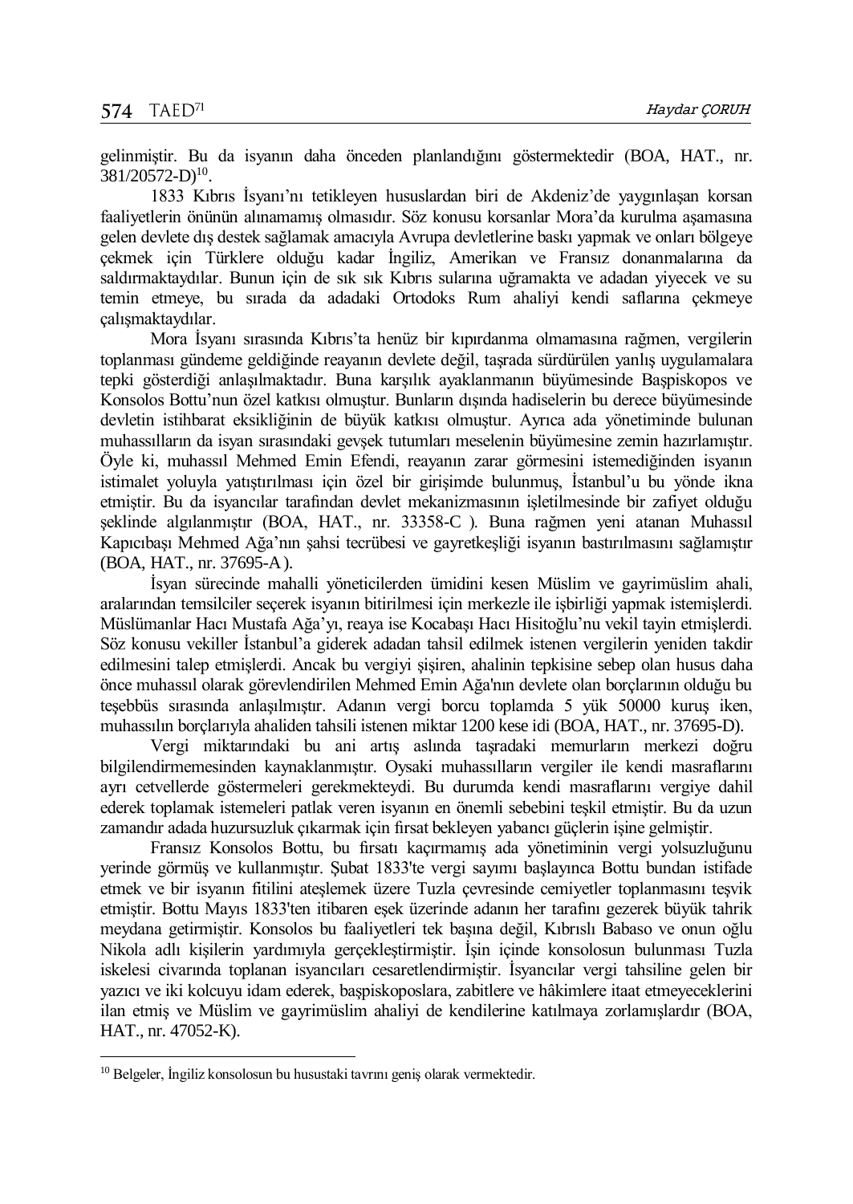gelinmiştir. Bu da isyanın daha önceden planlandığını göstermektedir (BOA, HAT., nr. 381/20572-D)[10].

1833 Kıbrıs İsyanı'nı tetikleyen hususlardan biri de Akdeniz'de yaygınlaşan korsan faaliyetlerin önünün alınamamış olmasıdır. Söz konusu korsanlar Mora'da kurulma aşamasına gelen devlete dış destek sağlamak amacıyla Avrupa devletlerine baskı yapmak ve onları bölgeye çekmek için Türklere olduğu kadar İngiliz, Amerikan ve Fransız donanmalarına da saldırmaktaydılar. Bunun için de sık sık Kıbrıs sularına uğramakta ve adadan yiyecek ve su temin etmeye, bu sırada da adadaki Ortodoks Rum ahaliyi kendi saflarına çekmeye çalışmaktaydılar.

Mora İsyanı sırasında Kıbrıs'ta henüz bir kıpırdanma olmamasına rağmen, vergilerin toplanması gündeme geldiğinde reayanın devlete değil, taşrada sürdürülen yanlış uygulamalara tepki gösterdiği anlaşılmaktadır. Buna karşılık ayaklanmanın büyümesinde Başpiskopos ve Konsolos Bottu'nun özel katkısı olmuştur. Bunların dışında hadiselerin bu derece büyümesinde devletin istihbarat eksikliğinin de büyük katkısı olmuştur. Ayrıca ada yönetiminde bulunan muhassılların da isyan sırasındaki gevşek tutumları meselenin büyümesine zemin hazırlamıştır. Öyle ki, muhassıl Mehmed Emin Efendi, reayanın zarar görmesini istemediğinden isyanın istimalet yoluyla yatıştırılması için özel bir girişimde bulunmuş, İstanbul'u bu yönde ikna etmiştir. Bu da isyancılar tarafından devlet mekanizmasının işletilmesinde bir zafiyet olduğu şeklinde algılanmıştır (BOA, HAT., nr. 33358-C ). Buna rağmen yeni atanan Muhassıl Kapıcıbaşı Mehmed Ağa'nın şahsi tecrübesi ve gayretkeşliği isyanın bastırılmasını sağlamıştır (BOA, HAT., nr. 37695-A ).

İsyan sürecinde mahalli yöneticilerden ümidini kesen Müslim ve gayrimüslim ahali, aralarından temsilciler seçerek isyanın bitirilmesi için merkezle ile işbirliği yapmak istemişlerdi. Müslümanlar Hacı Mustafa Ağa'yı, reaya ise Kocabaşı Hacı Hisitoğlu'nu vekil tayin etmişlerdi. Söz konusu vekiller İstanbul'a giderek adadan tahsil edilmek istenen vergilerin yeniden takdir edilmesini talep etmişlerdi. Ancak bu vergiyi şişiren, ahalinin tepkisine sebep olan husus daha önce muhassıl olarak görevlendirilen Mehmed Emin Ağa'nın devlete olan borçlarının olduğu bu teşebbüs sırasında anlaşılmıştır. Adanın vergi borcu toplamda 5 yük 50000 kuruş iken, muhassılın borçlarıyla ahaliden tahsili istenen miktar 1200 kese idi (BOA, HAT., nr. 37695-D).

Vergi miktarındaki bu ani artış aslında taşradaki memurların merkezi doğru bilgilendirmemesinden kaynaklanmıştır. Oysaki muhassılların vergiler ile kendi masraflarını ayrı cetvellerde göstermeleri gerekmekteydi. Bu durumda kendi masraflarını vergiye dahil ederek toplamak istemeleri patlak veren isyanın en önemli sebebini teşkil etmiştir. Bu da uzun zamandır adada huzursuzluk çıkarmak için fırsat bekleyen yabancı güçlerin işine gelmiştir.

Fransız Konsolos Bottu, bu fırsatı kaçırmamış ada yönetiminin vergi yolsuzluğunu yerinde görmüş ve kullanmıştır. Şubat 1833'te vergi sayımı başlayınca Bottu bundan istifade etmek ve bir isyanın fitilini ateşlemek üzere Tuzla çevresinde cemiyetler toplanmasını teşvik etmiştir. Bottu Mayıs 1833'ten itibaren eşek üzerinde adanın her tarafını gezerek büyük tahrik meydana getirmiştir. Konsolos bu faaliyetleri tek başına değil, Kıbrıslı Babaso ve onun oğlu Nikola adlı kişilerin yardımıyla gerçekleştirmiştir. İşin içinde konsolosun bulunması Tuzla iskelesi civarında toplanan isyancıları cesaretlendirmiştir. İsyancılar vergi tahsiline gelen bir yazıcı ve iki kolcuyu idam ederek, başpiskoposlara, zabitlere ve hâkimlere itaat etmeyeceklerini ilan etmiş ve Müslim ve gayrimüslim ahaliyi de kendilerine katılmaya zorlamışlardır (BOA, HAT., nr. 47052-K).

---

[10] Belgeler, İngiliz konsolosun bu husustaki tavrını geniş olarak vermektedir.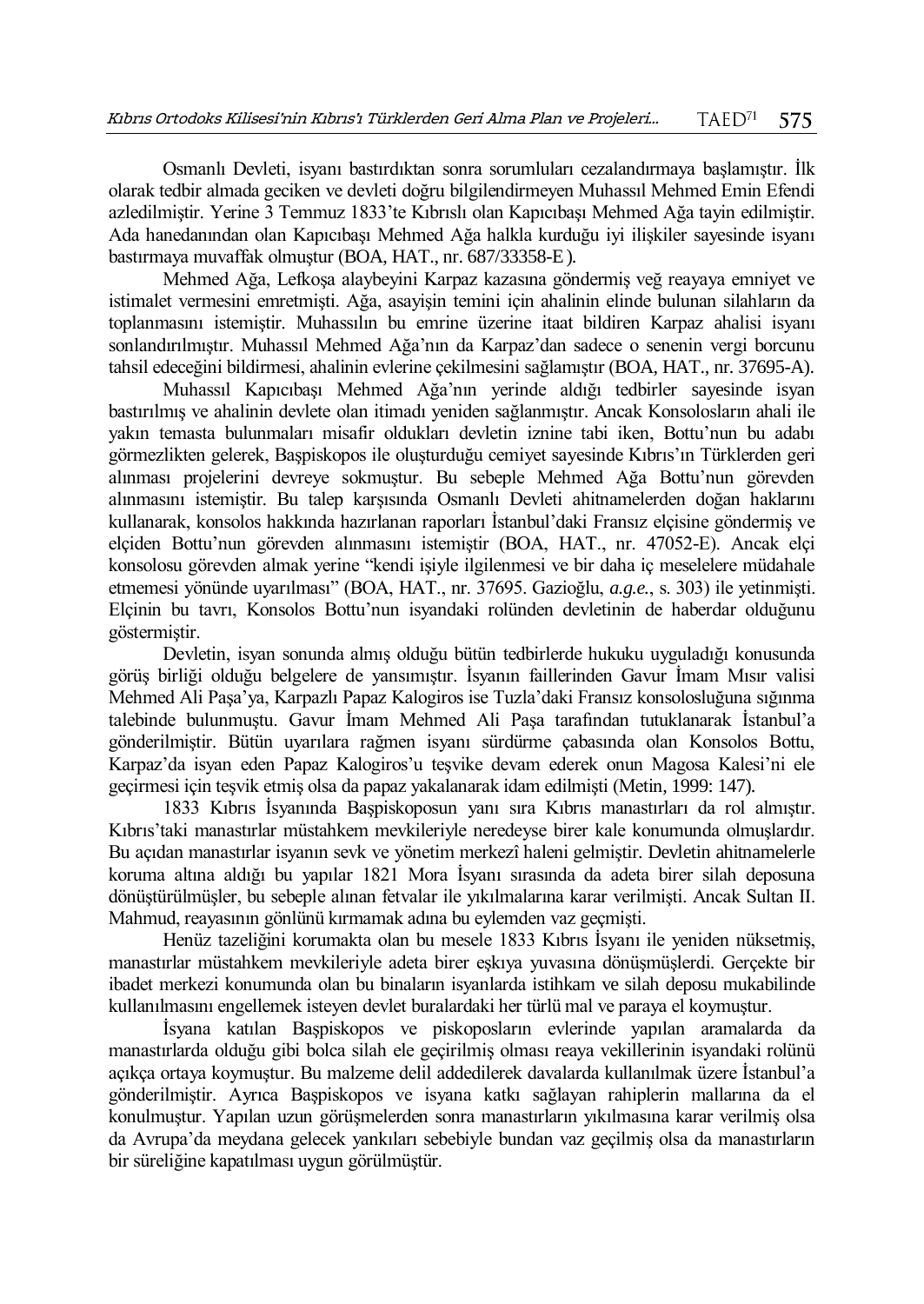Osmanlı Devleti, isyanı bastırdıktan sonra sorumluları cezalandırmaya başlamıştır. İlk olarak tedbir almada geciken ve devleti doğru bilgilendirmeyen Muhassıl Mehmed Emin Efendi azledilmiştir. Yerine 3 Temmuz 1833'te Kıbrıslı olan Kapıcıbaşı Mehmed Ağa tayin edilmiştir. Ada hanedanından olan Kapıcıbaşı Mehmed Ağa halkla kurduğu iyi ilişkiler sayesinde isyanı bastırmaya muvaffak olmuştur (BOA, HAT., nr. 687/33358-E).

Mehmed Ağa, Lefkoşa alaybeyini Karpaz kazasına göndermiş veğ reayaya emniyet ve istimalet vermesini emretmişti. Ağa, asayişin temini için ahalinin elinde bulunan silahların da toplanmasını istemiştir. Muhassılın bu emrine üzerine itaat bildiren Karpaz ahalisi isyanı sonlandırılmıştır. Muhassıl Mehmed Ağa'nın da Karpaz'dan sadece o senenin vergi borcunu tahsil edeceğini bildirmesi, ahalinin evlerine çekilmesini sağlamıştır (BOA, HAT., nr. 37695-A).

Muhassıl Kapıcıbaşı Mehmed Ağa'nın yerinde aldığı tedbirler sayesinde isyan bastırılmış ve ahalinin devlete olan itimadı yeniden sağlanmıştır. Ancak Konsolosların ahali ile yakın temasta bulunmaları misafir oldukları devletin iznine tabi iken, Bottu'nun bu adabı görmezlikten gelerek, Başpiskopos ile oluşturduğu cemiyet sayesinde Kıbrıs'ın Türklerden geri alınması projelerini devreye sokmuştur. Bu sebeple Mehmed Ağa Bottu'nun görevden alınmasını istemiştir. Bu talep karşısında Osmanlı Devleti ahitnamelerden doğan haklarını kullanarak, konsolos hakkında hazırlanan raporları İstanbul'daki Fransız elçisine göndermiş ve elçiden Bottu'nun görevden alınmasını istemiştir (BOA, HAT., nr. 47052-E). Ancak elçi konsolosu görevden almak yerine "kendi işiyle ilgilenmesi ve bir daha iç meselelere müdahale etmemesi yönünde uyarılması" (BOA, HAT., nr. 37695. Gazioğlu, *a.g.e.*, s. 303) ile yetinmişti. Elçinin bu tavrı, Konsolos Bottu'nun isyandaki rolünden devletinin de haberdar olduğunu göstermiştir.

Devletin, isyan sonunda almış olduğu bütün tedbirlerde hukuku uyguladığı konusunda görüş birliği olduğu belgelere de yansımıştır. İsyanın faillerinden Gavur İmam Mısır valisi Mehmed Ali Paşa'ya, Karpazlı Papaz Kalogiros ise Tuzla'daki Fransız konsolosluğuna sığınma talebinde bulunmuştu. Gavur İmam Mehmed Ali Paşa tarafından tutuklanarak İstanbul'a gönderilmiştir. Bütün uyarılara rağmen isyanı sürdürme çabasında olan Konsolos Bottu, Karpaz'da isyan eden Papaz Kalogiros'u teşvike devam ederek onun Magosa Kalesi'ni ele geçirmesi için teşvik etmiş olsa da papaz yakalanarak idam edilmişti (Metin, 1999: 147).

1833 Kıbrıs İsyanında Başpiskoposun yanı sıra Kıbrıs manastırları da rol almıştır. Kıbrıs'taki manastırlar müstahkem mevkileriyle neredeyse birer kale konumunda olmuşlardır. Bu açıdan manastırlar isyanın sevk ve yönetim merkezî haleni gelmiştir. Devletin ahitnamelerle koruma altına aldığı bu yapılar 1821 Mora İsyanı sırasında da adeta birer silah deposuna dönüştürülmüşler, bu sebeple alınan fetvalar ile yıkılmalarına karar verilmişti. Ancak Sultan II. Mahmud, reayasının gönlünü kırmamak adına bu eylemden vaz geçmişti.

Henüz tazeliğini korumakta olan bu mesele 1833 Kıbrıs İsyanı ile yeniden nüksetmiş, manastırlar müstahkem mevkileriyle adeta birer eşkıya yuvasına dönüşmüşlerdi. Gerçekte bir ibadet merkezi konumunda olan bu binaların isyanlarda istihkam ve silah deposu mukabilinde kullanılmasını engellemek isteyen devlet buralardaki her türlü mal ve paraya el koymuştur.

İsyana katılan Başpiskopos ve piskoposların evlerinde yapılan aramalarda da manastırlarda olduğu gibi bolca silah ele geçirilmiş olması reaya vekillerinin isyandaki rolünü açıkça ortaya koymuştur. Bu malzeme delil addedilerek davalarda kullanılmak üzere İstanbul'a gönderilmiştir. Ayrıca Başpiskopos ve isyana katkı sağlayan rahiplerin mallarına da el konulmuştur. Yapılan uzun görüşmelerden sonra manastırların yıkılmasına karar verilmiş olsa da Avrupa'da meydana gelecek yankıları sebebiyle bundan vaz geçilmiş olsa da manastırların bir süreliğine kapatılması uygun görülmüştür.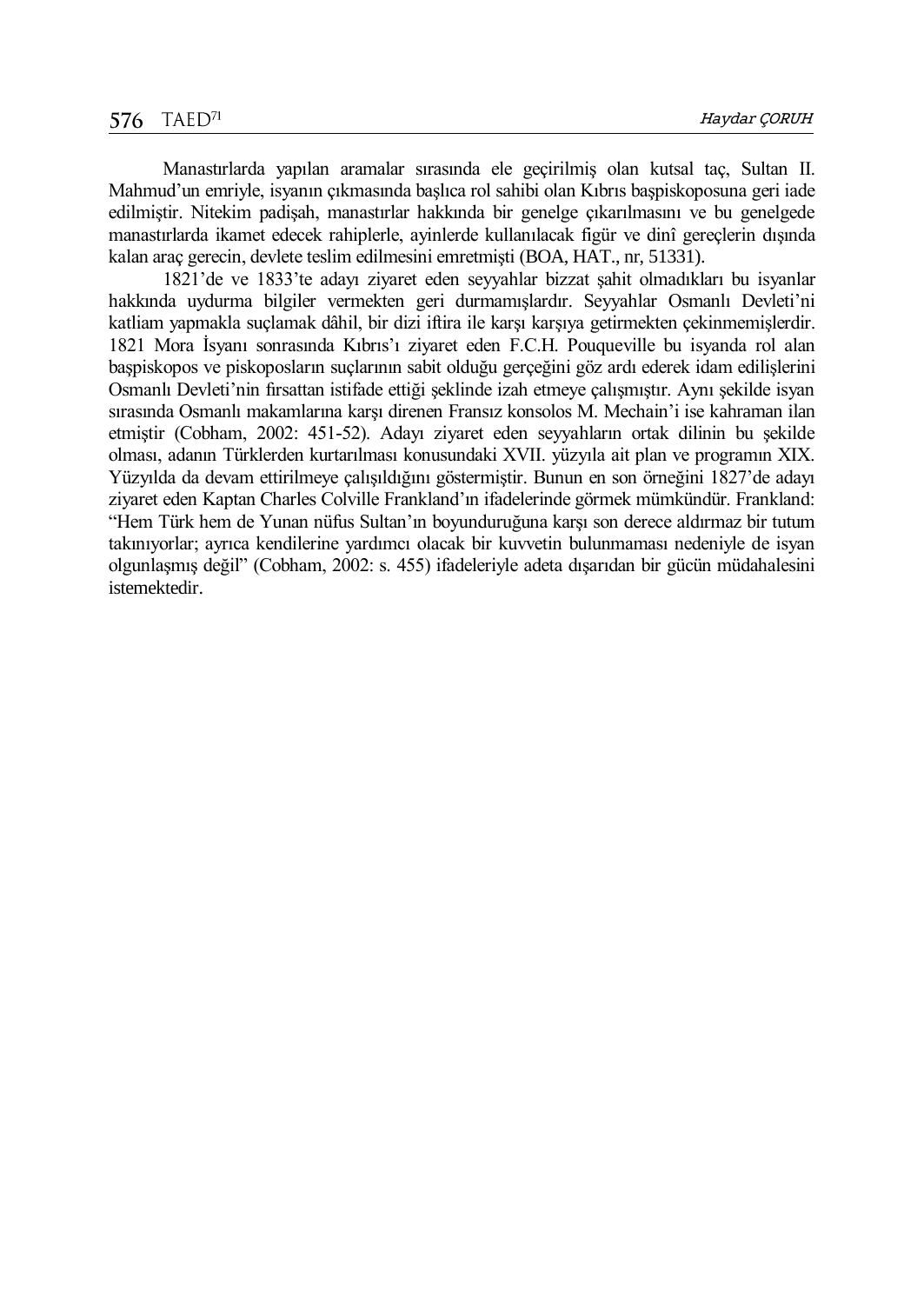Manastırlarda yapılan aramalar sırasında ele geçirilmiş olan kutsal taç, Sultan II. Mahmud'un emriyle, isyanın çıkmasında başlıca rol sahibi olan Kıbrıs başpiskoposuna geri iade edilmiştir. Nitekim padişah, manastırlar hakkında bir genelge çıkarılmasını ve bu genelgede manastırlarda ikamet edecek rahiplerle, ayinlerde kullanılacak figür ve dinî gereçlerin dışında kalan araç gerecin, devlete teslim edilmesini emretmişti (BOA, HAT., nr, 51331).

1821'de ve 1833'te adayı ziyaret eden seyyahlar bizzat şahit olmadıkları bu isyanlar hakkında uydurma bilgiler vermekten geri durmamışlardır. Seyyahlar Osmanlı Devleti'ni katliam yapmakla suçlamak dâhil, bir dizi iftira ile karşı karşıya getirmekten çekinmemişlerdir. 1821 Mora İsyanı sonrasında Kıbrıs'ı ziyaret eden F.C.H. Pouqueville bu isyanda rol alan başpiskopos ve piskoposların suçlarının sabit olduğu gerçeğini göz ardı ederek idam edilişlerini Osmanlı Devleti'nin fırsattan istifade ettiği şeklinde izah etmeye çalışmıştır. Aynı şekilde isyan sırasında Osmanlı makamlarına karşı direnen Fransız konsolos M. Mechain'i ise kahraman ilan etmiştir (Cobham, 2002: 451-52). Adayı ziyaret eden seyyahların ortak dilinin bu şekilde olması, adanın Türklerden kurtarılması konusundaki XVII. yüzyıla ait plan ve programın XIX. Yüzyılda da devam ettirilmeye çalışıldığını göstermiştir. Bunun en son örneğini 1827'de adayı ziyaret eden Kaptan Charles Colville Frankland'ın ifadelerinde görmek mümkündür. Frankland: "Hem Türk hem de Yunan nüfus Sultan'ın boyunduruğuna karşı son derece aldırmaz bir tutum takınıyorlar; ayrıca kendilerine yardımcı olacak bir kuvvetin bulunmaması nedeniyle de isyan olgunlaşmış değil" (Cobham, 2002: s. 455) ifadeleriyle adeta dışarıdan bir gücün müdahalesini istemektedir.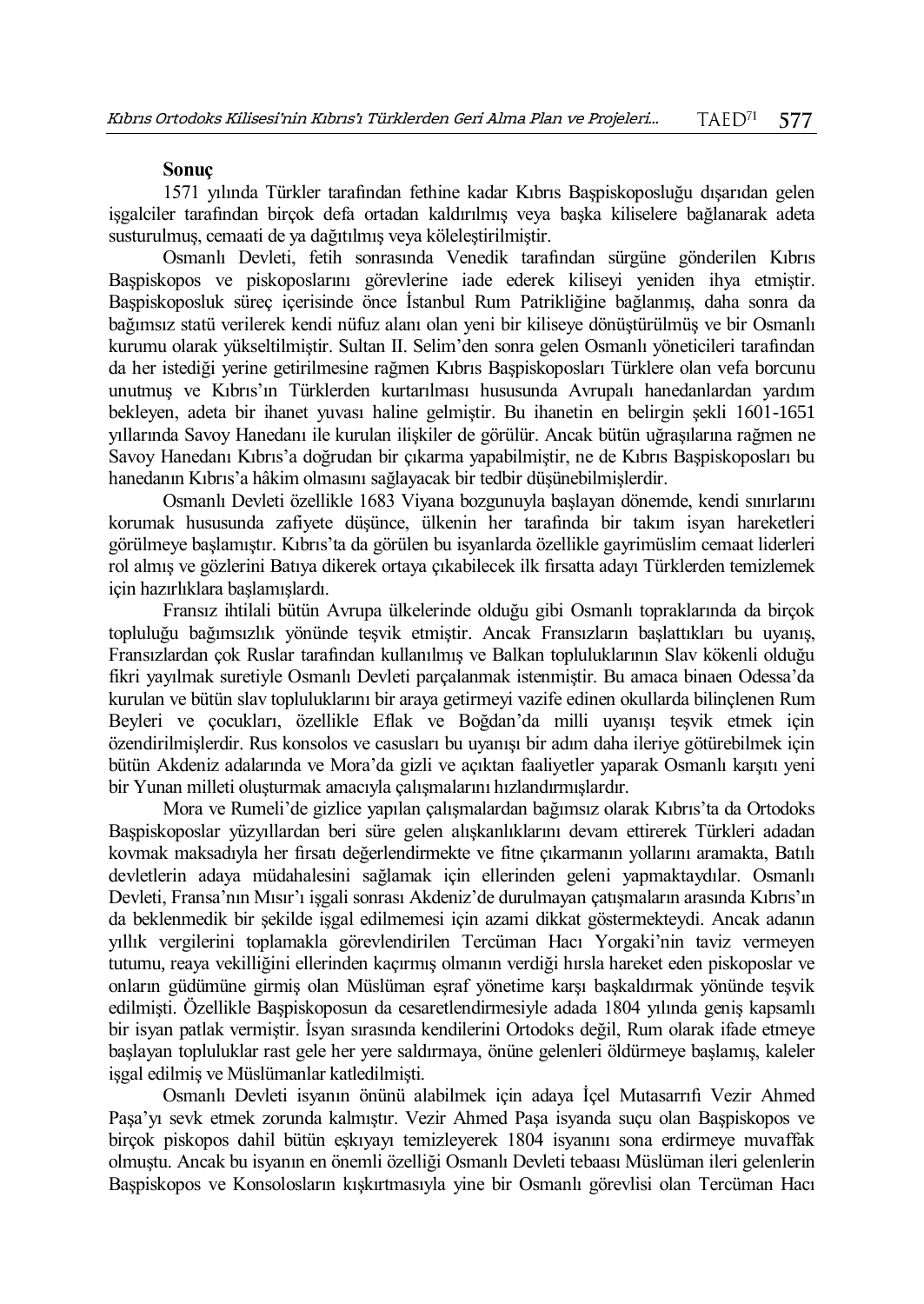### Sonuç

1571 yılında Türkler tarafından fethine kadar Kıbrıs Başpiskoposluğu dışarıdan gelen işgalciler tarafından birçok defa ortadan kaldırılmış veya başka kiliselere bağlanarak adeta susturulmuş, cemaati de ya dağıtılmış veya köleleştirilmiştir.

Osmanlı Devleti, fetih sonrasında Venedik tarafından sürgüne gönderilen Kıbrıs Başpiskopos ve piskoposlarını görevlerine iade ederek kiliseyi yeniden ihya etmiştir. Başpiskoposluk süreç içerisinde önce İstanbul Rum Patrikliğine bağlanmış, daha sonra da bağımsız statü verilerek kendi nüfuz alanı olan yeni bir kiliseye dönüştürülmüş ve bir Osmanlı kurumu olarak yükseltilmiştir. Sultan II. Selim'den sonra gelen Osmanlı yöneticileri tarafından da her istediği yerine getirilmesine rağmen Kıbrıs Başpiskoposları Türklere olan vefa borcunu unutmuş ve Kıbrıs'ın Türklerden kurtarılması hususunda Avrupalı hanedanlardan yardım bekleyen, adeta bir ihanet yuvası haline gelmiştir. Bu ihanetin en belirgin şekli 1601-1651 yıllarında Savoy Hanedanı ile kurulan ilişkiler de görülür. Ancak bütün uğraşılarına rağmen ne Savoy Hanedanı Kıbrıs'a doğrudan bir çıkarma yapabilmiştir, ne de Kıbrıs Başpiskoposları bu hanedanın Kıbrıs'a hâkim olmasını sağlayacak bir tedbir düşünebilmişlerdir.

Osmanlı Devleti özellikle 1683 Viyana bozgunuyla başlayan dönemde, kendi sınırlarını korumak hususunda zafiyete düşünce, ülkenin her tarafında bir takım isyan hareketleri görülmeye başlamıştır. Kıbrıs'ta da görülen bu isyanlarda özellikle gayrimüslim cemaat liderleri rol almış ve gözlerini Batıya dikerek ortaya çıkabilecek ilk fırsatta adayı Türklerden temizlemek için hazırlıklara başlamışlardı.

Fransız ihtilali bütün Avrupa ülkelerinde olduğu gibi Osmanlı topraklarında da birçok topluluğu bağımsızlık yönünde teşvik etmiştir. Ancak Fransızların başlattıkları bu uyanış, Fransızlardan çok Ruslar tarafından kullanılmış ve Balkan topluluklarının Slav kökenli olduğu fikri yayılmak suretiyle Osmanlı Devleti parçalanmak istenmiştir. Bu amaca binaen Odessa'da kurulan ve bütün slav topluluklarını bir araya getirmeyi vazife edinen okullarda bilinçlenen Rum Beyleri ve çocukları, özellikle Eflak ve Boğdan'da milli uyanışı teşvik etmek için özendirilmişlerdir. Rus konsolos ve casusları bu uyanışı bir adım daha ileriye götürebilmek için bütün Akdeniz adalarında ve Mora'da gizli ve açıktan faaliyetler yaparak Osmanlı karşıtı yeni bir Yunan milleti oluşturmak amacıyla çalışmalarını hızlandırmışlardır.

Mora ve Rumeli'de gizlice yapılan çalışmalardan bağımsız olarak Kıbrıs'ta da Ortodoks Başpiskoposlar yüzyıllardan beri süre gelen alışkanlıklarını devam ettirerek Türkleri adadan kovmak maksadıyla her fırsatı değerlendirmekte ve fitne çıkarmanın yollarını aramakta, Batılı devletlerin adaya müdahalesini sağlamak için ellerinden geleni yapmaktaydılar. Osmanlı Devleti, Fransa'nın Mısır'ı işgali sonrası Akdeniz'de durulmayan çatışmaların arasında Kıbrıs'ın da beklenmedik bir şekilde işgal edilmemesi için azami dikkat göstermekteydi. Ancak adanın yıllık vergilerini toplamakla görevlendirilen Tercüman Hacı Yorgaki'nin taviz vermeyen tutumu, reaya vekilliğini ellerinden kaçırmış olmanın verdiği hırsla hareket eden piskoposlar ve onların güdümüne girmiş olan Müslüman eşraf yönetime karşı başkaldırmak yönünde teşvik edilmişti. Özellikle Başpiskoposun da cesaretlendirmesiyle adada 1804 yılında geniş kapsamlı bir isyan patlak vermiştir. İsyan sırasında kendilerini Ortodoks değil, Rum olarak ifade etmeye başlayan topluluklar rast gele her yere saldırmaya, önüne gelenleri öldürmeye başlamış, kaleler işgal edilmiş ve Müslümanlar katledilmişti.

Osmanlı Devleti isyanın önünü alabilmek için adaya İçel Mutasarrıfı Vezir Ahmed Paşa'yı sevk etmek zorunda kalmıştır. Vezir Ahmed Paşa isyanda suçu olan Başpiskopos ve birçok piskopos dahil bütün eşkıyayı temizleyerek 1804 isyanını sona erdirmeye muvaffak olmuştu. Ancak bu isyanın en önemli özelliği Osmanlı Devleti tebaası Müslüman ileri gelenlerin Başpiskopos ve Konsolosların kışkırtmasıyla yine bir Osmanlı görevlisi olan Tercüman Hacı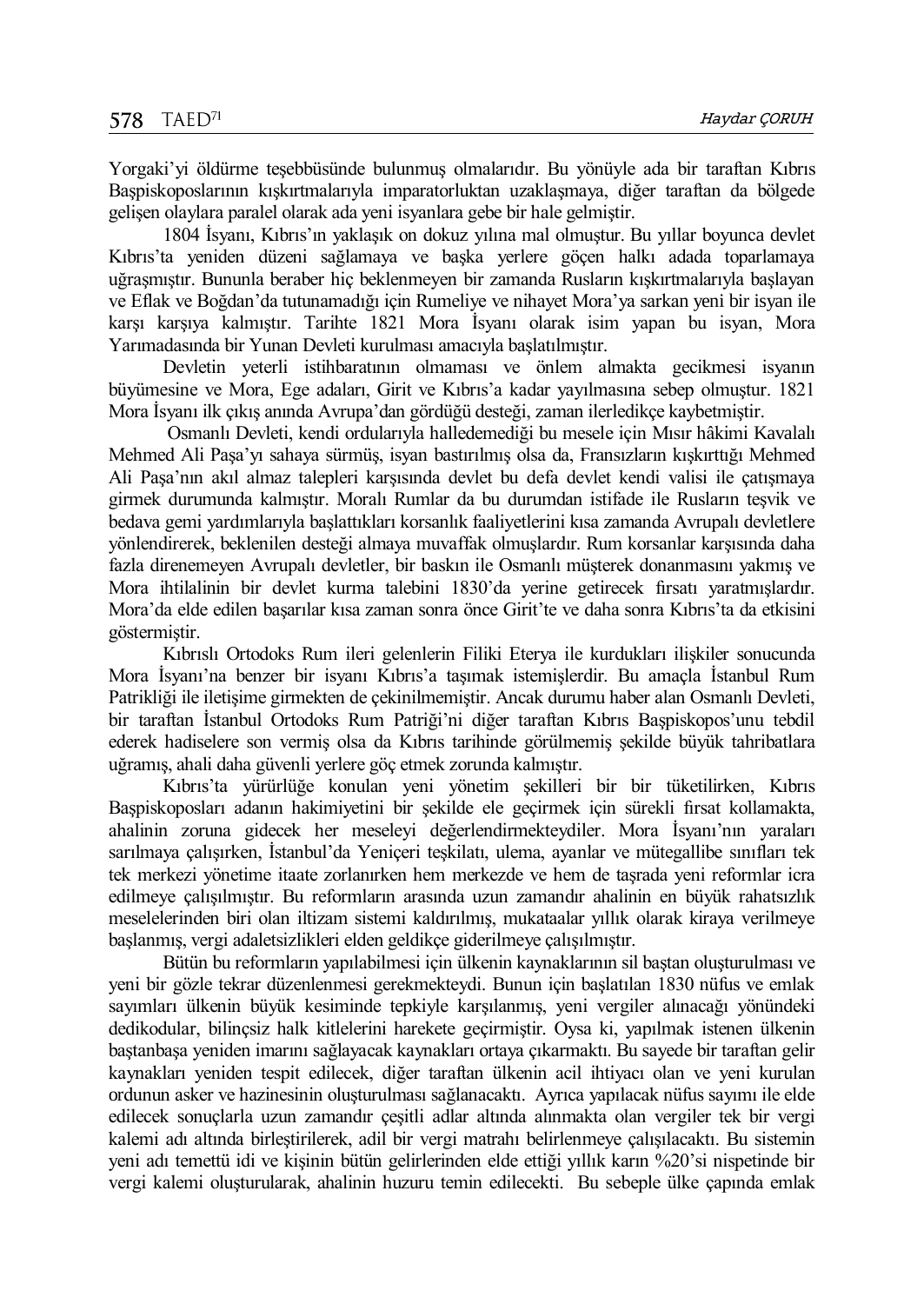Yorgaki'yi öldürme teşebbüsünde bulunmuş olmalarıdır. Bu yönüyle ada bir taraftan Kıbrıs Başpiskoposlarının kışkırtmalarıyla imparatorluktan uzaklaşmaya, diğer taraftan da bölgede gelişen olaylara paralel olarak ada yeni isyanlara gebe bir hale gelmiştir.

1804 İsyanı, Kıbrıs'ın yaklaşık on dokuz yılına mal olmuştur. Bu yıllar boyunca devlet Kıbrıs'ta yeniden düzeni sağlamaya ve başka yerlere göçen halkı adada toparlamaya uğraşmıştır. Bununla beraber hiç beklenmeyen bir zamanda Rusların kışkırtmalarıyla başlayan ve Eflak ve Boğdan'da tutunamadığı için Rumeliye ve nihayet Mora'ya sarkan yeni bir isyan ile karşı karşıya kalmıştır. Tarihte 1821 Mora İsyanı olarak isim yapan bu isyan, Mora Yarımadasında bir Yunan Devleti kurulması amacıyla başlatılmıştır.

Devletin yeterli istihbaratının olmaması ve önlem almakta gecikmesi isyanın büyümesine ve Mora, Ege adaları, Girit ve Kıbrıs'a kadar yayılmasına sebep olmuştur. 1821 Mora İsyanı ilk çıkış anında Avrupa'dan gördüğü desteği, zaman ilerledikçe kaybetmiştir.

Osmanlı Devleti, kendi ordularıyla halledemediği bu mesele için Mısır hâkimi Kavalalı Mehmed Ali Paşa'yı sahaya sürmüş, isyan bastırılmış olsa da, Fransızların kışkırttığı Mehmed Ali Paşa'nın akıl almaz talepleri karşısında devlet bu defa devlet kendi valisi ile çatışmaya girmek durumunda kalmıştır. Moralı Rumlar da bu durumdan istifade ile Rusların teşvik ve bedava gemi yardımlarıyla başlattıkları korsanlık faaliyetlerini kısa zamanda Avrupalı devletlere yönlendirerek, beklenilen desteği almaya muvaffak olmuşlardır. Rum korsanlar karşısında daha fazla direnemeyen Avrupalı devletler, bir baskın ile Osmanlı müşterek donanmasını yakmış ve Mora ihtilalinin bir devlet kurma talebini 1830'da yerine getirecek fırsatı yaratmışlardır. Mora'da elde edilen başarılar kısa zaman sonra önce Girit'te ve daha sonra Kıbrıs'ta da etkisini göstermiştir.

Kıbrıslı Ortodoks Rum ileri gelenlerin Filiki Eterya ile kurdukları ilişkiler sonucunda Mora İsyanı'na benzer bir isyanı Kıbrıs'a taşımak istemişlerdir. Bu amaçla İstanbul Rum Patrikliği ile iletişime girmekten de çekinilmemiştir. Ancak durumu haber alan Osmanlı Devleti, bir taraftan İstanbul Ortodoks Rum Patriği'ni diğer taraftan Kıbrıs Başpiskopos'unu tebdil ederek hadiselere son vermiş olsa da Kıbrıs tarihinde görülmemiş şekilde büyük tahribatlara uğramış, ahali daha güvenli yerlere göç etmek zorunda kalmıştır.

Kıbrıs'ta yürürlüğe konulan yeni yönetim şekilleri bir bir tüketilirken, Kıbrıs Başpiskoposları adanın hakimiyetini bir şekilde ele geçirmek için sürekli fırsat kollamakta, ahalinin zoruna gidecek her meseleyi değerlendirmekteydiler. Mora İsyanı'nın yaraları sarılmaya çalışırken, İstanbul'da Yeniçeri teşkilatı, ulema, ayanlar ve mütegallibe sınıfları tek tek merkezi yönetime itaate zorlanırken hem merkezde ve hem de taşrada yeni reformlar icra edilmeye çalışılmıştır. Bu reformların arasında uzun zamandır ahalinin en büyük rahatsızlık meselelerinden biri olan iltizam sistemi kaldırılmış, mukataalar yıllık olarak kiraya verilmeye başlanmış, vergi adaletsizlikleri elden geldikçe giderilmeye çalışılmıştır.

Bütün bu reformların yapılabilmesi için ülkenin kaynaklarının sil baştan oluşturulması ve yeni bir gözle tekrar düzenlenmesi gerekmekteydi. Bunun için başlatılan 1830 nüfus ve emlak sayımları ülkenin büyük kesiminde tepkiyle karşılanmış, yeni vergiler alınacağı yönündeki dedikodular, bilinçsiz halk kitlelerini harekete geçirmiştir. Oysa ki, yapılmak istenen ülkenin baştanbaşa yeniden imarını sağlayacak kaynakları ortaya çıkarmaktı. Bu sayede bir taraftan gelir kaynakları yeniden tespit edilecek, diğer taraftan ülkenin acil ihtiyacı olan ve yeni kurulan ordunun asker ve hazinesinin oluşturulması sağlanacaktı. Ayrıca yapılacak nüfus sayımı ile elde edilecek sonuçlarla uzun zamandır çeşitli adlar altında alınmakta olan vergiler tek bir vergi kalemi adı altında birleştirilerek, adil bir vergi matrahı belirlenmeye çalışılacaktı. Bu sistemin yeni adı temettü idi ve kişinin bütün gelirlerinden elde ettiği yıllık karın %20'si nispetinde bir vergi kalemi oluşturularak, ahalinin huzuru temin edilecekti. Bu sebeple ülke çapında emlak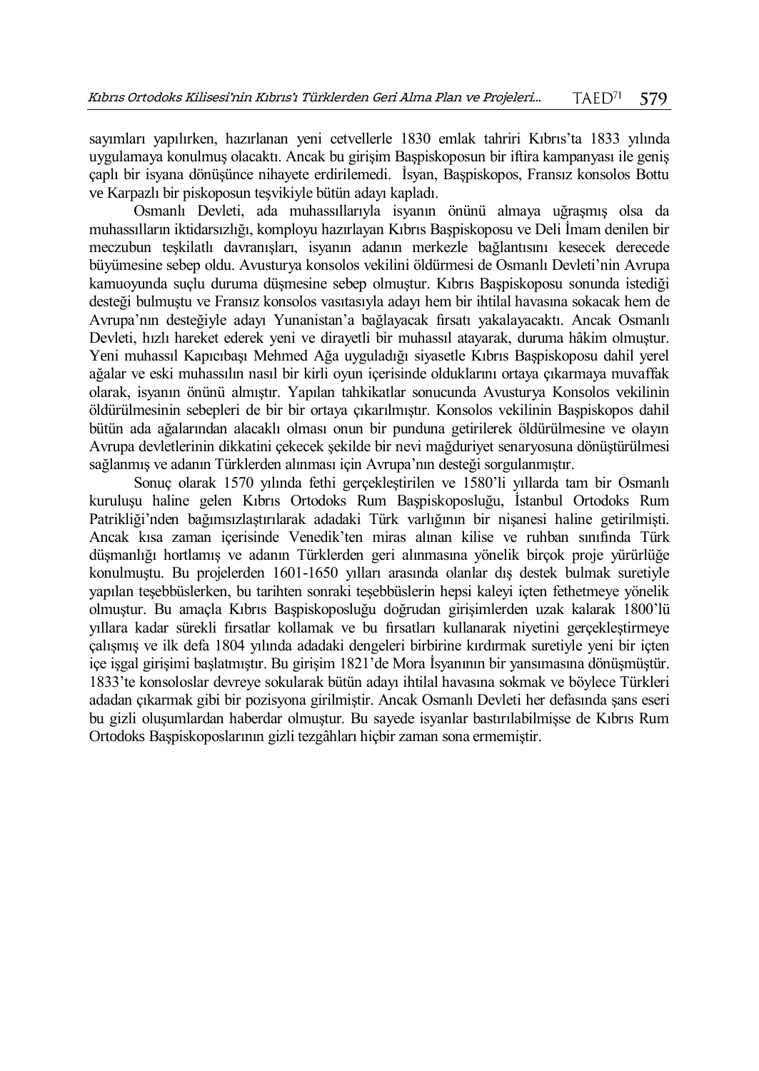sayımları yapılırken, hazırlanan yeni cetvellerle 1830 emlak tahriri Kıbrıs'ta 1833 yılında uygulamaya konulmuş olacaktı. Ancak bu girişim Başpiskoposun bir iftira kampanyası ile geniş çaplı bir isyana dönüşünce nihayete erdirilemedi. İsyan, Başpiskopos, Fransız konsolos Bottu ve Karpazlı bir piskoposun teşvikiyle bütün adayı kapladı.

Osmanlı Devleti, ada muhassıllarıyla isyanın önünü almaya uğraşmış olsa da muhassılların iktidarsızlığı, komployu hazırlayan Kıbrıs Başpiskoposu ve Deli İmam denilen bir meczubun teşkilatlı davranışları, isyanın adanın merkezle bağlantısını kesecek derecede büyümesine sebep oldu. Avusturya konsolos vekilini öldürmesi de Osmanlı Devleti'nin Avrupa kamuoyunda suçlu duruma düşmesine sebep olmuştur. Kıbrıs Başpiskoposu sonunda istediği desteği bulmuştu ve Fransız konsolos vasıtasıyla adayı hem bir ihtilal havasına sokacak hem de Avrupa'nın desteğiyle adayı Yunanistan'a bağlayacak fırsatı yakalayacaktı. Ancak Osmanlı Devleti, hızlı hareket ederek yeni ve dirayetli bir muhassıl atayarak, duruma hâkim olmuştur. Yeni muhassıl Kapıcıbaşı Mehmed Ağa uyguladığı siyasetle Kıbrıs Başpiskoposu dahil yerel ağalar ve eski muhassılın nasıl bir kirli oyun içerisinde olduklarını ortaya çıkarmaya muvaffak olarak, isyanın önünü almıştır. Yapılan tahkikatlar sonucunda Avusturya Konsolos vekilinin öldürülmesinin sebepleri de bir bir ortaya çıkarılmıştır. Konsolos vekilinin Başpiskopos dahil bütün ada ağalarından alacaklı olması onun bir punduna getirilerek öldürülmesine ve olayın Avrupa devletlerinin dikkatini çekecek şekilde bir nevi mağduriyet senaryosuna dönüştürülmesi sağlanmış ve adanın Türklerden alınması için Avrupa'nın desteği sorgulanmıştır.

Sonuç olarak 1570 yılında fethi gerçekleştirilen ve 1580'li yıllarda tam bir Osmanlı kuruluşu haline gelen Kıbrıs Ortodoks Rum Başpiskoposluğu, İstanbul Ortodoks Rum Patrikliği'nden bağımsızlaştırılarak adadaki Türk varlığının bir nişanesi haline getirilmişti. Ancak kısa zaman içerisinde Venedik'ten miras alınan kilise ve ruhban sınıfında Türk düşmanlığı hortlamış ve adanın Türklerden geri alınmasına yönelik birçok proje yürürlüğe konulmuştu. Bu projelerden 1601-1650 yılları arasında olanlar dış destek bulmak suretiyle yapılan teşebbüslerken, bu tarihten sonraki teşebbüslerin hepsi kaleyi içten fethetmeye yönelik olmuştur. Bu amaçla Kıbrıs Başpiskoposluğu doğrudan girişimlerden uzak kalarak 1800'lü yıllara kadar sürekli fırsatlar kollamak ve bu fırsatları kullanarak niyetini gerçekleştirmeye çalışmış ve ilk defa 1804 yılında adadaki dengeleri birbirine kırdırmak suretiyle yeni bir içten içe işgal girişimi başlatmıştır. Bu girişim 1821'de Mora İsyanının bir yansımasına dönüşmüştür. 1833'te konsoloslar devreye sokularak bütün adayı ihtilal havasına sokmak ve böylece Türkleri adadan çıkarmak gibi bir pozisyona girilmiştir. Ancak Osmanlı Devleti her defasında şans eseri bu gizli oluşumlardan haberdar olmuştur. Bu sayede isyanlar bastırılabilmişse de Kıbrıs Rum Ortodoks Başpiskoposlarının gizli tezgâhları hiçbir zaman sona ermemiştir.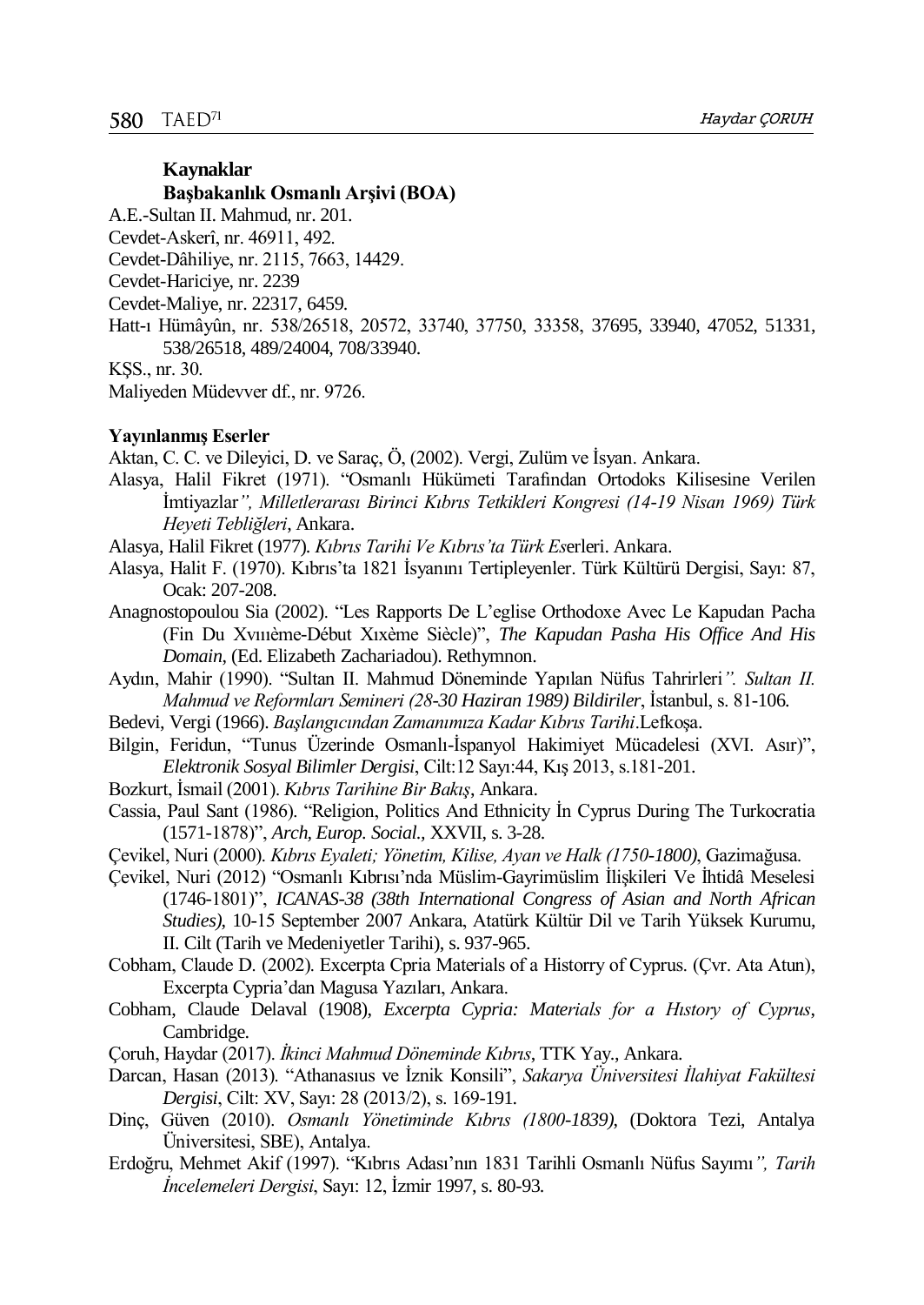**Kaynaklar**

**Başbakanlık Osmanlı Arşivi (BOA)**

A.E.-Sultan II. Mahmud, nr. 201.

Cevdet-Askerî, nr. 46911, 492.

Cevdet-Dâhiliye, nr. 2115, 7663, 14429.

Cevdet-Hariciye, nr. 2239

Cevdet-Maliye, nr. 22317, 6459.

Hatt-ı Hümâyûn, nr. 538/26518, 20572, 33740, 37750, 33358, 37695, 33940, 47052, 51331, 538/26518, 489/24004, 708/33940.

KŞS., nr. 30.

Maliyeden Müdevver df., nr. 9726.

**Yayınlanmış Eserler**

Aktan, C. C. ve Dileyici, D. ve Saraç, Ö, (2002). Vergi, Zulüm ve İsyan. Ankara.

Alasya, Halil Fikret (1971). "Osmanlı Hükümeti Tarafından Ortodoks Kilisesine Verilen İmtiyazlar*", Milletlerarası Birinci Kıbrıs Tetkikleri Kongresi (14-19 Nisan 1969) Türk Heyeti Tebliğleri*, Ankara.

Alasya, Halil Fikret (1977). *Kıbrıs Tarihi Ve Kıbrıs'ta Türk Es*erleri. Ankara.

Alasya, Halit F. (1970). Kıbrıs'ta 1821 İsyanını Tertipleyenler. Türk Kültürü Dergisi, Sayı: 87, Ocak: 207-208.

Anagnostopoulou Sia (2002). "Les Rapports De L'eglise Orthodoxe Avec Le Kapudan Pacha (Fin Du Xvıııème-Début Xıxème Siècle)", *The Kapudan Pasha His Office And His Domain*, (Ed. Elizabeth Zachariadou). Rethymnon.

Aydın, Mahir (1990). "Sultan II. Mahmud Döneminde Yapılan Nüfus Tahrirleri*". Sultan II. Mahmud ve Reformları Semineri (28-30 Haziran 1989) Bildiriler*, İstanbul, s. 81-106.

Bedevi, Vergi (1966). *Başlangıcından Zamanımıza Kadar Kıbrıs Tarihi*.Lefkoşa.

Bilgin, Feridun, "Tunus Üzerinde Osmanlı-İspanyol Hakimiyet Mücadelesi (XVI. Asır)", *Elektronik Sosyal Bilimler Dergisi*, Cilt:12 Sayı:44, Kış 2013, s.181-201.

Bozkurt, İsmail (2001). *Kıbrıs Tarihine Bir Bakış*, Ankara.

Cassia, Paul Sant (1986). "Religion, Politics And Ethnicity İn Cyprus During The Turkocratia (1571-1878)", *Arch, Europ. Social.*, XXVII, s. 3-28.

Çevikel, Nuri (2000). *Kıbrıs Eyaleti; Yönetim, Kilise, Ayan ve Halk (1750-1800)*, Gazimağusa.

Çevikel, Nuri (2012) "Osmanlı Kıbrısı'nda Müslim-Gayrimüslim İlişkileri Ve İhtidâ Meselesi (1746-1801)", *ICANAS-38 (38th International Congress of Asian and North African Studies)*, 10-15 September 2007 Ankara, Atatürk Kültür Dil ve Tarih Yüksek Kurumu, II. Cilt (Tarih ve Medeniyetler Tarihi), s. 937-965.

Cobham, Claude D. (2002). Excerpta Cpria Materials of a Historry of Cyprus. (Çvr. Ata Atun), Excerpta Cypria'dan Magusa Yazıları, Ankara.

Cobham, Claude Delaval (1908), *Excerpta Cypria: Materials for a Hıstory of Cyprus*, Cambridge.

Çoruh, Haydar (2017). *İkinci Mahmud Döneminde Kıbrıs*, TTK Yay., Ankara.

Darcan, Hasan (2013). "Athanasıus ve İznik Konsili", *Sakarya Üniversitesi İlahiyat Fakültesi Dergisi*, Cilt: XV, Sayı: 28 (2013/2), s. 169-191.

Dinç, Güven (2010). *Osmanlı Yönetiminde Kıbrıs (1800-1839)*, (Doktora Tezi, Antalya Üniversitesi, SBE), Antalya.

Erdoğru, Mehmet Akif (1997). "Kıbrıs Adası'nın 1831 Tarihli Osmanlı Nüfus Sayımı*", Tarih İncelemeleri Dergisi*, Sayı: 12, İzmir 1997, s. 80-93.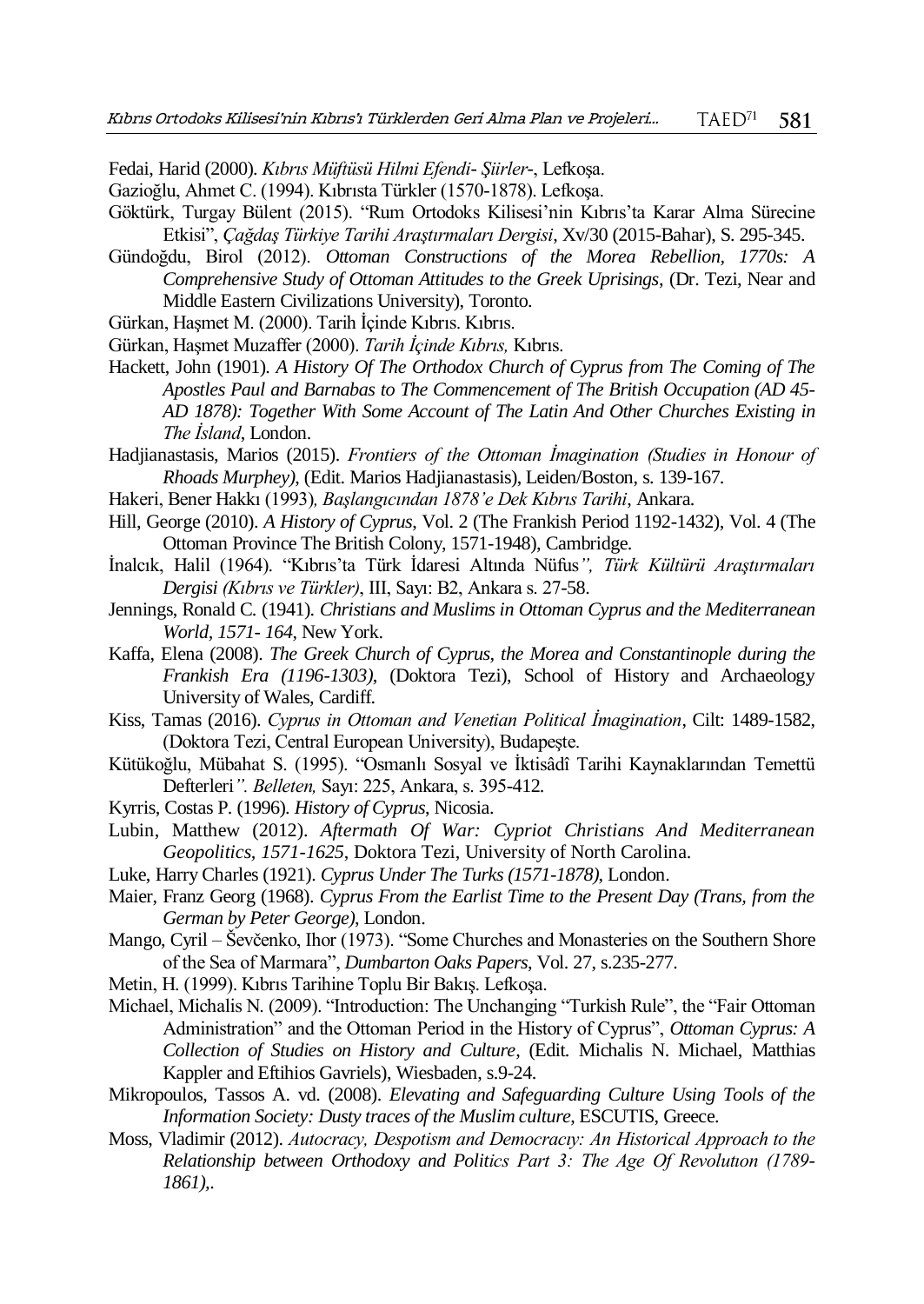Fedai, Harid (2000). *Kıbrıs Müftüsü Hilmi Efendi- Şiirler-*, Lefkoşa.

Gazioğlu, Ahmet C. (1994). Kıbrısta Türkler (1570-1878). Lefkoşa.

Göktürk, Turgay Bülent (2015). "Rum Ortodoks Kilisesi'nin Kıbrıs'ta Karar Alma Sürecine Etkisi", *Çağdaş Türkiye Tarihi Araştırmaları Dergisi*, Xv/30 (2015-Bahar), S. 295-345.

Gündoğdu, Birol (2012). *Ottoman Constructions of the Morea Rebellion, 1770s: A Comprehensive Study of Ottoman Attitudes to the Greek Uprisings*, (Dr. Tezi, Near and Middle Eastern Civilizations University), Toronto.

Gürkan, Haşmet M. (2000). Tarih İçinde Kıbrıs. Kıbrıs.

Gürkan, Haşmet Muzaffer (2000). *Tarih İçinde Kıbrıs,* Kıbrıs.

Hackett, John (1901). *A History Of The Orthodox Church of Cyprus from The Coming of The Apostles Paul and Barnabas to The Commencement of The British Occupation (AD 45-AD 1878): Together With Some Account of The Latin And Other Churches Existing in The İsland*, London.

Hadjianastasis, Marios (2015). *Frontiers of the Ottoman İmagination (Studies in Honour of Rhoads Murphey)*, (Edit. Marios Hadjianastasis), Leiden/Boston, s. 139-167.

Hakeri, Bener Hakkı (1993*), Başlangıcından 1878'e Dek Kıbrıs Tarihi*, Ankara.

Hill, George (2010). *A History of Cyprus*, Vol. 2 (The Frankish Period 1192-1432), Vol. 4 (The Ottoman Province The British Colony, 1571-1948), Cambridge.

İnalcık, Halil (1964). "Kıbrıs'ta Türk İdaresi Altında Nüfus*", Türk Kültürü Araştırmaları Dergisi (Kıbrıs ve Türkler)*, III, Sayı: B2, Ankara s. 27-58.

Jennings, Ronald C. (1941). *Christians and Muslims in Ottoman Cyprus and the Mediterranean World, 1571- 164*, New York.

Kaffa, Elena (2008). *The Greek Church of Cyprus, the Morea and Constantinople during the Frankish Era (1196-1303)*, (Doktora Tezi), School of History and Archaeology University of Wales, Cardiff.

Kiss, Tamas (2016). *Cyprus in Ottoman and Venetian Political İmagination*, Cilt: 1489-1582, (Doktora Tezi, Central European University), Budapeşte.

Kütükoğlu, Mübahat S. (1995). "Osmanlı Sosyal ve İktisâdî Tarihi Kaynaklarından Temettü Defterleri*". Belleten,* Sayı: 225, Ankara, s. 395-412.

Kyrris, Costas P. (1996). *History of Cyprus*, Nicosia.

Lubin, Matthew (2012). *Aftermath Of War: Cypriot Christians And Mediterranean Geopolitics, 1571-1625*, Doktora Tezi, University of North Carolina.

Luke, Harry Charles (1921). *Cyprus Under The Turks (1571-1878)*, London.

Maier, Franz Georg (1968). *Cyprus From the Earlist Time to the Present Day (Trans, from the German by Peter George)*, London.

Mango, Cyril – Ševčenko, Ihor (1973). "Some Churches and Monasteries on the Southern Shore of the Sea of Marmara", *Dumbarton Oaks Papers*, Vol. 27, s.235-277.

Metin, H. (1999). Kıbrıs Tarihine Toplu Bir Bakış. Lefkoşa.

Michael, Michalis N. (2009). "Introduction: The Unchanging "Turkish Rule", the "Fair Ottoman Administration" and the Ottoman Period in the History of Cyprus", *Ottoman Cyprus: A Collection of Studies on History and Culture*, (Edit. Michalis N. Michael, Matthias Kappler and Eftihios Gavriels), Wiesbaden, s.9-24.

Mikropoulos, Tassos A. vd. (2008). *Elevating and Safeguarding Culture Using Tools of the Information Society: Dusty traces of the Muslim culture*, ESCUTIS, Greece.

Moss, Vladimir (2012). *Autocracy, Despotism and Democracıy: An Historical Approach to the Relationship between Orthodoxy and Politics Part 3: The Age Of Revolutıon (1789-1861)*,.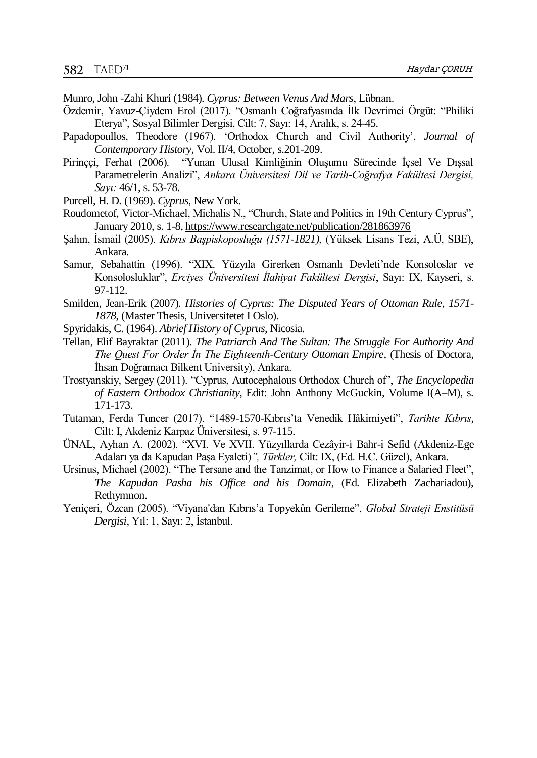Munro, John -Zahi Khuri (1984). *Cyprus: Between Venus And Mars*, Lübnan.

Özdemir, Yavuz-Çiydem Erol (2017). "Osmanlı Coğrafyasında İlk Devrimci Örgüt: "Philiki Eterya", Sosyal Bilimler Dergisi, Cilt: 7, Sayı: 14, Aralık, s. 24-45.

Papadopoullos, Theodore (1967). 'Orthodox Church and Civil Authority', *Journal of Contemporary History*, Vol. II/4, October, s.201-209.

Pirinççi, Ferhat (2006). "Yunan Ulusal Kimliğinin Oluşumu Sürecinde İçsel Ve Dışsal Parametrelerin Analizi", *Ankara Üniversitesi Dil ve Tarih-Coğrafya Fakültesi Dergisi, Sayı:* 46/1, s. 53-78.

Purcell, H. D. (1969). *Cyprus*, New York.

Roudometof, Victor-Michael, Michalis N., "Church, State and Politics in 19th Century Cyprus", January 2010, s. 1-8, https://www.researchgate.net/publication/281863976

Şahın, İsmail (2005). *Kıbrıs Başpiskoposluğu (1571-1821)*, (Yüksek Lisans Tezi, A.Ü, SBE), Ankara.

Samur, Sebahattin (1996). "XIX. Yüzyıla Girerken Osmanlı Devleti'nde Konsoloslar ve Konsolosluklar", *Erciyes Üniversitesi İlahiyat Fakültesi Dergisi*, Sayı: IX, Kayseri, s. 97-112.

Smilden, Jean-Erik (2007). *Histories of Cyprus: The Disputed Years of Ottoman Rule, 1571-1878*, (Master Thesis, Universitetet I Oslo).

Spyridakis, C. (1964). *Abrief History of Cyprus*, Nicosia.

Tellan, Elif Bayraktar (2011). *The Patriarch And The Sultan: The Struggle For Authority And The Quest For Order İn The Eighteenth-Century Ottoman Empire*, (Thesis of Doctora, İhsan Doğramacı Bilkent University), Ankara.

Trostyanskiy, Sergey (2011). "Cyprus, Autocephalous Orthodox Church of", *The Encyclopedia of Eastern Orthodox Christianity*, Edit: John Anthony McGuckin, Volume I(A–M), s. 171-173.

Tutaman, Ferda Tuncer (2017). "1489-1570-Kıbrıs'ta Venedik Hâkimiyeti", *Tarihte Kıbrıs*, Cilt: I, Akdeniz Karpaz Üniversitesi, s. 97-115.

ÜNAL, Ayhan A. (2002). "XVI. Ve XVII. Yüzyıllarda Cezâyir-i Bahr-i Sefîd (Akdeniz-Ege Adaları ya da Kapudan Paşa Eyaleti)*", Türkler,* Cilt: IX, (Ed. H.C. Güzel), Ankara.

Ursinus, Michael (2002). "The Tersane and the Tanzimat, or How to Finance a Salaried Fleet", *The Kapudan Pasha his Office and his Domain*, (Ed. Elizabeth Zachariadou), Rethymnon.

Yeniçeri, Özcan (2005). "Viyana'dan Kıbrıs'a Topyekûn Gerileme", *Global Strateji Enstitüsü Dergisi*, Yıl: 1, Sayı: 2, İstanbul.